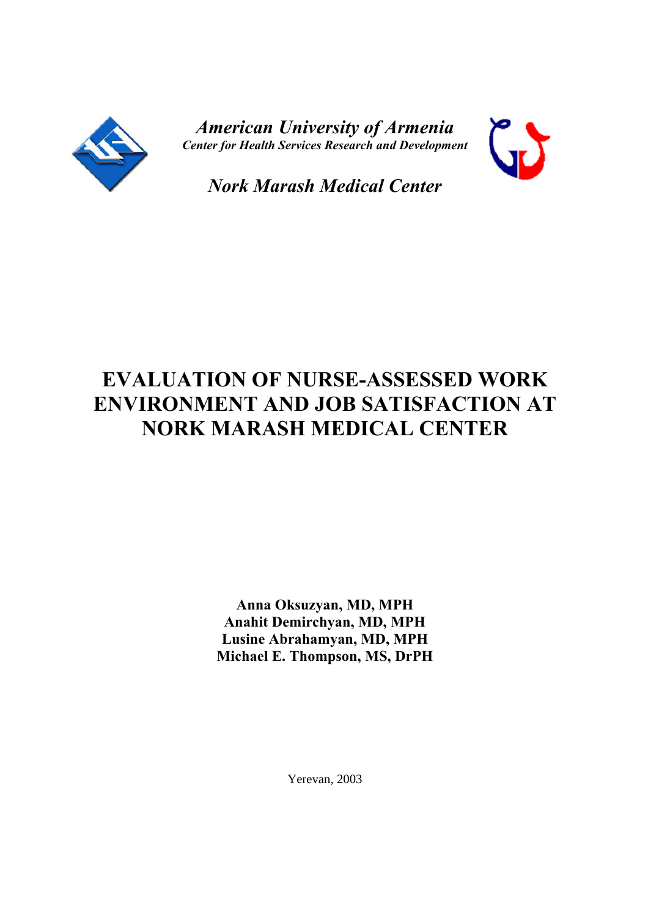*American University of Armenia*
*Center for Health Services Research and Development*

*Nork Marash Medical Center*

# EVALUATION OF NURSE-ASSESSED WORK ENVIRONMENT AND JOB SATISFACTION AT NORK MARASH MEDICAL CENTER

**Anna Oksuzyan, MD, MPH**
**Anahit Demirchyan, MD, MPH**
**Lusine Abrahamyan, MD, MPH**
**Michael E. Thompson, MS, DrPH**

Yerevan, 2003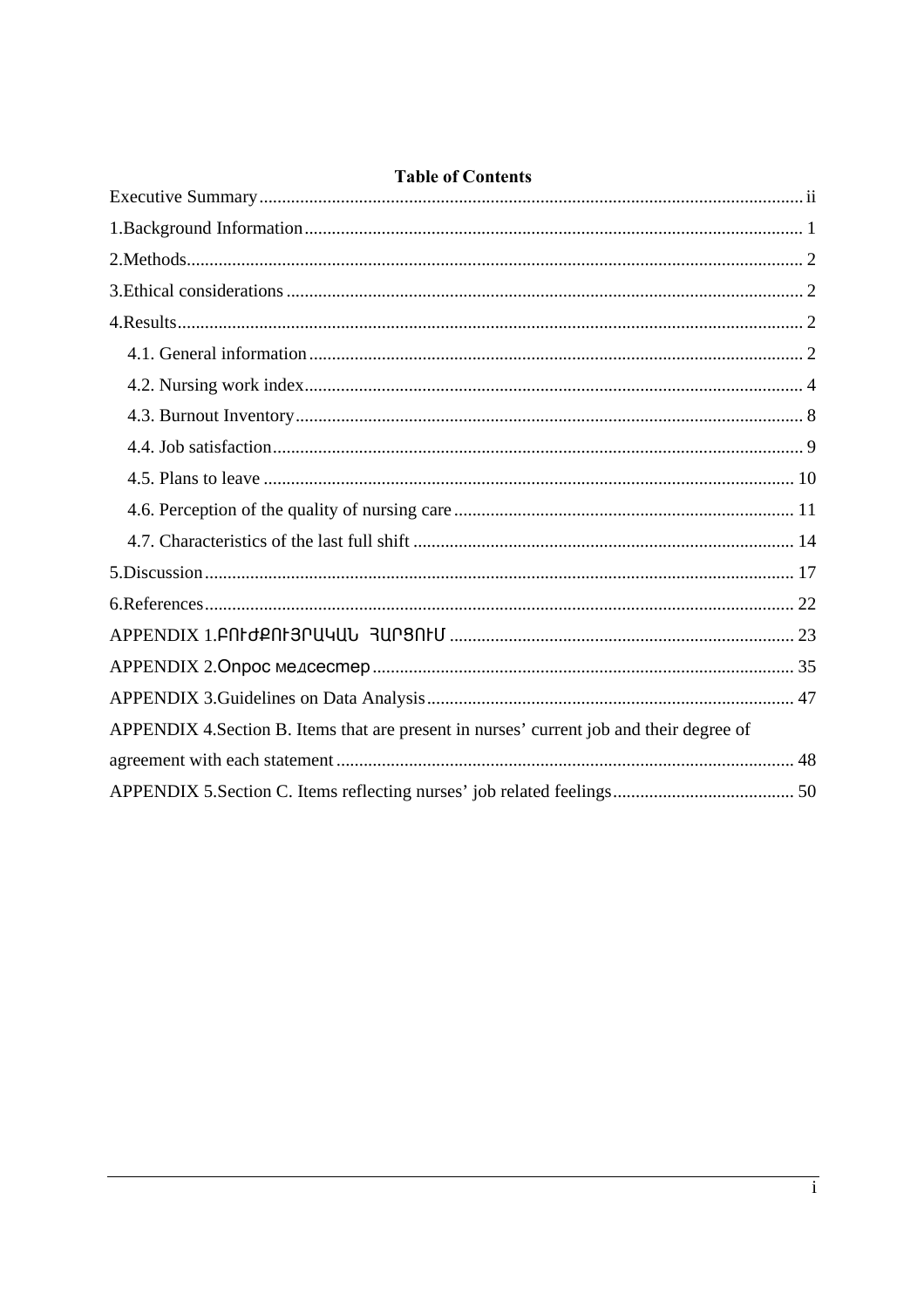# Table of Contents

Executive Summary ........ ii

1.Background Information ........ 1

2.Methods ........ 2

3.Ethical considerations ........ 2

4.Results ........ 2

- 4.1. General information ........ 2
- 4.2. Nursing work index ........ 4
- 4.3. Burnout Inventory ........ 8
- 4.4. Job satisfaction ........ 9
- 4.5. Plans to leave ........ 10
- 4.6. Perception of the quality of nursing care ........ 11
- 4.7. Characteristics of the last full shift ........ 14

5.Discussion ........ 17

6.References ........ 22

APPENDIX 1.ԲՈՒԺՔՈՒՅՐԱԿԱՆ ՀԱՐՑՈՒՄ ........ 23

APPENDIX 2.Опрос медсестер ........ 35

APPENDIX 3.Guidelines on Data Analysis ........ 47

APPENDIX 4.Section B. Items that are present in nurses' current job and their degree of agreement with each statement ........ 48

APPENDIX 5.Section C. Items reflecting nurses' job related feelings ........ 50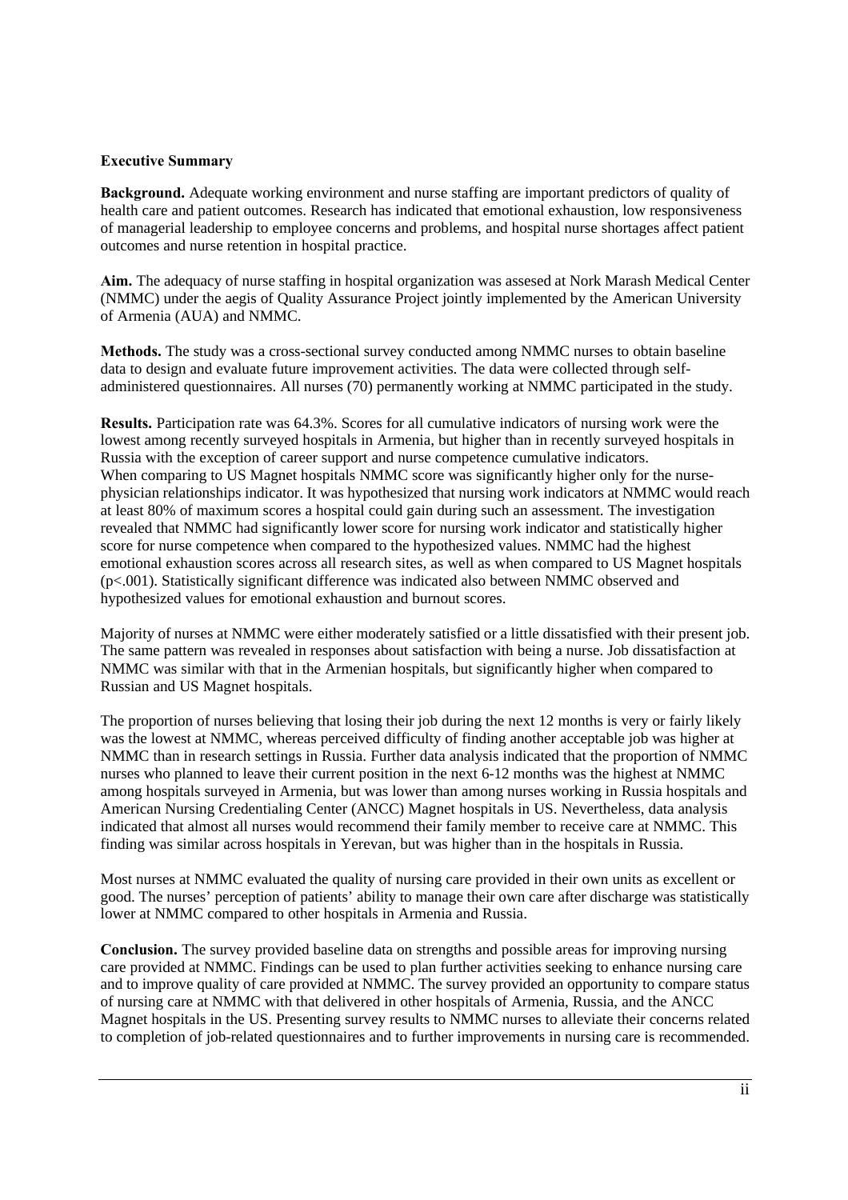**Executive Summary**

**Background.** Adequate working environment and nurse staffing are important predictors of quality of health care and patient outcomes. Research has indicated that emotional exhaustion, low responsiveness of managerial leadership to employee concerns and problems, and hospital nurse shortages affect patient outcomes and nurse retention in hospital practice.

**Aim.** The adequacy of nurse staffing in hospital organization was assesed at Nork Marash Medical Center (NMMC) under the aegis of Quality Assurance Project jointly implemented by the American University of Armenia (AUA) and NMMC.

**Methods.** The study was a cross-sectional survey conducted among NMMC nurses to obtain baseline data to design and evaluate future improvement activities. The data were collected through self-administered questionnaires. All nurses (70) permanently working at NMMC participated in the study.

**Results.** Participation rate was 64.3%. Scores for all cumulative indicators of nursing work were the lowest among recently surveyed hospitals in Armenia, but higher than in recently surveyed hospitals in Russia with the exception of career support and nurse competence cumulative indicators. When comparing to US Magnet hospitals NMMC score was significantly higher only for the nurse-physician relationships indicator. It was hypothesized that nursing work indicators at NMMC would reach at least 80% of maximum scores a hospital could gain during such an assessment. The investigation revealed that NMMC had significantly lower score for nursing work indicator and statistically higher score for nurse competence when compared to the hypothesized values. NMMC had the highest emotional exhaustion scores across all research sites, as well as when compared to US Magnet hospitals ($p<.001$). Statistically significant difference was indicated also between NMMC observed and hypothesized values for emotional exhaustion and burnout scores.

Majority of nurses at NMMC were either moderately satisfied or a little dissatisfied with their present job. The same pattern was revealed in responses about satisfaction with being a nurse. Job dissatisfaction at NMMC was similar with that in the Armenian hospitals, but significantly higher when compared to Russian and US Magnet hospitals.

The proportion of nurses believing that losing their job during the next 12 months is very or fairly likely was the lowest at NMMC, whereas perceived difficulty of finding another acceptable job was higher at NMMC than in research settings in Russia. Further data analysis indicated that the proportion of NMMC nurses who planned to leave their current position in the next 6-12 months was the highest at NMMC among hospitals surveyed in Armenia, but was lower than among nurses working in Russia hospitals and American Nursing Credentialing Center (ANCC) Magnet hospitals in US. Nevertheless, data analysis indicated that almost all nurses would recommend their family member to receive care at NMMC. This finding was similar across hospitals in Yerevan, but was higher than in the hospitals in Russia.

Most nurses at NMMC evaluated the quality of nursing care provided in their own units as excellent or good. The nurses' perception of patients' ability to manage their own care after discharge was statistically lower at NMMC compared to other hospitals in Armenia and Russia.

**Conclusion.** The survey provided baseline data on strengths and possible areas for improving nursing care provided at NMMC. Findings can be used to plan further activities seeking to enhance nursing care and to improve quality of care provided at NMMC. The survey provided an opportunity to compare status of nursing care at NMMC with that delivered in other hospitals of Armenia, Russia, and the ANCC Magnet hospitals in the US. Presenting survey results to NMMC nurses to alleviate their concerns related to completion of job-related questionnaires and to further improvements in nursing care is recommended.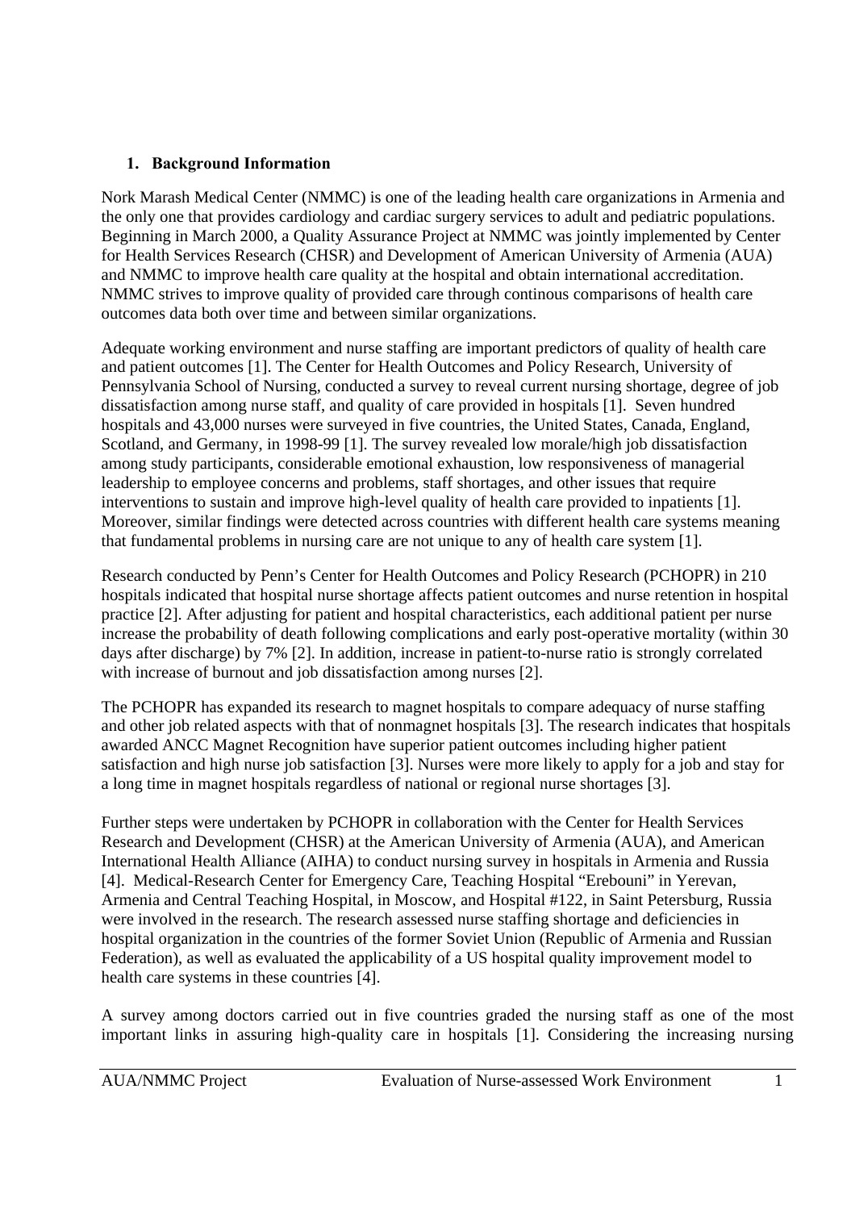## 1. Background Information

Nork Marash Medical Center (NMMC) is one of the leading health care organizations in Armenia and the only one that provides cardiology and cardiac surgery services to adult and pediatric populations. Beginning in March 2000, a Quality Assurance Project at NMMC was jointly implemented by Center for Health Services Research (CHSR) and Development of American University of Armenia (AUA) and NMMC to improve health care quality at the hospital and obtain international accreditation. NMMC strives to improve quality of provided care through continous comparisons of health care outcomes data both over time and between similar organizations.

Adequate working environment and nurse staffing are important predictors of quality of health care and patient outcomes [1]. The Center for Health Outcomes and Policy Research, University of Pennsylvania School of Nursing, conducted a survey to reveal current nursing shortage, degree of job dissatisfaction among nurse staff, and quality of care provided in hospitals [1]. Seven hundred hospitals and 43,000 nurses were surveyed in five countries, the United States, Canada, England, Scotland, and Germany, in 1998-99 [1]. The survey revealed low morale/high job dissatisfaction among study participants, considerable emotional exhaustion, low responsiveness of managerial leadership to employee concerns and problems, staff shortages, and other issues that require interventions to sustain and improve high-level quality of health care provided to inpatients [1]. Moreover, similar findings were detected across countries with different health care systems meaning that fundamental problems in nursing care are not unique to any of health care system [1].

Research conducted by Penn's Center for Health Outcomes and Policy Research (PCHOPR) in 210 hospitals indicated that hospital nurse shortage affects patient outcomes and nurse retention in hospital practice [2]. After adjusting for patient and hospital characteristics, each additional patient per nurse increase the probability of death following complications and early post-operative mortality (within 30 days after discharge) by 7% [2]. In addition, increase in patient-to-nurse ratio is strongly correlated with increase of burnout and job dissatisfaction among nurses [2].

The PCHOPR has expanded its research to magnet hospitals to compare adequacy of nurse staffing and other job related aspects with that of nonmagnet hospitals [3]. The research indicates that hospitals awarded ANCC Magnet Recognition have superior patient outcomes including higher patient satisfaction and high nurse job satisfaction [3]. Nurses were more likely to apply for a job and stay for a long time in magnet hospitals regardless of national or regional nurse shortages [3].

Further steps were undertaken by PCHOPR in collaboration with the Center for Health Services Research and Development (CHSR) at the American University of Armenia (AUA), and American International Health Alliance (AIHA) to conduct nursing survey in hospitals in Armenia and Russia [4]. Medical-Research Center for Emergency Care, Teaching Hospital "Erebouni" in Yerevan, Armenia and Central Teaching Hospital, in Moscow, and Hospital #122, in Saint Petersburg, Russia were involved in the research. The research assessed nurse staffing shortage and deficiencies in hospital organization in the countries of the former Soviet Union (Republic of Armenia and Russian Federation), as well as evaluated the applicability of a US hospital quality improvement model to health care systems in these countries [4].

A survey among doctors carried out in five countries graded the nursing staff as one of the most important links in assuring high-quality care in hospitals [1]. Considering the increasing nursing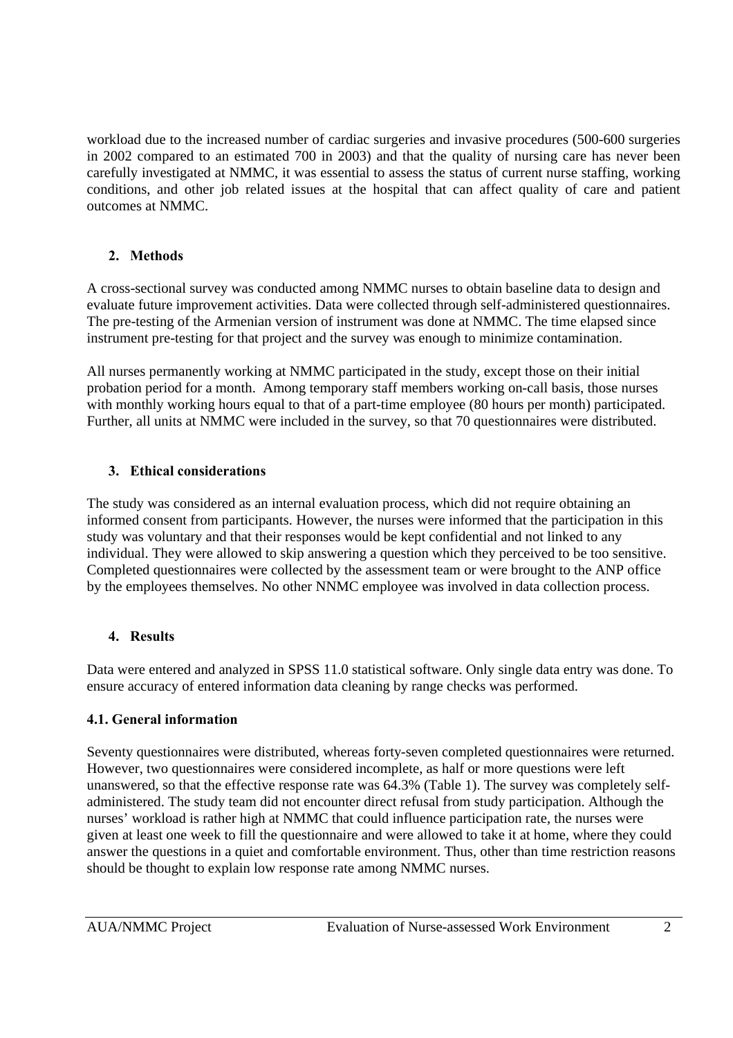workload due to the increased number of cardiac surgeries and invasive procedures (500-600 surgeries in 2002 compared to an estimated 700 in 2003) and that the quality of nursing care has never been carefully investigated at NMMC, it was essential to assess the status of current nurse staffing, working conditions, and other job related issues at the hospital that can affect quality of care and patient outcomes at NMMC.

## 2. Methods

A cross-sectional survey was conducted among NMMC nurses to obtain baseline data to design and evaluate future improvement activities. Data were collected through self-administered questionnaires. The pre-testing of the Armenian version of instrument was done at NMMC. The time elapsed since instrument pre-testing for that project and the survey was enough to minimize contamination.

All nurses permanently working at NMMC participated in the study, except those on their initial probation period for a month. Among temporary staff members working on-call basis, those nurses with monthly working hours equal to that of a part-time employee (80 hours per month) participated. Further, all units at NMMC were included in the survey, so that 70 questionnaires were distributed.

## 3. Ethical considerations

The study was considered as an internal evaluation process, which did not require obtaining an informed consent from participants. However, the nurses were informed that the participation in this study was voluntary and that their responses would be kept confidential and not linked to any individual. They were allowed to skip answering a question which they perceived to be too sensitive. Completed questionnaires were collected by the assessment team or were brought to the ANP office by the employees themselves. No other NNMC employee was involved in data collection process.

## 4. Results

Data were entered and analyzed in SPSS 11.0 statistical software. Only single data entry was done. To ensure accuracy of entered information data cleaning by range checks was performed.

### 4.1. General information

Seventy questionnaires were distributed, whereas forty-seven completed questionnaires were returned. However, two questionnaires were considered incomplete, as half or more questions were left unanswered, so that the effective response rate was 64.3% (Table 1). The survey was completely self-administered. The study team did not encounter direct refusal from study participation. Although the nurses' workload is rather high at NMMC that could influence participation rate, the nurses were given at least one week to fill the questionnaire and were allowed to take it at home, where they could answer the questions in a quiet and comfortable environment. Thus, other than time restriction reasons should be thought to explain low response rate among NMMC nurses.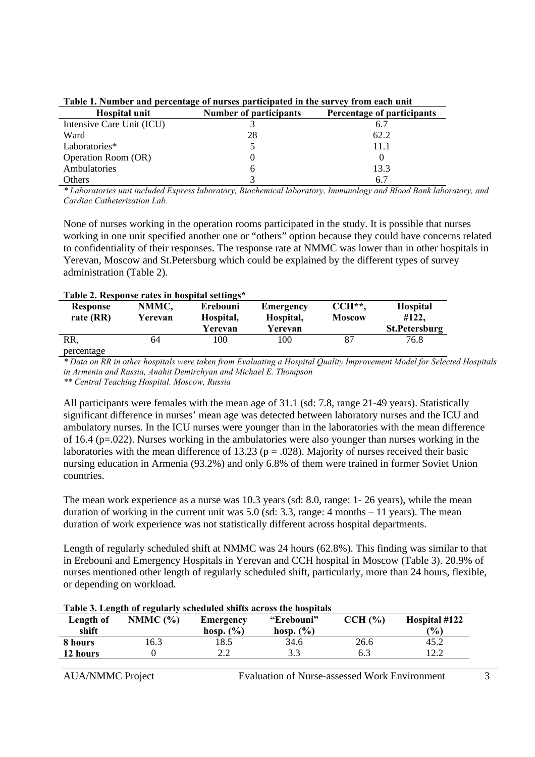**Table 1. Number and percentage of nurses participated in the survey from each unit**

| Hospital unit | Number of participants | Percentage of participants |
|---|---|---|
| Intensive Care Unit (ICU) | 3 | 6.7 |
| Ward | 28 | 62.2 |
| Laboratories* | 5 | 11.1 |
| Operation Room (OR) | 0 | 0 |
| Ambulatories | 6 | 13.3 |
| Others | 3 | 6.7 |

*\* Laboratories unit included Express laboratory, Biochemical laboratory, Immunology and Blood Bank laboratory, and Cardiac Catheterization Lab.*

None of nurses working in the operation rooms participated in the study. It is possible that nurses working in one unit specified another one or "others" option because they could have concerns related to confidentiality of their responses. The response rate at NMMC was lower than in other hospitals in Yerevan, Moscow and St.Petersburg which could be explained by the different types of survey administration (Table 2).

**Table 2. Response rates in hospital settings***

| Response rate (RR) | NMMC, Yerevan | Erebouni Hospital, Yerevan | Emergency Hospital, Yerevan | CCH**, Moscow | Hospital #122, St.Petersburg |
|---|---|---|---|---|---|
| RR, percentage | 64 | 100 | 100 | 87 | 76.8 |

*\* Data on RR in other hospitals were taken from Evaluating a Hospital Quality Improvement Model for Selected Hospitals in Armenia and Russia, Anahit Demirchyan and Michael E. Thompson*

*\*\* Central Teaching Hospital. Moscow, Russia*

All participants were females with the mean age of 31.1 (sd: 7.8, range 21-49 years). Statistically significant difference in nurses' mean age was detected between laboratory nurses and the ICU and ambulatory nurses. In the ICU nurses were younger than in the laboratories with the mean difference of 16.4 ($p=.022$). Nurses working in the ambulatories were also younger than nurses working in the laboratories with the mean difference of 13.23 ($p = .028$). Majority of nurses received their basic nursing education in Armenia (93.2%) and only 6.8% of them were trained in former Soviet Union countries.

The mean work experience as a nurse was 10.3 years (sd: 8.0, range: 1- 26 years), while the mean duration of working in the current unit was 5.0 (sd: 3.3, range: 4 months – 11 years). The mean duration of work experience was not statistically different across hospital departments.

Length of regularly scheduled shift at NMMC was 24 hours (62.8%). This finding was similar to that in Erebouni and Emergency Hospitals in Yerevan and CCH hospital in Moscow (Table 3). 20.9% of nurses mentioned other length of regularly scheduled shift, particularly, more than 24 hours, flexible, or depending on workload.

**Table 3. Length of regularly scheduled shifts across the hospitals**

| Length of shift | NMMC (%) | Emergency hosp. (%) | "Erebouni" hosp. (%) | CCH (%) | Hospital #122 (%) |
|---|---|---|---|---|---|
| **8 hours** | 16.3 | 18.5 | 34.6 | 26.6 | 45.2 |
| **12 hours** | 0 | 2.2 | 3.3 | 6.3 | 12.2 |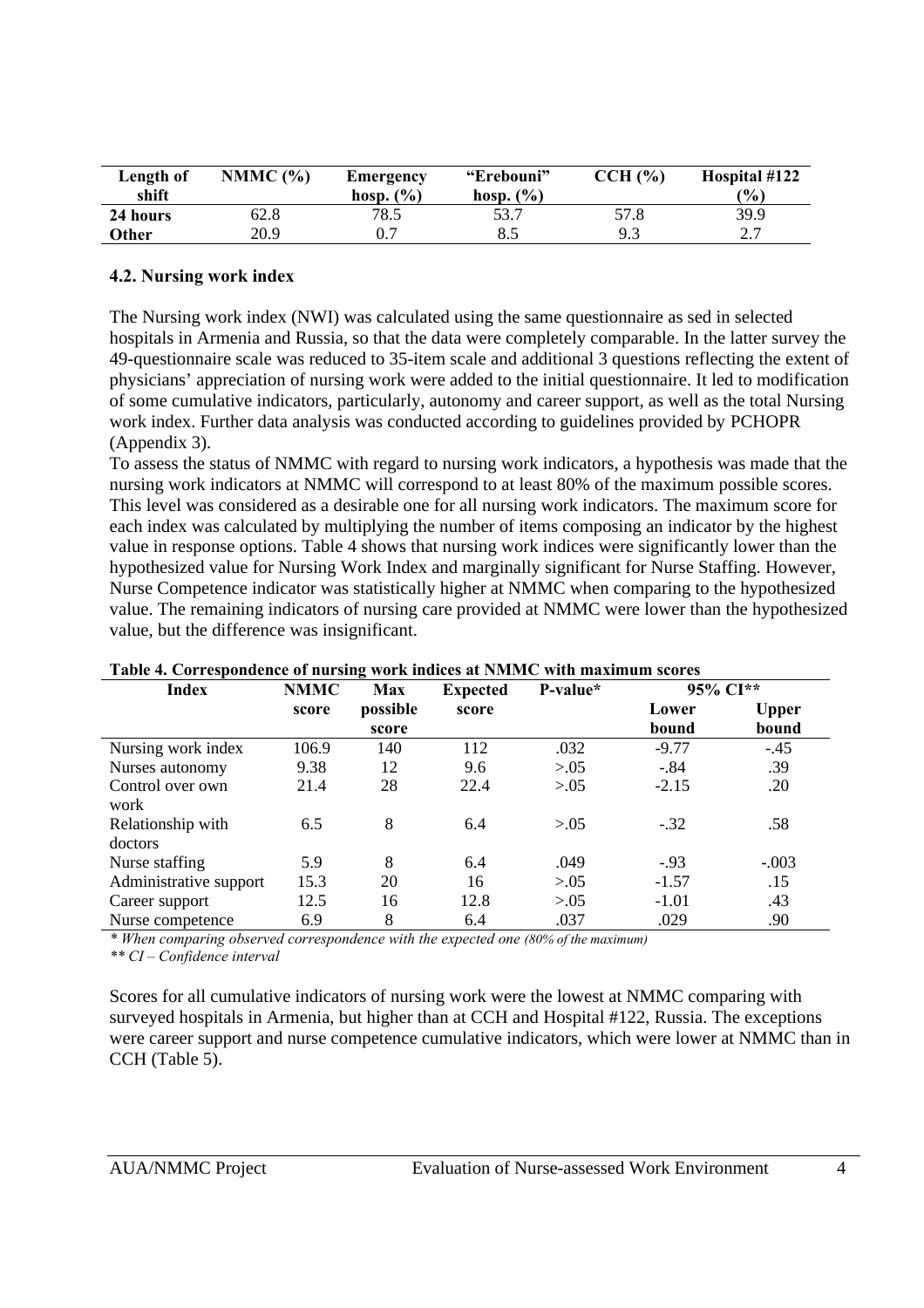| Length of shift | NMMC (%) | Emergency hosp. (%) | "Erebouni" hosp. (%) | CCH (%) | Hospital #122 (%) |
|---|---|---|---|---|---|
| **24 hours** | 62.8 | 78.5 | 53.7 | 57.8 | 39.9 |
| **Other** | 20.9 | 0.7 | 8.5 | 9.3 | 2.7 |

### 4.2. Nursing work index

The Nursing work index (NWI) was calculated using the same questionnaire as sed in selected hospitals in Armenia and Russia, so that the data were completely comparable. In the latter survey the 49-questionnaire scale was reduced to 35-item scale and additional 3 questions reflecting the extent of physicians' appreciation of nursing work were added to the initial questionnaire. It led to modification of some cumulative indicators, particularly, autonomy and career support, as well as the total Nursing work index. Further data analysis was conducted according to guidelines provided by PCHOPR (Appendix 3).

To assess the status of NMMC with regard to nursing work indicators, a hypothesis was made that the nursing work indicators at NMMC will correspond to at least 80% of the maximum possible scores. This level was considered as a desirable one for all nursing work indicators. The maximum score for each index was calculated by multiplying the number of items composing an indicator by the highest value in response options. Table 4 shows that nursing work indices were significantly lower than the hypothesized value for Nursing Work Index and marginally significant for Nurse Staffing. However, Nurse Competence indicator was statistically higher at NMMC when comparing to the hypothesized value. The remaining indicators of nursing care provided at NMMC were lower than the hypothesized value, but the difference was insignificant.

**Table 4. Correspondence of nursing work indices at NMMC with maximum scores**

| Index | NMMC score | Max possible score | Expected score | P-value* | 95% CI** | |
|---|---|---|---|---|---|---|
| | | | | | Lower bound | Upper bound |
| Nursing work index | 106.9 | 140 | 112 | .032 | -9.77 | -.45 |
| Nurses autonomy | 9.38 | 12 | 9.6 | >.05 | -.84 | .39 |
| Control over own work | 21.4 | 28 | 22.4 | >.05 | -2.15 | .20 |
| Relationship with doctors | 6.5 | 8 | 6.4 | >.05 | -.32 | .58 |
| Nurse staffing | 5.9 | 8 | 6.4 | .049 | -.93 | -.003 |
| Administrative support | 15.3 | 20 | 16 | >.05 | -1.57 | .15 |
| Career support | 12.5 | 16 | 12.8 | >.05 | -1.01 | .43 |
| Nurse competence | 6.9 | 8 | 6.4 | .037 | .029 | .90 |

*\* When comparing observed correspondence with the expected one (80% of the maximum)*

*\*\* CI – Confidence interval*

Scores for all cumulative indicators of nursing work were the lowest at NMMC comparing with surveyed hospitals in Armenia, but higher than at CCH and Hospital #122, Russia. The exceptions were career support and nurse competence cumulative indicators, which were lower at NMMC than in CCH (Table 5).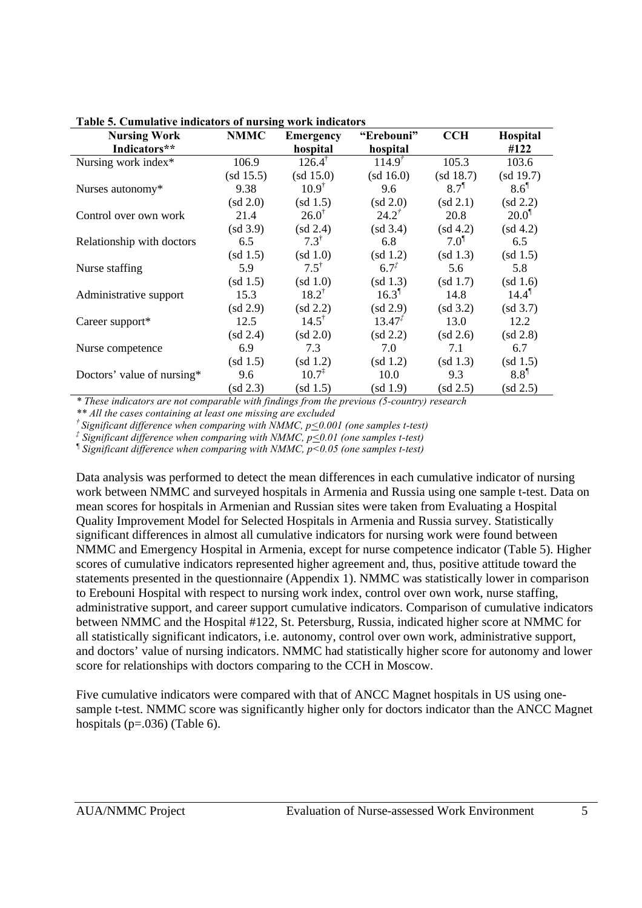**Table 5. Cumulative indicators of nursing work indicators**

| Nursing Work Indicators** | NMMC | Emergency hospital | "Erebouni" hospital | CCH | Hospital #122 |
|---|---|---|---|---|---|
| Nursing work index* | 106.9 (sd 15.5) | 126.4† (sd 15.0) | 114.9‡ (sd 16.0) | 105.3 (sd 18.7) | 103.6 (sd 19.7) |
| Nurses autonomy* | 9.38 (sd 2.0) | 10.9† (sd 1.5) | 9.6 (sd 2.0) | 8.7¶ (sd 2.1) | 8.6¶ (sd 2.2) |
| Control over own work | 21.4 (sd 3.9) | 26.0† (sd 2.4) | 24.2‡ (sd 3.4) | 20.8 (sd 4.2) | 20.0¶ (sd 4.2) |
| Relationship with doctors | 6.5 (sd 1.5) | 7.3† (sd 1.0) | 6.8 (sd 1.2) | 7.0¶ (sd 1.3) | 6.5 (sd 1.5) |
| Nurse staffing | 5.9 (sd 1.5) | 7.5† (sd 1.0) | 6.7‡ (sd 1.3) | 5.6 (sd 1.7) | 5.8 (sd 1.6) |
| Administrative support | 15.3 (sd 2.9) | 18.2† (sd 2.2) | 16.3¶ (sd 2.9) | 14.8 (sd 3.2) | 14.4¶ (sd 3.7) |
| Career support* | 12.5 (sd 2.4) | 14.5† (sd 2.0) | 13.47‡ (sd 2.2) | 13.0 (sd 2.6) | 12.2 (sd 2.8) |
| Nurse competence | 6.9 (sd 1.5) | 7.3 (sd 1.2) | 7.0 (sd 1.2) | 7.1 (sd 1.3) | 6.7 (sd 1.5) |
| Doctors' value of nursing* | 9.6 (sd 2.3) | 10.7‡ (sd 1.5) | 10.0 (sd 1.9) | 9.3 (sd 2.5) | 8.8¶ (sd 2.5) |

*\* These indicators are not comparable with findings from the previous (5-country) research*

*\*\* All the cases containing at least one missing are excluded*

*† Significant difference when comparing with NMMC, $p \leq 0.001$ (one samples t-test)*

*‡ Significant difference when comparing with NMMC, $p \leq 0.01$ (one samples t-test)*

*¶ Significant difference when comparing with NMMC, $p < 0.05$ (one samples t-test)*

Data analysis was performed to detect the mean differences in each cumulative indicator of nursing work between NMMC and surveyed hospitals in Armenia and Russia using one sample t-test. Data on mean scores for hospitals in Armenian and Russian sites were taken from Evaluating a Hospital Quality Improvement Model for Selected Hospitals in Armenia and Russia survey. Statistically significant differences in almost all cumulative indicators for nursing work were found between NMMC and Emergency Hospital in Armenia, except for nurse competence indicator (Table 5). Higher scores of cumulative indicators represented higher agreement and, thus, positive attitude toward the statements presented in the questionnaire (Appendix 1). NMMC was statistically lower in comparison to Erebouni Hospital with respect to nursing work index, control over own work, nurse staffing, administrative support, and career support cumulative indicators. Comparison of cumulative indicators between NMMC and the Hospital #122, St. Petersburg, Russia, indicated higher score at NMMC for all statistically significant indicators, i.e. autonomy, control over own work, administrative support, and doctors' value of nursing indicators. NMMC had statistically higher score for autonomy and lower score for relationships with doctors comparing to the CCH in Moscow.

Five cumulative indicators were compared with that of ANCC Magnet hospitals in US using one-sample t-test. NMMC score was significantly higher only for doctors indicator than the ANCC Magnet hospitals ($p=.036$) (Table 6).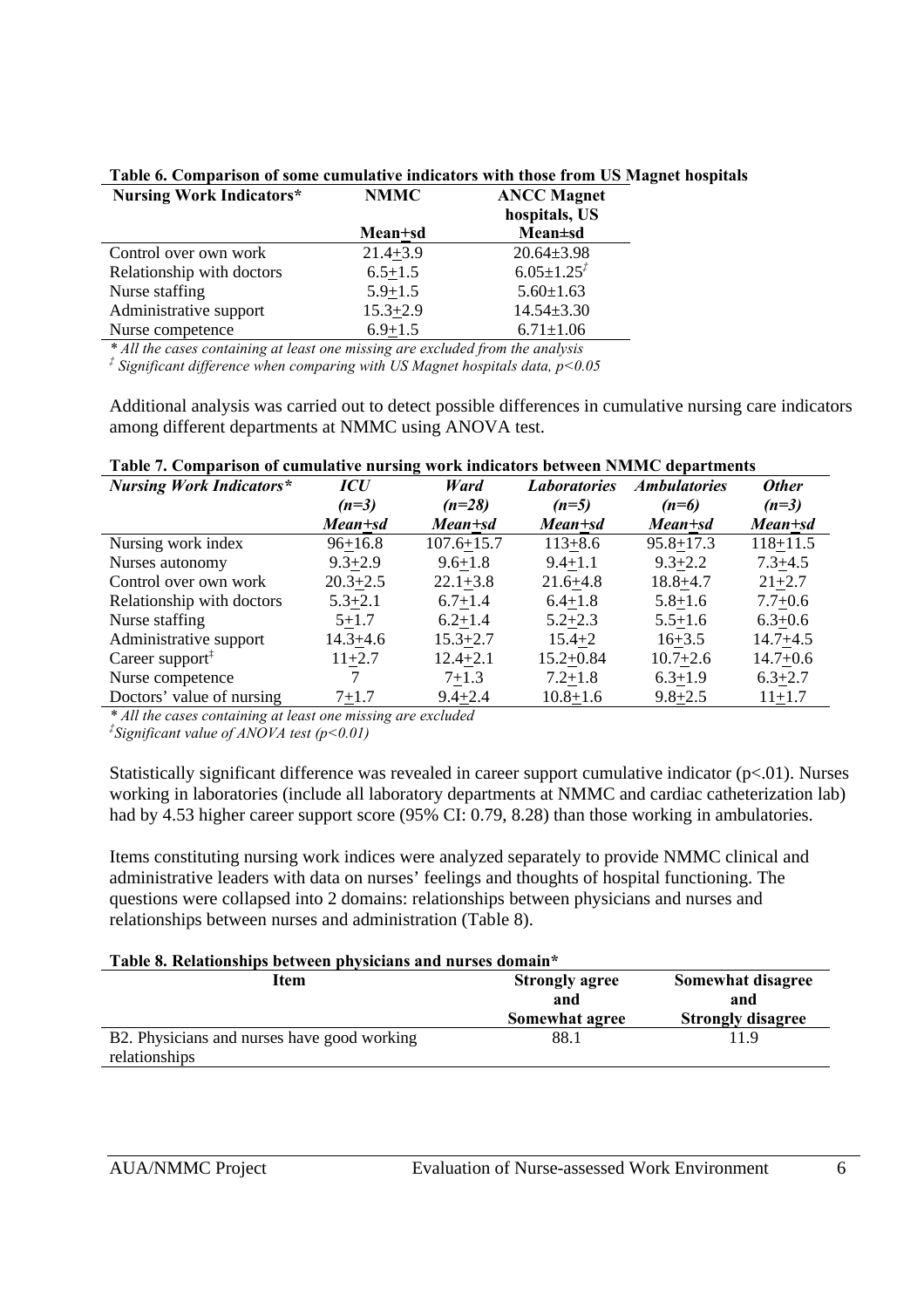**Table 6. Comparison of some cumulative indicators with those from US Magnet hospitals**

| Nursing Work Indicators* | NMMC Mean±sd | ANCC Magnet hospitals, US Mean±sd |
|---|---|---|
| Control over own work | 21.4±3.9 | 20.64±3.98 |
| Relationship with doctors | 6.5±1.5 | 6.05±1.25[‡] |
| Nurse staffing | 5.9±1.5 | 5.60±1.63 |
| Administrative support | 15.3±2.9 | 14.54±3.30 |
| Nurse competence | 6.9±1.5 | 6.71±1.06 |

*\* All the cases containing at least one missing are excluded from the analysis*
*[‡] Significant difference when comparing with US Magnet hospitals data, $p<0.05$*

Additional analysis was carried out to detect possible differences in cumulative nursing care indicators among different departments at NMMC using ANOVA test.

**Table 7. Comparison of cumulative nursing work indicators between NMMC departments**

| *Nursing Work Indicators\** | *ICU (n=3) Mean±sd* | *Ward (n=28) Mean±sd* | *Laboratories (n=5) Mean±sd* | *Ambulatories (n=6) Mean±sd* | *Other (n=3) Mean±sd* |
|---|---|---|---|---|---|
| Nursing work index | 96±16.8 | 107.6±15.7 | 113±8.6 | 95.8±17.3 | 118±11.5 |
| Nurses autonomy | 9.3±2.9 | 9.6±1.8 | 9.4±1.1 | 9.3±2.2 | 7.3±4.5 |
| Control over own work | 20.3±2.5 | 22.1±3.8 | 21.6±4.8 | 18.8±4.7 | 21±2.7 |
| Relationship with doctors | 5.3±2.1 | 6.7±1.4 | 6.4±1.8 | 5.8±1.6 | 7.7±0.6 |
| Nurse staffing | 5±1.7 | 6.2±1.4 | 5.2±2.3 | 5.5±1.6 | 6.3±0.6 |
| Administrative support | 14.3±4.6 | 15.3±2.7 | 15.4±2 | 16±3.5 | 14.7±4.5 |
| Career support[‡] | 11±2.7 | 12.4±2.1 | 15.2±0.84 | 10.7±2.6 | 14.7±0.6 |
| Nurse competence | 7 | 7±1.3 | 7.2±1.8 | 6.3±1.9 | 6.3±2.7 |
| Doctors' value of nursing | 7±1.7 | 9.4±2.4 | 10.8±1.6 | 9.8±2.5 | 11±1.7 |

*\* All the cases containing at least one missing are excluded*
*[‡]Significant value of ANOVA test ($p<0.01$)*

Statistically significant difference was revealed in career support cumulative indicator ($p<.01$). Nurses working in laboratories (include all laboratory departments at NMMC and cardiac catheterization lab) had by 4.53 higher career support score (95% CI: 0.79, 8.28) than those working in ambulatories.

Items constituting nursing work indices were analyzed separately to provide NMMC clinical and administrative leaders with data on nurses' feelings and thoughts of hospital functioning. The questions were collapsed into 2 domains: relationships between physicians and nurses and relationships between nurses and administration (Table 8).

**Table 8. Relationships between physicians and nurses domain\***

| Item | Strongly agree and Somewhat agree | Somewhat disagree and Strongly disagree |
|---|---|---|
| B2. Physicians and nurses have good working relationships | 88.1 | 11.9 |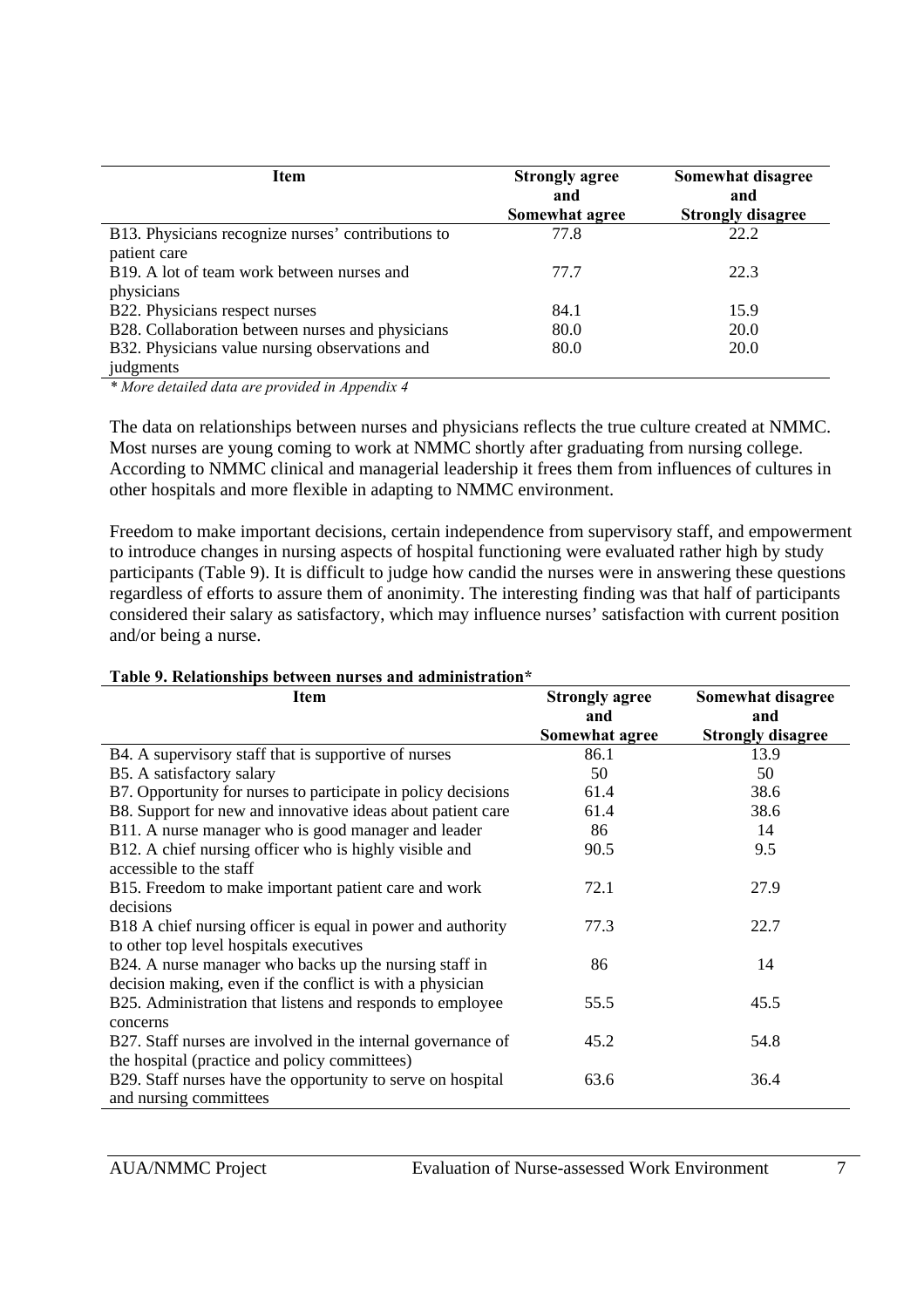| Item | Strongly agree and Somewhat agree | Somewhat disagree and Strongly disagree |
|---|---|---|
| B13. Physicians recognize nurses' contributions to patient care | 77.8 | 22.2 |
| B19. A lot of team work between nurses and physicians | 77.7 | 22.3 |
| B22. Physicians respect nurses | 84.1 | 15.9 |
| B28. Collaboration between nurses and physicians | 80.0 | 20.0 |
| B32. Physicians value nursing observations and judgments | 80.0 | 20.0 |

*\* More detailed data are provided in Appendix 4*

The data on relationships between nurses and physicians reflects the true culture created at NMMC. Most nurses are young coming to work at NMMC shortly after graduating from nursing college. According to NMMC clinical and managerial leadership it frees them from influences of cultures in other hospitals and more flexible in adapting to NMMC environment.

Freedom to make important decisions, certain independence from supervisory staff, and empowerment to introduce changes in nursing aspects of hospital functioning were evaluated rather high by study participants (Table 9). It is difficult to judge how candid the nurses were in answering these questions regardless of efforts to assure them of anonimity. The interesting finding was that half of participants considered their salary as satisfactory, which may influence nurses' satisfaction with current position and/or being a nurse.

**Table 9. Relationships between nurses and administration\***

| Item | Strongly agree and Somewhat agree | Somewhat disagree and Strongly disagree |
|---|---|---|
| B4. A supervisory staff that is supportive of nurses | 86.1 | 13.9 |
| B5. A satisfactory salary | 50 | 50 |
| B7. Opportunity for nurses to participate in policy decisions | 61.4 | 38.6 |
| B8. Support for new and innovative ideas about patient care | 61.4 | 38.6 |
| B11. A nurse manager who is good manager and leader | 86 | 14 |
| B12. A chief nursing officer who is highly visible and accessible to the staff | 90.5 | 9.5 |
| B15. Freedom to make important patient care and work decisions | 72.1 | 27.9 |
| B18 A chief nursing officer is equal in power and authority to other top level hospitals executives | 77.3 | 22.7 |
| B24. A nurse manager who backs up the nursing staff in decision making, even if the conflict is with a physician | 86 | 14 |
| B25. Administration that listens and responds to employee concerns | 55.5 | 45.5 |
| B27. Staff nurses are involved in the internal governance of the hospital (practice and policy committees) | 45.2 | 54.8 |
| B29. Staff nurses have the opportunity to serve on hospital and nursing committees | 63.6 | 36.4 |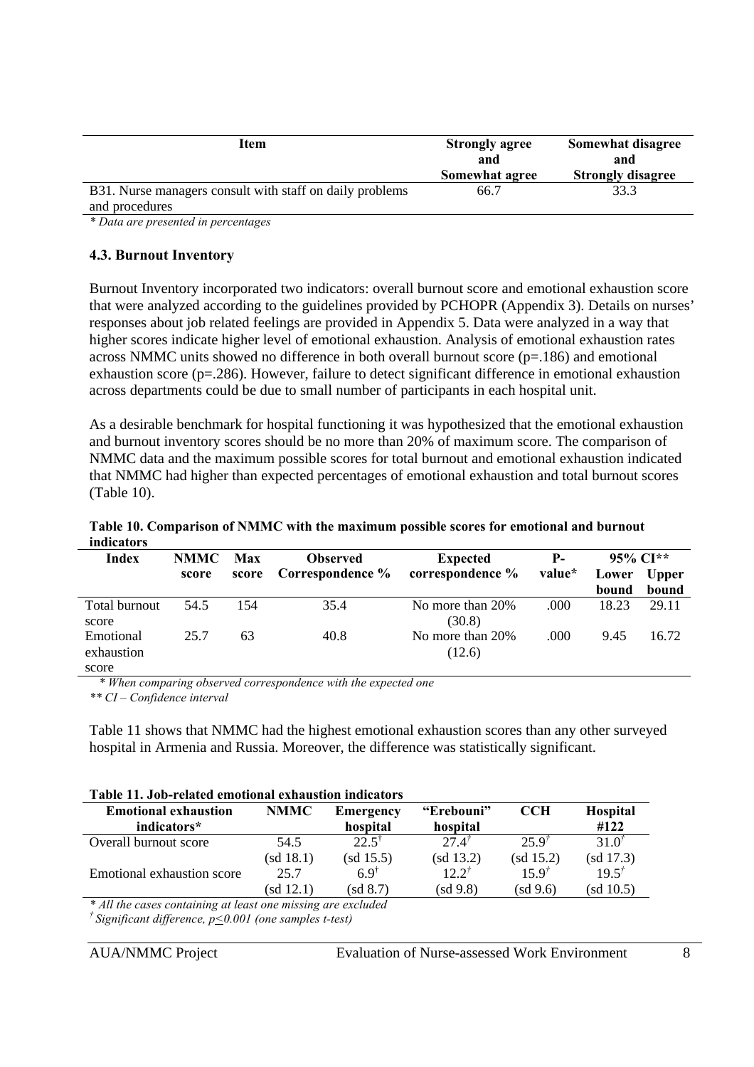| Item | Strongly agree and Somewhat agree | Somewhat disagree and Strongly disagree |
|---|---|---|
| B31. Nurse managers consult with staff on daily problems and procedures | 66.7 | 33.3 |

*\* Data are presented in percentages*

### 4.3. Burnout Inventory

Burnout Inventory incorporated two indicators: overall burnout score and emotional exhaustion score that were analyzed according to the guidelines provided by PCHOPR (Appendix 3). Details on nurses' responses about job related feelings are provided in Appendix 5. Data were analyzed in a way that higher scores indicate higher level of emotional exhaustion. Analysis of emotional exhaustion rates across NMMC units showed no difference in both overall burnout score (p=.186) and emotional exhaustion score (p=.286). However, failure to detect significant difference in emotional exhaustion across departments could be due to small number of participants in each hospital unit.

As a desirable benchmark for hospital functioning it was hypothesized that the emotional exhaustion and burnout inventory scores should be no more than 20% of maximum score. The comparison of NMMC data and the maximum possible scores for total burnout and emotional exhaustion indicated that NMMC had higher than expected percentages of emotional exhaustion and total burnout scores (Table 10).

**Table 10. Comparison of NMMC with the maximum possible scores for emotional and burnout indicators**

| Index | NMMC score | Max score | Observed Correspondence % | Expected correspondence % | P-value* | 95% CI** | |
|---|---|---|---|---|---|---|---|
| | | | | | | Lower bound | Upper bound |
| Total burnout score | 54.5 | 154 | 35.4 | No more than 20% (30.8) | .000 | 18.23 | 29.11 |
| Emotional exhaustion score | 25.7 | 63 | 40.8 | No more than 20% (12.6) | .000 | 9.45 | 16.72 |

*\* When comparing observed correspondence with the expected one*
*\*\* CI – Confidence interval*

Table 11 shows that NMMC had the highest emotional exhaustion scores than any other surveyed hospital in Armenia and Russia. Moreover, the difference was statistically significant.

**Table 11. Job-related emotional exhaustion indicators**

| Emotional exhaustion indicators* | NMMC | Emergency hospital | "Erebouni" hospital | CCH | Hospital #122 |
|---|---|---|---|---|---|
| Overall burnout score | 54.5 (sd 18.1) | 22.5† (sd 15.5) | 27.4† (sd 13.2) | 25.9† (sd 15.2) | 31.0† (sd 17.3) |
| Emotional exhaustion score | 25.7 (sd 12.1) | 6.9† (sd 8.7) | 12.2† (sd 9.8) | 15.9† (sd 9.6) | 19.5† (sd 10.5) |

*\* All the cases containing at least one missing are excluded*
*† Significant difference, $p \leq 0.001$ (one samples t-test)*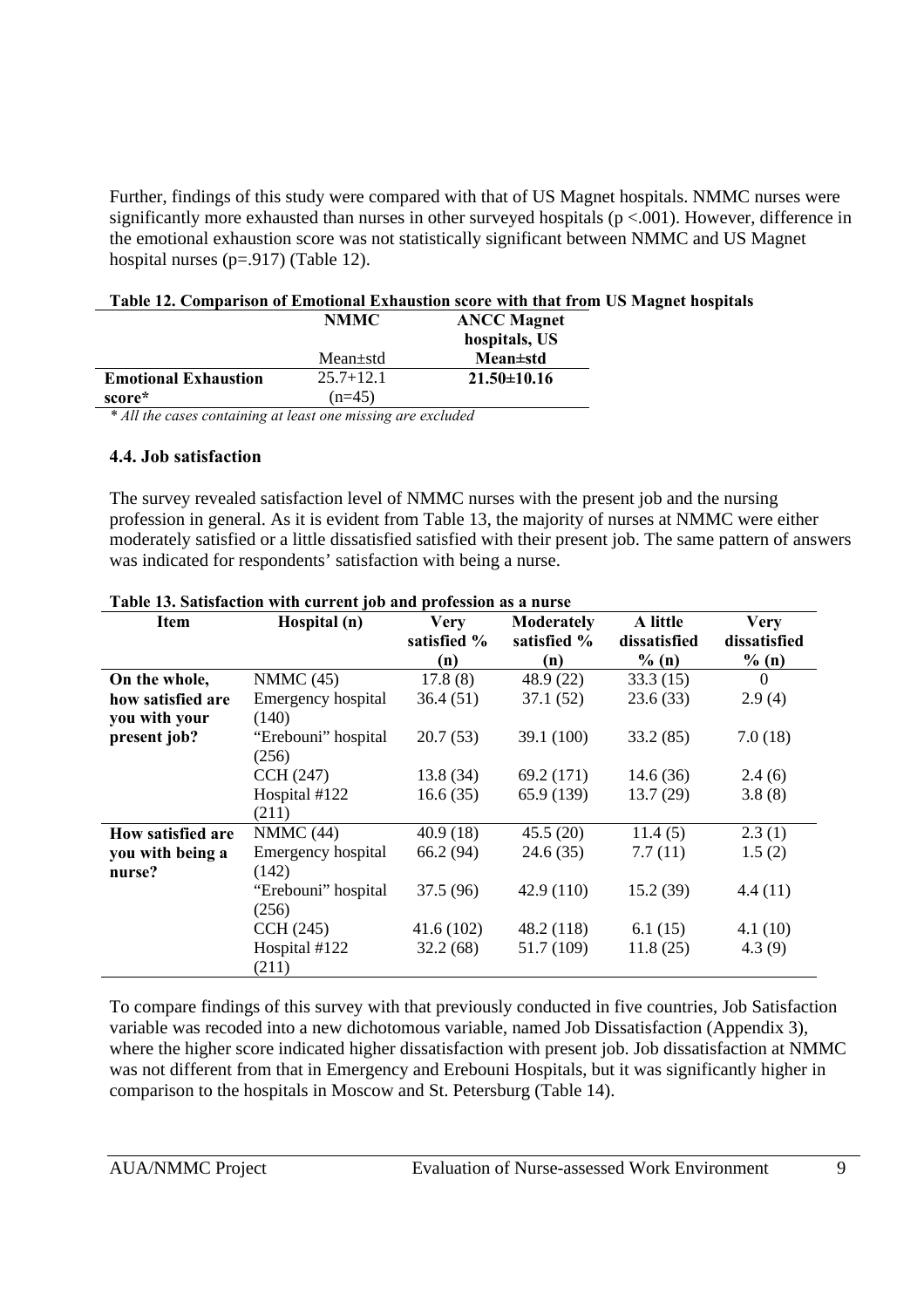Further, findings of this study were compared with that of US Magnet hospitals. NMMC nurses were significantly more exhausted than nurses in other surveyed hospitals ($p < .001$). However, difference in the emotional exhaustion score was not statistically significant between NMMC and US Magnet hospital nurses ($p = .917$) (Table 12).

**Table 12. Comparison of Emotional Exhaustion score with that from US Magnet hospitals**

| | NMMC | ANCC Magnet hospitals, US |
|---|---|---|
| | Mean±std | **Mean±std** |
| **Emotional Exhaustion score*** | 25.7+12.1 (n=45) | **21.50±10.16** |

*\* All the cases containing at least one missing are excluded*

### 4.4. Job satisfaction

The survey revealed satisfaction level of NMMC nurses with the present job and the nursing profession in general. As it is evident from Table 13, the majority of nurses at NMMC were either moderately satisfied or a little dissatisfied satisfied with their present job. The same pattern of answers was indicated for respondents' satisfaction with being a nurse.

**Table 13. Satisfaction with current job and profession as a nurse**

| Item | Hospital (n) | Very satisfied % (n) | Moderately satisfied % (n) | A little dissatisfied % (n) | Very dissatisfied % (n) |
|---|---|---|---|---|---|
| **On the whole, how satisfied are you with your present job?** | NMMC (45) | 17.8 (8) | 48.9 (22) | 33.3 (15) | 0 |
| | Emergency hospital (140) | 36.4 (51) | 37.1 (52) | 23.6 (33) | 2.9 (4) |
| | "Erebouni" hospital (256) | 20.7 (53) | 39.1 (100) | 33.2 (85) | 7.0 (18) |
| | CCH (247) | 13.8 (34) | 69.2 (171) | 14.6 (36) | 2.4 (6) |
| | Hospital #122 (211) | 16.6 (35) | 65.9 (139) | 13.7 (29) | 3.8 (8) |
| **How satisfied are you with being a nurse?** | NMMC (44) | 40.9 (18) | 45.5 (20) | 11.4 (5) | 2.3 (1) |
| | Emergency hospital (142) | 66.2 (94) | 24.6 (35) | 7.7 (11) | 1.5 (2) |
| | "Erebouni" hospital (256) | 37.5 (96) | 42.9 (110) | 15.2 (39) | 4.4 (11) |
| | CCH (245) | 41.6 (102) | 48.2 (118) | 6.1 (15) | 4.1 (10) |
| | Hospital #122 (211) | 32.2 (68) | 51.7 (109) | 11.8 (25) | 4.3 (9) |

To compare findings of this survey with that previously conducted in five countries, Job Satisfaction variable was recoded into a new dichotomous variable, named Job Dissatisfaction (Appendix 3), where the higher score indicated higher dissatisfaction with present job. Job dissatisfaction at NMMC was not different from that in Emergency and Erebouni Hospitals, but it was significantly higher in comparison to the hospitals in Moscow and St. Petersburg (Table 14).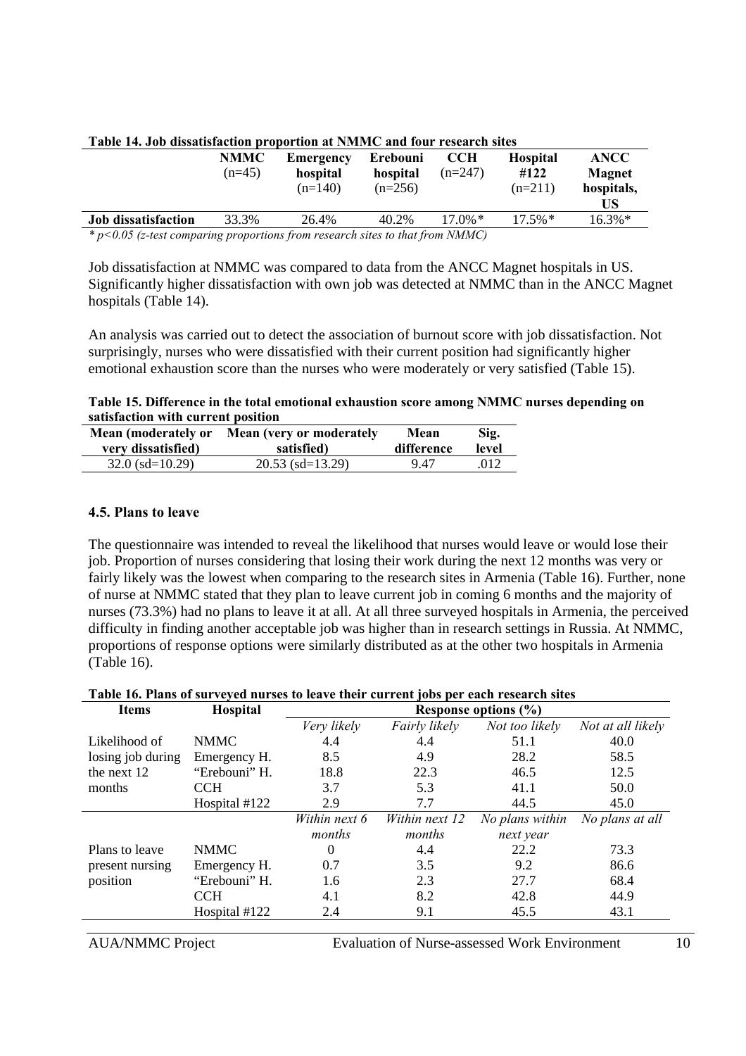**Table 14. Job dissatisfaction proportion at NMMC and four research sites**

| | NMMC (n=45) | Emergency hospital (n=140) | Erebouni hospital (n=256) | CCH (n=247) | Hospital #122 (n=211) | ANCC Magnet hospitals, US |
|---|---|---|---|---|---|---|
| **Job dissatisfaction** | 33.3% | 26.4% | 40.2% | 17.0%* | 17.5%* | 16.3%* |

*\* $p<0.05$ (z-test comparing proportions from research sites to that from NMMC)*

Job dissatisfaction at NMMC was compared to data from the ANCC Magnet hospitals in US. Significantly higher dissatisfaction with own job was detected at NMMC than in the ANCC Magnet hospitals (Table 14).

An analysis was carried out to detect the association of burnout score with job dissatisfaction. Not surprisingly, nurses who were dissatisfied with their current position had significantly higher emotional exhaustion score than the nurses who were moderately or very satisfied (Table 15).

**Table 15. Difference in the total emotional exhaustion score among NMMC nurses depending on satisfaction with current position**

| Mean (moderately or very dissatisfied) | Mean (very or moderately satisfied) | Mean difference | Sig. level |
|---|---|---|---|
| 32.0 (sd=10.29) | 20.53 (sd=13.29) | 9.47 | .012 |

### 4.5. Plans to leave

The questionnaire was intended to reveal the likelihood that nurses would leave or would lose their job. Proportion of nurses considering that losing their work during the next 12 months was very or fairly likely was the lowest when comparing to the research sites in Armenia (Table 16). Further, none of nurse at NMMC stated that they plan to leave current job in coming 6 months and the majority of nurses (73.3%) had no plans to leave it at all. At all three surveyed hospitals in Armenia, the perceived difficulty in finding another acceptable job was higher than in research settings in Russia. At NMMC, proportions of response options were similarly distributed as at the other two hospitals in Armenia (Table 16).

**Table 16. Plans of surveyed nurses to leave their current jobs per each research sites**

| Items | Hospital | Response options (%) | | | |
|---|---|---|---|---|---|
| | | *Very likely* | *Fairly likely* | *Not too likely* | *Not at all likely* |
| Likelihood of losing job during the next 12 months | NMMC | 4.4 | 4.4 | 51.1 | 40.0 |
| | Emergency H. | 8.5 | 4.9 | 28.2 | 58.5 |
| | "Erebouni" H. | 18.8 | 22.3 | 46.5 | 12.5 |
| | CCH | 3.7 | 5.3 | 41.1 | 50.0 |
| | Hospital #122 | 2.9 | 7.7 | 44.5 | 45.0 |
| | | *Within next 6 months* | *Within next 12 months* | *No plans within next year* | *No plans at all* |
| Plans to leave present nursing position | NMMC | 0 | 4.4 | 22.2 | 73.3 |
| | Emergency H. | 0.7 | 3.5 | 9.2 | 86.6 |
| | "Erebouni" H. | 1.6 | 2.3 | 27.7 | 68.4 |
| | CCH | 4.1 | 8.2 | 42.8 | 44.9 |
| | Hospital #122 | 2.4 | 9.1 | 45.5 | 43.1 |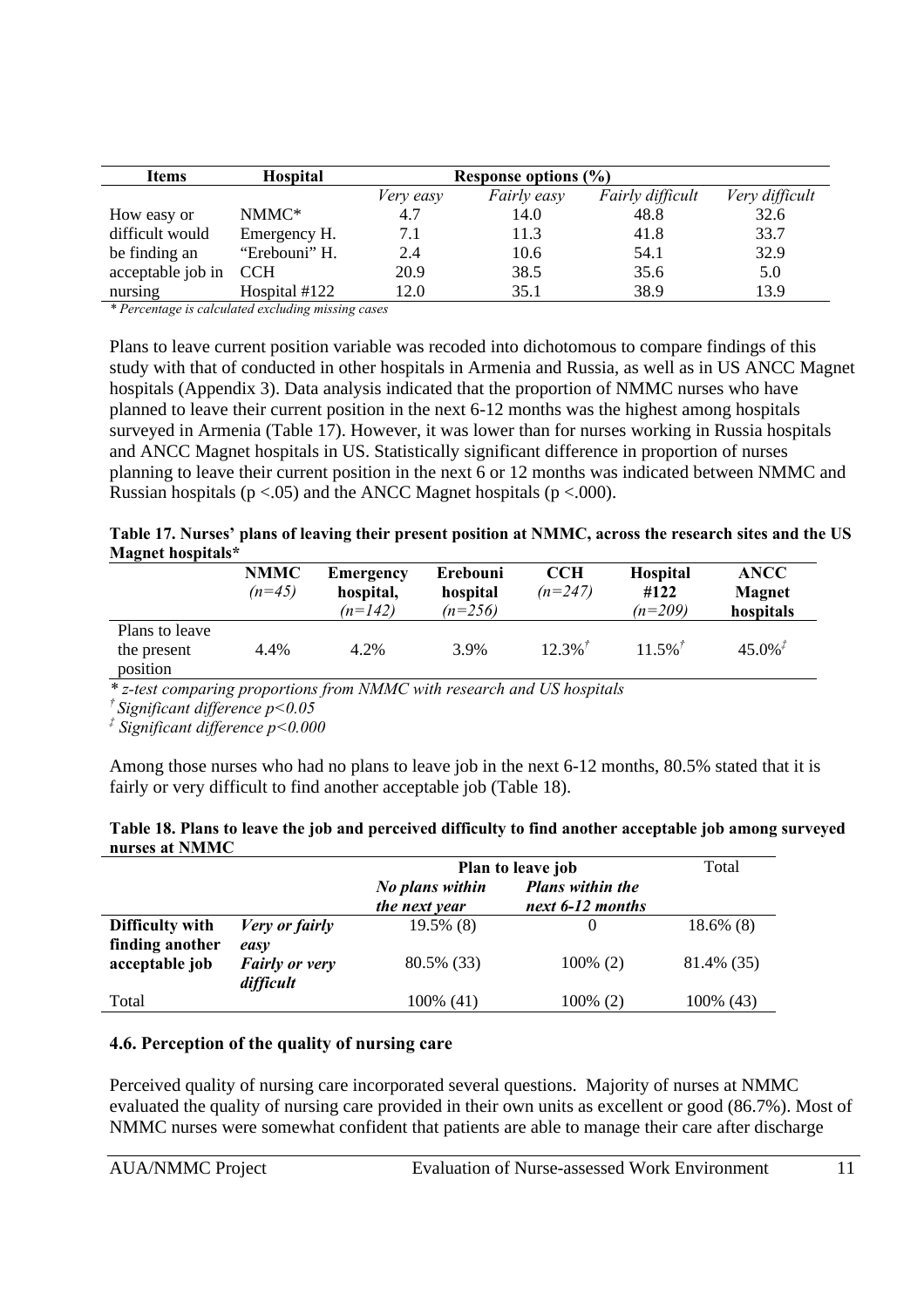| Items | Hospital | Response options (%) | | | |
|---|---|---|---|---|---|
| | | *Very easy* | *Fairly easy* | *Fairly difficult* | *Very difficult* |
| How easy or difficult would be finding an acceptable job in nursing | NMMC* | 4.7 | 14.0 | 48.8 | 32.6 |
| | Emergency H. | 7.1 | 11.3 | 41.8 | 33.7 |
| | "Erebouni" H. | 2.4 | 10.6 | 54.1 | 32.9 |
| | CCH | 20.9 | 38.5 | 35.6 | 5.0 |
| | Hospital #122 | 12.0 | 35.1 | 38.9 | 13.9 |

*\* Percentage is calculated excluding missing cases*

Plans to leave current position variable was recoded into dichotomous to compare findings of this study with that of conducted in other hospitals in Armenia and Russia, as well as in US ANCC Magnet hospitals (Appendix 3). Data analysis indicated that the proportion of NMMC nurses who have planned to leave their current position in the next 6-12 months was the highest among hospitals surveyed in Armenia (Table 17). However, it was lower than for nurses working in Russia hospitals and ANCC Magnet hospitals in US. Statistically significant difference in proportion of nurses planning to leave their current position in the next 6 or 12 months was indicated between NMMC and Russian hospitals ($p < .05$) and the ANCC Magnet hospitals ($p < .000$).

**Table 17. Nurses' plans of leaving their present position at NMMC, across the research sites and the US Magnet hospitals\***

| | NMMC *(n=45)* | Emergency hospital, *(n=142)* | Erebouni hospital *(n=256)* | CCH *(n=247)* | Hospital #122 *(n=209)* | ANCC Magnet hospitals |
|---|---|---|---|---|---|---|
| Plans to leave the present position | 4.4% | 4.2% | 3.9% | 12.3%[†] | 11.5%[†] | 45.0%[‡] |

*\* z-test comparing proportions from NMMC with research and US hospitals*

*[†] Significant difference $p<0.05$*

*[‡] Significant difference $p<0.000$*

Among those nurses who had no plans to leave job in the next 6-12 months, 80.5% stated that it is fairly or very difficult to find another acceptable job (Table 18).

**Table 18. Plans to leave the job and perceived difficulty to find another acceptable job among surveyed nurses at NMMC**

| | | Plan to leave job | | Total |
|---|---|---|---|---|
| | | ***No plans within the next year*** | ***Plans within the next 6-12 months*** | |
| **Difficulty with finding another acceptable job** | ***Very or fairly easy*** | 19.5% (8) | 0 | 18.6% (8) |
| | ***Fairly or very difficult*** | 80.5% (33) | 100% (2) | 81.4% (35) |
| Total | | 100% (41) | 100% (2) | 100% (43) |

### 4.6. Perception of the quality of nursing care

Perceived quality of nursing care incorporated several questions. Majority of nurses at NMMC evaluated the quality of nursing care provided in their own units as excellent or good (86.7%). Most of NMMC nurses were somewhat confident that patients are able to manage their care after discharge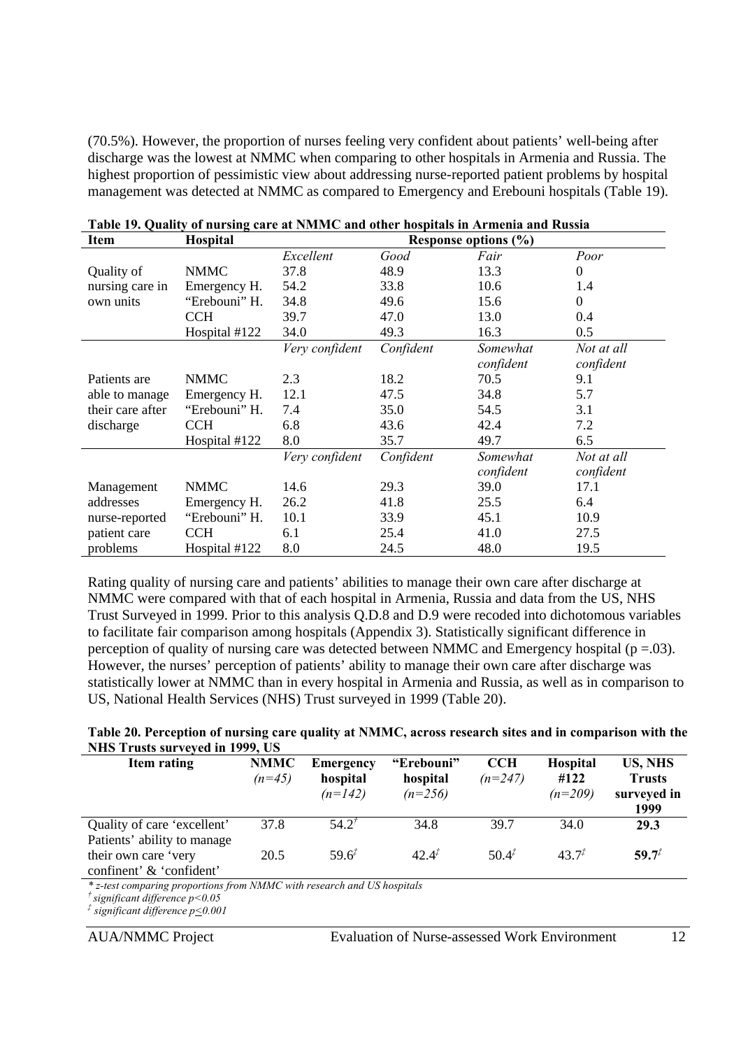(70.5%). However, the proportion of nurses feeling very confident about patients' well-being after discharge was the lowest at NMMC when comparing to other hospitals in Armenia and Russia. The highest proportion of pessimistic view about addressing nurse-reported patient problems by hospital management was detected at NMMC as compared to Emergency and Erebouni hospitals (Table 19).

**Table 19. Quality of nursing care at NMMC and other hospitals in Armenia and Russia**

| Item | Hospital | Response options (%) | | | |
|---|---|---|---|---|---|
| | | *Excellent* | *Good* | *Fair* | *Poor* |
| Quality of nursing care in own units | NMMC | 37.8 | 48.9 | 13.3 | 0 |
| | Emergency H. | 54.2 | 33.8 | 10.6 | 1.4 |
| | "Erebouni" H. | 34.8 | 49.6 | 15.6 | 0 |
| | CCH | 39.7 | 47.0 | 13.0 | 0.4 |
| | Hospital #122 | 34.0 | 49.3 | 16.3 | 0.5 |
| | | *Very confident* | *Confident* | *Somewhat confident* | *Not at all confident* |
| Patients are able to manage their care after discharge | NMMC | 2.3 | 18.2 | 70.5 | 9.1 |
| | Emergency H. | 12.1 | 47.5 | 34.8 | 5.7 |
| | "Erebouni" H. | 7.4 | 35.0 | 54.5 | 3.1 |
| | CCH | 6.8 | 43.6 | 42.4 | 7.2 |
| | Hospital #122 | 8.0 | 35.7 | 49.7 | 6.5 |
| | | *Very confident* | *Confident* | *Somewhat confident* | *Not at all confident* |
| Management addresses nurse-reported patient care problems | NMMC | 14.6 | 29.3 | 39.0 | 17.1 |
| | Emergency H. | 26.2 | 41.8 | 25.5 | 6.4 |
| | "Erebouni" H. | 10.1 | 33.9 | 45.1 | 10.9 |
| | CCH | 6.1 | 25.4 | 41.0 | 27.5 |
| | Hospital #122 | 8.0 | 24.5 | 48.0 | 19.5 |

Rating quality of nursing care and patients' abilities to manage their own care after discharge at NMMC were compared with that of each hospital in Armenia, Russia and data from the US, NHS Trust Surveyed in 1999. Prior to this analysis Q.D.8 and D.9 were recoded into dichotomous variables to facilitate fair comparison among hospitals (Appendix 3). Statistically significant difference in perception of quality of nursing care was detected between NMMC and Emergency hospital ($p = .03$). However, the nurses' perception of patients' ability to manage their own care after discharge was statistically lower at NMMC than in every hospital in Armenia and Russia, as well as in comparison to US, National Health Services (NHS) Trust surveyed in 1999 (Table 20).

**Table 20. Perception of nursing care quality at NMMC, across research sites and in comparison with the NHS Trusts surveyed in 1999, US**

| Item rating | NMMC *(n=45)* | Emergency hospital *(n=142)* | "Erebouni" hospital *(n=256)* | CCH *(n=247)* | Hospital #122 *(n=209)* | US, NHS Trusts surveyed in 1999 |
|---|---|---|---|---|---|---|
| Quality of care 'excellent' | 37.8 | 54.2[†] | 34.8 | 39.7 | 34.0 | **29.3** |
| Patients' ability to manage their own care 'very confinent' & 'confident' | 20.5 | 59.6[‡] | 42.4[‡] | 50.4[‡] | 43.7[‡] | **59.7**[‡] |

*\* z-test comparing proportions from NMMC with research and US hospitals*
*[†] significant difference $p<0.05$*
*[‡] significant difference $p \leq 0.001$*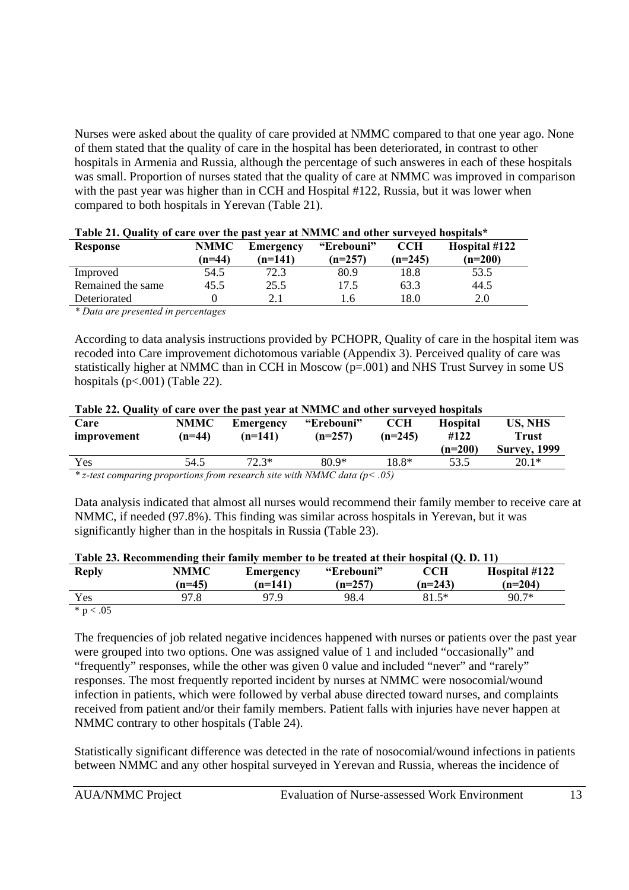Nurses were asked about the quality of care provided at NMMC compared to that one year ago. None of them stated that the quality of care in the hospital has been deteriorated, in contrast to other hospitals in Armenia and Russia, although the percentage of such answeres in each of these hospitals was small. Proportion of nurses stated that the quality of care at NMMC was improved in comparison with the past year was higher than in CCH and Hospital #122, Russia, but it was lower when compared to both hospitals in Yerevan (Table 21).

**Table 21. Quality of care over the past year at NMMC and other surveyed hospitals***

| Response | NMMC (n=44) | Emergency (n=141) | "Erebouni" (n=257) | CCH (n=245) | Hospital #122 (n=200) |
|---|---|---|---|---|---|
| Improved | 54.5 | 72.3 | 80.9 | 18.8 | 53.5 |
| Remained the same | 45.5 | 25.5 | 17.5 | 63.3 | 44.5 |
| Deteriorated | 0 | 2.1 | 1.6 | 18.0 | 2.0 |

*\* Data are presented in percentages*

According to data analysis instructions provided by PCHOPR, Quality of care in the hospital item was recoded into Care improvement dichotomous variable (Appendix 3). Perceived quality of care was statistically higher at NMMC than in CCH in Moscow ($p=.001$) and NHS Trust Survey in some US hospitals ($p<.001$) (Table 22).

**Table 22. Quality of care over the past year at NMMC and other surveyed hospitals**

| Care improvement | NMMC (n=44) | Emergency (n=141) | "Erebouni" (n=257) | CCH (n=245) | Hospital #122 (n=200) | US, NHS Trust Survey, 1999 |
|---|---|---|---|---|---|---|
| Yes | 54.5 | 72.3* | 80.9* | 18.8* | 53.5 | 20.1* |

*\* z-test comparing proportions from research site with NMMC data ($p< .05$)*

Data analysis indicated that almost all nurses would recommend their family member to receive care at NMMC, if needed (97.8%). This finding was similar across hospitals in Yerevan, but it was significantly higher than in the hospitals in Russia (Table 23).

**Table 23. Recommending their family member to be treated at their hospital (Q. D. 11)**

| Reply | NMMC (n=45) | Emergency (n=141) | "Erebouni" (n=257) | CCH (n=243) | Hospital #122 (n=204) |
|---|---|---|---|---|---|
| Yes | 97.8 | 97.9 | 98.4 | 81.5* | 90.7* |

\* $p < .05$

The frequencies of job related negative incidences happened with nurses or patients over the past year were grouped into two options. One was assigned value of 1 and included "occasionally" and "frequently" responses, while the other was given 0 value and included "never" and "rarely" responses. The most frequently reported incident by nurses at NMMC were nosocomial/wound infection in patients, which were followed by verbal abuse directed toward nurses, and complaints received from patient and/or their family members. Patient falls with injuries have never happen at NMMC contrary to other hospitals (Table 24).

Statistically significant difference was detected in the rate of nosocomial/wound infections in patients between NMMC and any other hospital surveyed in Yerevan and Russia, whereas the incidence of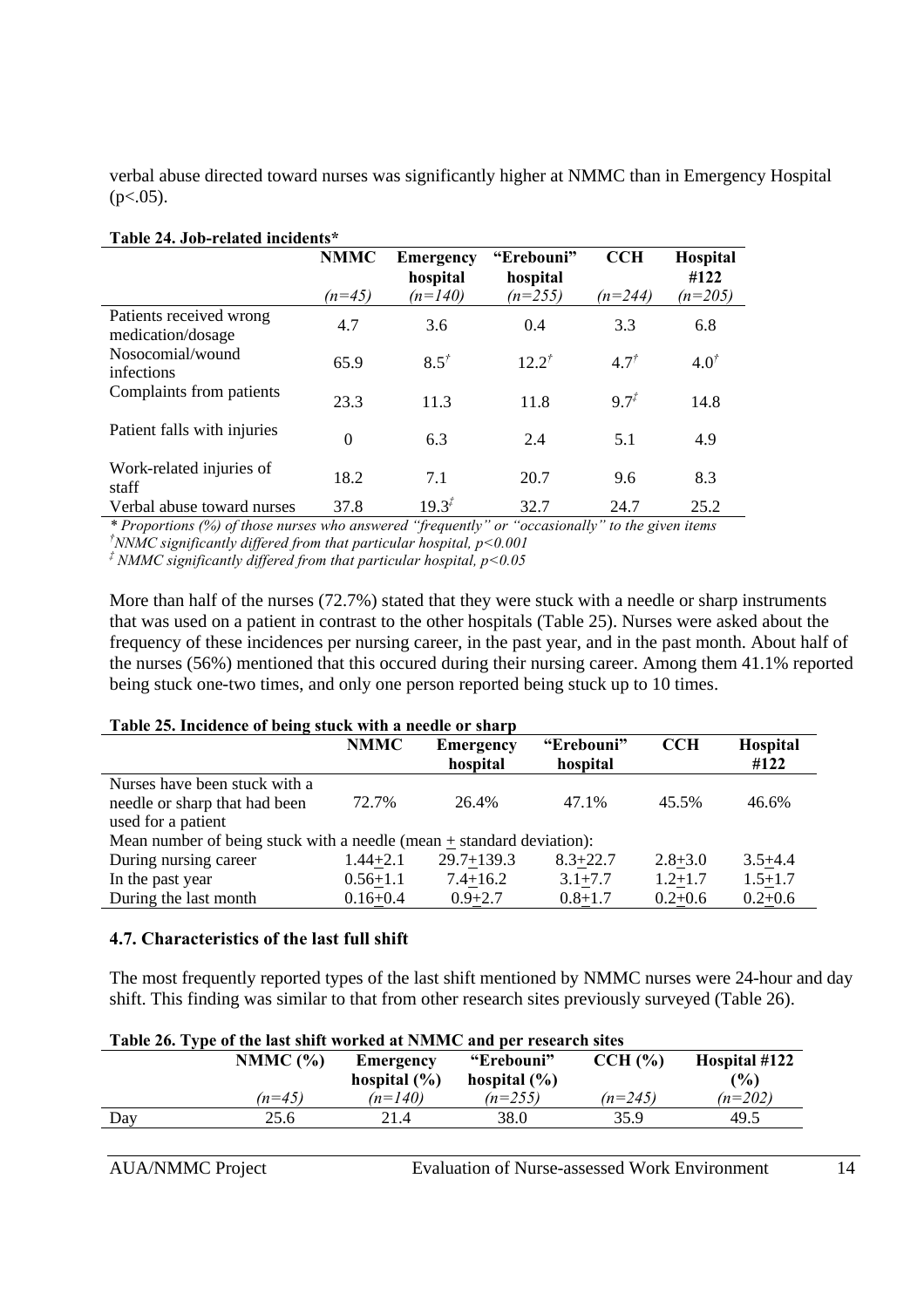verbal abuse directed toward nurses was significantly higher at NMMC than in Emergency Hospital ($p<.05$).

**Table 24. Job-related incidents***

| | NMMC (n=45) | Emergency hospital (n=140) | "Erebouni" hospital (n=255) | CCH (n=244) | Hospital #122 (n=205) |
|---|---|---|---|---|---|
| Patients received wrong medication/dosage | 4.7 | 3.6 | 0.4 | 3.3 | 6.8 |
| Nosocomial/wound infections | 65.9 | 8.5[†] | 12.2[†] | 4.7[†] | 4.0[†] |
| Complaints from patients | 23.3 | 11.3 | 11.8 | 9.7[‡] | 14.8 |
| Patient falls with injuries | 0 | 6.3 | 2.4 | 5.1 | 4.9 |
| Work-related injuries of staff | 18.2 | 7.1 | 20.7 | 9.6 | 8.3 |
| Verbal abuse toward nurses | 37.8 | 19.3[‡] | 32.7 | 24.7 | 25.2 |

*\* Proportions (%) of those nurses who answered "frequently" or "occasionally" to the given items*
*[†] NMMC significantly differed from that particular hospital, $p<0.001$*
*[‡] NMMC significantly differed from that particular hospital, $p<0.05$*

More than half of the nurses (72.7%) stated that they were stuck with a needle or sharp instruments that was used on a patient in contrast to the other hospitals (Table 25). Nurses were asked about the frequency of these incidences per nursing career, in the past year, and in the past month. About half of the nurses (56%) mentioned that this occured during their nursing career. Among them 41.1% reported being stuck one-two times, and only one person reported being stuck up to 10 times.

**Table 25. Incidence of being stuck with a needle or sharp**

| | NMMC | Emergency hospital | "Erebouni" hospital | CCH | Hospital #122 |
|---|---|---|---|---|---|
| Nurses have been stuck with a needle or sharp that had been used for a patient | 72.7% | 26.4% | 47.1% | 45.5% | 46.6% |
| Mean number of being stuck with a needle (mean $\pm$ standard deviation): | | | | | |
| During nursing career | $1.44 \pm 2.1$ | $29.7 \pm 139.3$ | $8.3 \pm 22.7$ | $2.8 \pm 3.0$ | $3.5 \pm 4.4$ |
| In the past year | $0.56 \pm 1.1$ | $7.4 \pm 16.2$ | $3.1 \pm 7.7$ | $1.2 \pm 1.7$ | $1.5 \pm 1.7$ |
| During the last month | $0.16 \pm 0.4$ | $0.9 \pm 2.7$ | $0.8 \pm 1.7$ | $0.2 \pm 0.6$ | $0.2 \pm 0.6$ |

### 4.7. Characteristics of the last full shift

The most frequently reported types of the last shift mentioned by NMMC nurses were 24-hour and day shift. This finding was similar to that from other research sites previously surveyed (Table 26).

**Table 26. Type of the last shift worked at NMMC and per research sites**

| | NMMC (%) (n=45) | Emergency hospital (%) (n=140) | "Erebouni" hospital (%) (n=255) | CCH (%) (n=245) | Hospital #122 (%) (n=202) |
|---|---|---|---|---|---|
| Day | 25.6 | 21.4 | 38.0 | 35.9 | 49.5 |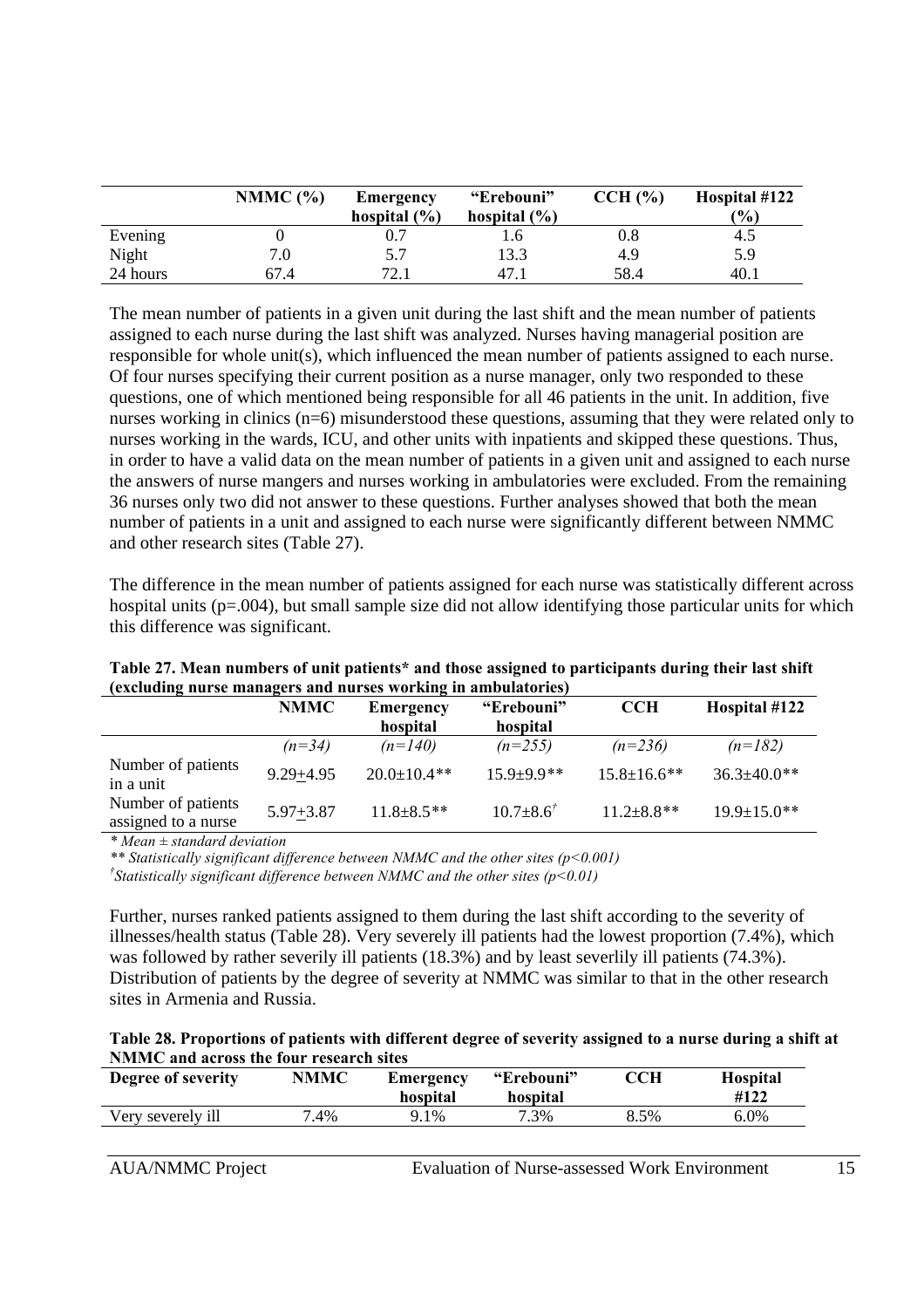|  | NMMC (%) | Emergency hospital (%) | "Erebouni" hospital (%) | CCH (%) | Hospital #122 (%) |
|---|---|---|---|---|---|
| Evening | 0 | 0.7 | 1.6 | 0.8 | 4.5 |
| Night | 7.0 | 5.7 | 13.3 | 4.9 | 5.9 |
| 24 hours | 67.4 | 72.1 | 47.1 | 58.4 | 40.1 |

The mean number of patients in a given unit during the last shift and the mean number of patients assigned to each nurse during the last shift was analyzed. Nurses having managerial position are responsible for whole unit(s), which influenced the mean number of patients assigned to each nurse. Of four nurses specifying their current position as a nurse manager, only two responded to these questions, one of which mentioned being responsible for all 46 patients in the unit. In addition, five nurses working in clinics (n=6) misunderstood these questions, assuming that they were related only to nurses working in the wards, ICU, and other units with inpatients and skipped these questions. Thus, in order to have a valid data on the mean number of patients in a given unit and assigned to each nurse the answers of nurse mangers and nurses working in ambulatories were excluded. From the remaining 36 nurses only two did not answer to these questions. Further analyses showed that both the mean number of patients in a unit and assigned to each nurse were significantly different between NMMC and other research sites (Table 27).

The difference in the mean number of patients assigned for each nurse was statistically different across hospital units (p=.004), but small sample size did not allow identifying those particular units for which this difference was significant.

**Table 27. Mean numbers of unit patients\* and those assigned to participants during their last shift (excluding nurse managers and nurses working in ambulatories)**

|  | NMMC | Emergency hospital | "Erebouni" hospital | CCH | Hospital #122 |
|---|---|---|---|---|---|
|  | *(n=34)* | *(n=140)* | *(n=255)* | *(n=236)* | *(n=182)* |
| Number of patients in a unit | 9.29±4.95 | 20.0±10.4\*\* | 15.9±9.9\*\* | 15.8±16.6\*\* | 36.3±40.0\*\* |
| Number of patients assigned to a nurse | 5.97±3.87 | 11.8±8.5\*\* | 10.7±8.6[†] | 11.2±8.8\*\* | 19.9±15.0\*\* |

*\* Mean ± standard deviation*

*\*\* Statistically significant difference between NMMC and the other sites (p<0.001)*

*[†]Statistically significant difference between NMMC and the other sites (p<0.01)*

Further, nurses ranked patients assigned to them during the last shift according to the severity of illnesses/health status (Table 28). Very severely ill patients had the lowest proportion (7.4%), which was followed by rather severily ill patients (18.3%) and by least severlily ill patients (74.3%). Distribution of patients by the degree of severity at NMMC was similar to that in the other research sites in Armenia and Russia.

**Table 28. Proportions of patients with different degree of severity assigned to a nurse during a shift at NMMC and across the four research sites**

| Degree of severity | NMMC | Emergency hospital | "Erebouni" hospital | CCH | Hospital #122 |
|---|---|---|---|---|---|
| Very severely ill | 7.4% | 9.1% | 7.3% | 8.5% | 6.0% |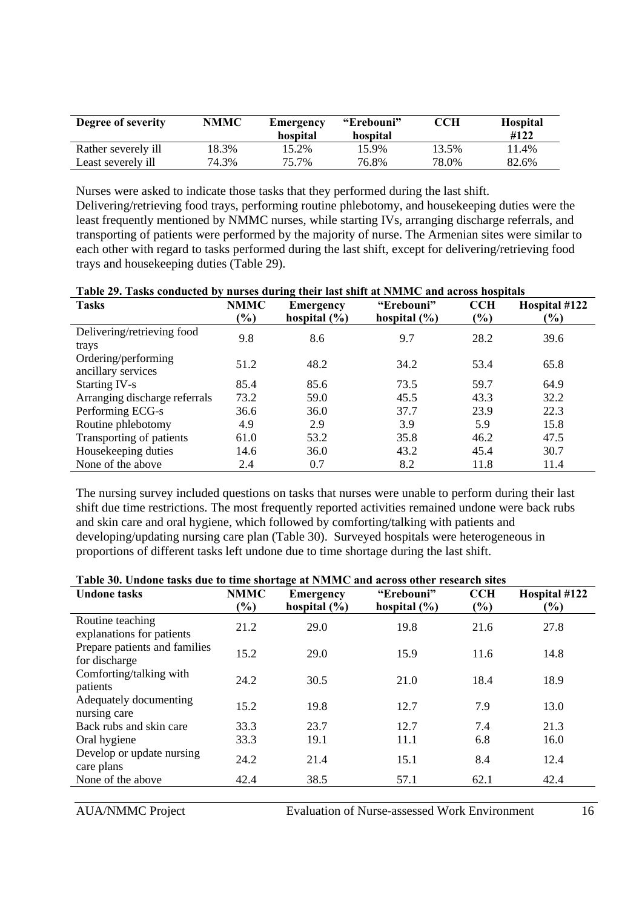| Degree of severity | NMMC | Emergency hospital | "Erebouni" hospital | CCH | Hospital #122 |
|---|---|---|---|---|---|
| Rather severely ill | 18.3% | 15.2% | 15.9% | 13.5% | 11.4% |
| Least severely ill | 74.3% | 75.7% | 76.8% | 78.0% | 82.6% |

Nurses were asked to indicate those tasks that they performed during the last shift. Delivering/retrieving food trays, performing routine phlebotomy, and housekeeping duties were the least frequently mentioned by NMMC nurses, while starting IVs, arranging discharge referrals, and transporting of patients were performed by the majority of nurse. The Armenian sites were similar to each other with regard to tasks performed during the last shift, except for delivering/retrieving food trays and housekeeping duties (Table 29).

**Table 29. Tasks conducted by nurses during their last shift at NMMC and across hospitals**

| Tasks | NMMC (%) | Emergency hospital (%) | "Erebouni" hospital (%) | CCH (%) | Hospital #122 (%) |
|---|---|---|---|---|---|
| Delivering/retrieving food trays | 9.8 | 8.6 | 9.7 | 28.2 | 39.6 |
| Ordering/performing ancillary services | 51.2 | 48.2 | 34.2 | 53.4 | 65.8 |
| Starting IV-s | 85.4 | 85.6 | 73.5 | 59.7 | 64.9 |
| Arranging discharge referrals | 73.2 | 59.0 | 45.5 | 43.3 | 32.2 |
| Performing ECG-s | 36.6 | 36.0 | 37.7 | 23.9 | 22.3 |
| Routine phlebotomy | 4.9 | 2.9 | 3.9 | 5.9 | 15.8 |
| Transporting of patients | 61.0 | 53.2 | 35.8 | 46.2 | 47.5 |
| Housekeeping duties | 14.6 | 36.0 | 43.2 | 45.4 | 30.7 |
| None of the above | 2.4 | 0.7 | 8.2 | 11.8 | 11.4 |

The nursing survey included questions on tasks that nurses were unable to perform during their last shift due time restrictions. The most frequently reported activities remained undone were back rubs and skin care and oral hygiene, which followed by comforting/talking with patients and developing/updating nursing care plan (Table 30). Surveyed hospitals were heterogeneous in proportions of different tasks left undone due to time shortage during the last shift.

**Table 30. Undone tasks due to time shortage at NMMC and across other research sites**

| Undone tasks | NMMC (%) | Emergency hospital (%) | "Erebouni" hospital (%) | CCH (%) | Hospital #122 (%) |
|---|---|---|---|---|---|
| Routine teaching explanations for patients | 21.2 | 29.0 | 19.8 | 21.6 | 27.8 |
| Prepare patients and families for discharge | 15.2 | 29.0 | 15.9 | 11.6 | 14.8 |
| Comforting/talking with patients | 24.2 | 30.5 | 21.0 | 18.4 | 18.9 |
| Adequately documenting nursing care | 15.2 | 19.8 | 12.7 | 7.9 | 13.0 |
| Back rubs and skin care | 33.3 | 23.7 | 12.7 | 7.4 | 21.3 |
| Oral hygiene | 33.3 | 19.1 | 11.1 | 6.8 | 16.0 |
| Develop or update nursing care plans | 24.2 | 21.4 | 15.1 | 8.4 | 12.4 |
| None of the above | 42.4 | 38.5 | 57.1 | 62.1 | 42.4 |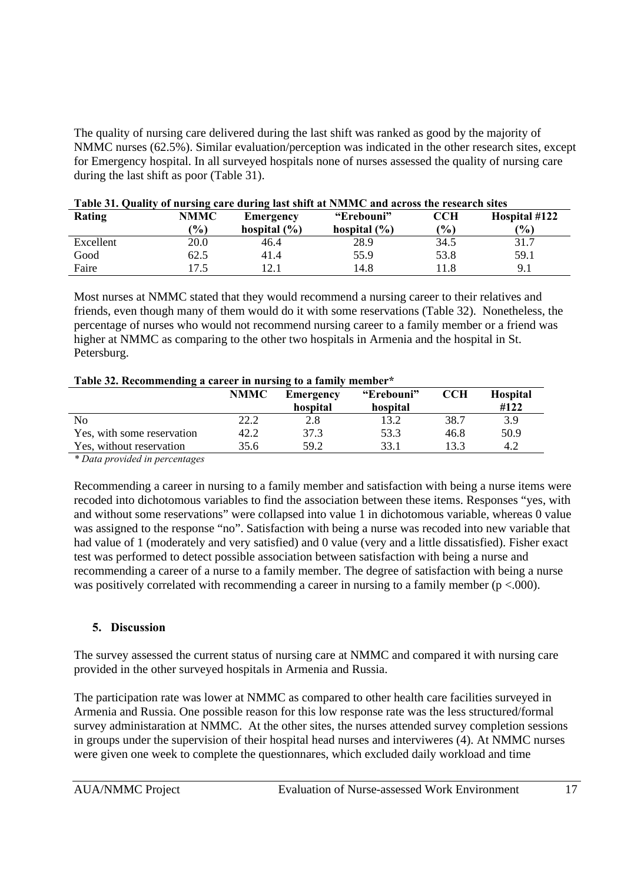The quality of nursing care delivered during the last shift was ranked as good by the majority of NMMC nurses (62.5%). Similar evaluation/perception was indicated in the other research sites, except for Emergency hospital. In all surveyed hospitals none of nurses assessed the quality of nursing care during the last shift as poor (Table 31).

**Table 31. Quality of nursing care during last shift at NMMC and across the research sites**

| Rating | NMMC (%) | Emergency hospital (%) | "Erebouni" hospital (%) | CCH (%) | Hospital #122 (%) |
|---|---|---|---|---|---|
| Excellent | 20.0 | 46.4 | 28.9 | 34.5 | 31.7 |
| Good | 62.5 | 41.4 | 55.9 | 53.8 | 59.1 |
| Faire | 17.5 | 12.1 | 14.8 | 11.8 | 9.1 |

Most nurses at NMMC stated that they would recommend a nursing career to their relatives and friends, even though many of them would do it with some reservations (Table 32). Nonetheless, the percentage of nurses who would not recommend nursing career to a family member or a friend was higher at NMMC as comparing to the other two hospitals in Armenia and the hospital in St. Petersburg.

**Table 32. Recommending a career in nursing to a family member***

| | NMMC | Emergency hospital | "Erebouni" hospital | CCH | Hospital #122 |
|---|---|---|---|---|---|
| No | 22.2 | 2.8 | 13.2 | 38.7 | 3.9 |
| Yes, with some reservation | 42.2 | 37.3 | 53.3 | 46.8 | 50.9 |
| Yes, without reservation | 35.6 | 59.2 | 33.1 | 13.3 | 4.2 |

*\* Data provided in percentages*

Recommending a career in nursing to a family member and satisfaction with being a nurse items were recoded into dichotomous variables to find the association between these items. Responses "yes, with and without some reservations" were collapsed into value 1 in dichotomous variable, whereas 0 value was assigned to the response "no". Satisfaction with being a nurse was recoded into new variable that had value of 1 (moderately and very satisfied) and 0 value (very and a little dissatisfied). Fisher exact test was performed to detect possible association between satisfaction with being a nurse and recommending a career of a nurse to a family member. The degree of satisfaction with being a nurse was positively correlated with recommending a career in nursing to a family member ($p < .000$).

## 5. Discussion

The survey assessed the current status of nursing care at NMMC and compared it with nursing care provided in the other surveyed hospitals in Armenia and Russia.

The participation rate was lower at NMMC as compared to other health care facilities surveyed in Armenia and Russia. One possible reason for this low response rate was the less structured/formal survey administaration at NMMC. At the other sites, the nurses attended survey completion sessions in groups under the supervision of their hospital head nurses and intervieweres (4). At NMMC nurses were given one week to complete the questionnares, which excluded daily workload and time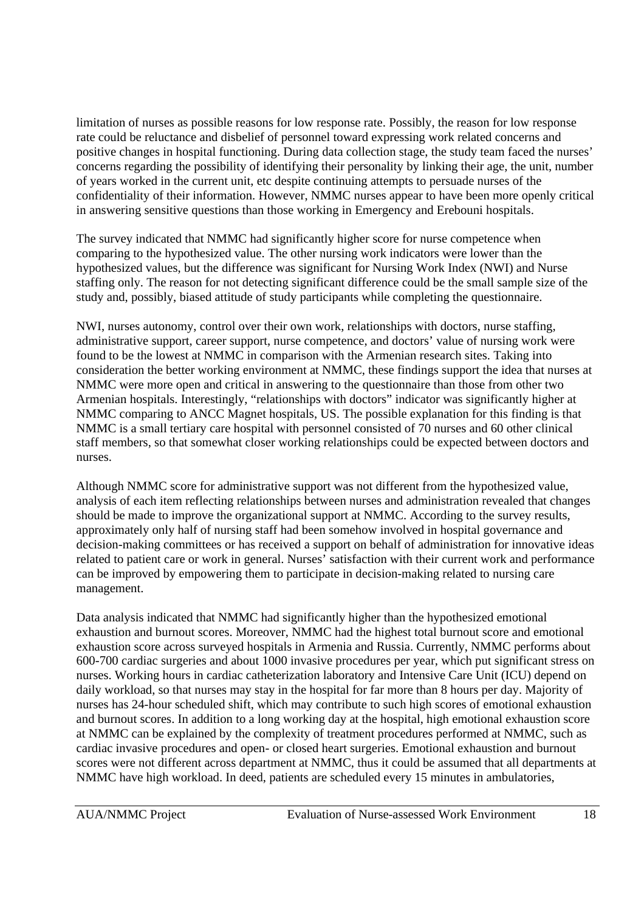limitation of nurses as possible reasons for low response rate. Possibly, the reason for low response rate could be reluctance and disbelief of personnel toward expressing work related concerns and positive changes in hospital functioning. During data collection stage, the study team faced the nurses' concerns regarding the possibility of identifying their personality by linking their age, the unit, number of years worked in the current unit, etc despite continuing attempts to persuade nurses of the confidentiality of their information. However, NMMC nurses appear to have been more openly critical in answering sensitive questions than those working in Emergency and Erebouni hospitals.

The survey indicated that NMMC had significantly higher score for nurse competence when comparing to the hypothesized value. The other nursing work indicators were lower than the hypothesized values, but the difference was significant for Nursing Work Index (NWI) and Nurse staffing only. The reason for not detecting significant difference could be the small sample size of the study and, possibly, biased attitude of study participants while completing the questionnaire.

NWI, nurses autonomy, control over their own work, relationships with doctors, nurse staffing, administrative support, career support, nurse competence, and doctors' value of nursing work were found to be the lowest at NMMC in comparison with the Armenian research sites. Taking into consideration the better working environment at NMMC, these findings support the idea that nurses at NMMC were more open and critical in answering to the questionnaire than those from other two Armenian hospitals. Interestingly, "relationships with doctors" indicator was significantly higher at NMMC comparing to ANCC Magnet hospitals, US. The possible explanation for this finding is that NMMC is a small tertiary care hospital with personnel consisted of 70 nurses and 60 other clinical staff members, so that somewhat closer working relationships could be expected between doctors and nurses.

Although NMMC score for administrative support was not different from the hypothesized value, analysis of each item reflecting relationships between nurses and administration revealed that changes should be made to improve the organizational support at NMMC. According to the survey results, approximately only half of nursing staff had been somehow involved in hospital governance and decision-making committees or has received a support on behalf of administration for innovative ideas related to patient care or work in general. Nurses' satisfaction with their current work and performance can be improved by empowering them to participate in decision-making related to nursing care management.

Data analysis indicated that NMMC had significantly higher than the hypothesized emotional exhaustion and burnout scores. Moreover, NMMC had the highest total burnout score and emotional exhaustion score across surveyed hospitals in Armenia and Russia. Currently, NMMC performs about 600-700 cardiac surgeries and about 1000 invasive procedures per year, which put significant stress on nurses. Working hours in cardiac catheterization laboratory and Intensive Care Unit (ICU) depend on daily workload, so that nurses may stay in the hospital for far more than 8 hours per day. Majority of nurses has 24-hour scheduled shift, which may contribute to such high scores of emotional exhaustion and burnout scores. In addition to a long working day at the hospital, high emotional exhaustion score at NMMC can be explained by the complexity of treatment procedures performed at NMMC, such as cardiac invasive procedures and open- or closed heart surgeries. Emotional exhaustion and burnout scores were not different across department at NMMC, thus it could be assumed that all departments at NMMC have high workload. In deed, patients are scheduled every 15 minutes in ambulatories,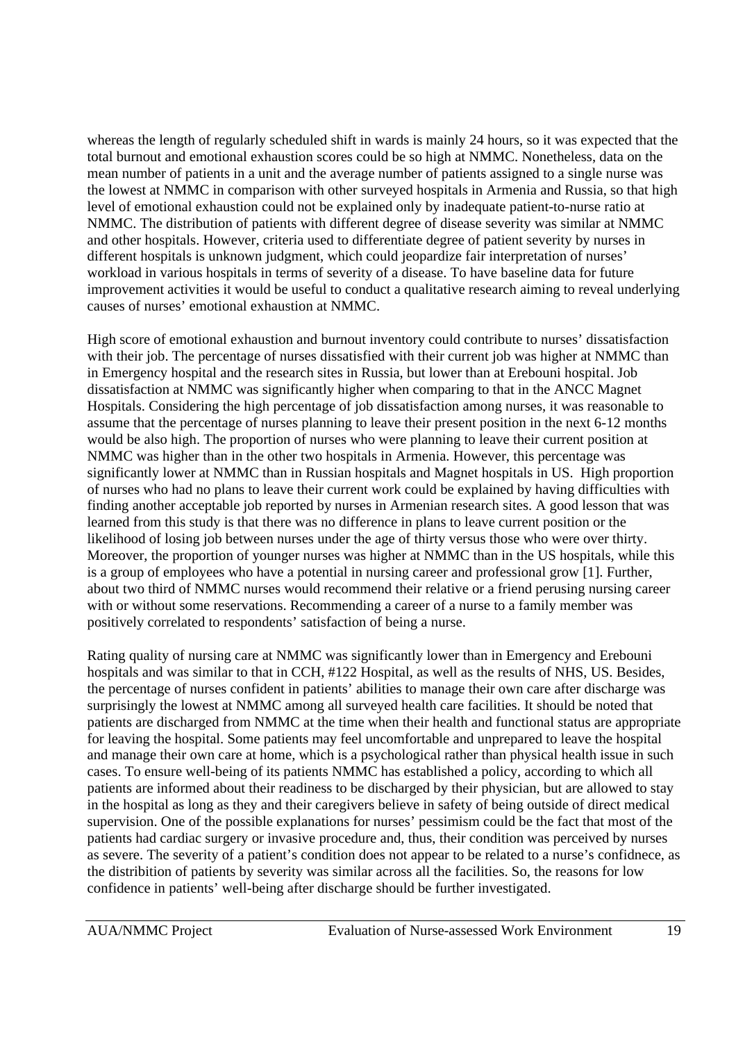whereas the length of regularly scheduled shift in wards is mainly 24 hours, so it was expected that the total burnout and emotional exhaustion scores could be so high at NMMC. Nonetheless, data on the mean number of patients in a unit and the average number of patients assigned to a single nurse was the lowest at NMMC in comparison with other surveyed hospitals in Armenia and Russia, so that high level of emotional exhaustion could not be explained only by inadequate patient-to-nurse ratio at NMMC. The distribution of patients with different degree of disease severity was similar at NMMC and other hospitals. However, criteria used to differentiate degree of patient severity by nurses in different hospitals is unknown judgment, which could jeopardize fair interpretation of nurses' workload in various hospitals in terms of severity of a disease. To have baseline data for future improvement activities it would be useful to conduct a qualitative research aiming to reveal underlying causes of nurses' emotional exhaustion at NMMC.

High score of emotional exhaustion and burnout inventory could contribute to nurses' dissatisfaction with their job. The percentage of nurses dissatisfied with their current job was higher at NMMC than in Emergency hospital and the research sites in Russia, but lower than at Erebouni hospital. Job dissatisfaction at NMMC was significantly higher when comparing to that in the ANCC Magnet Hospitals. Considering the high percentage of job dissatisfaction among nurses, it was reasonable to assume that the percentage of nurses planning to leave their present position in the next 6-12 months would be also high. The proportion of nurses who were planning to leave their current position at NMMC was higher than in the other two hospitals in Armenia. However, this percentage was significantly lower at NMMC than in Russian hospitals and Magnet hospitals in US. High proportion of nurses who had no plans to leave their current work could be explained by having difficulties with finding another acceptable job reported by nurses in Armenian research sites. A good lesson that was learned from this study is that there was no difference in plans to leave current position or the likelihood of losing job between nurses under the age of thirty versus those who were over thirty. Moreover, the proportion of younger nurses was higher at NMMC than in the US hospitals, while this is a group of employees who have a potential in nursing career and professional grow [1]. Further, about two third of NMMC nurses would recommend their relative or a friend perusing nursing career with or without some reservations. Recommending a career of a nurse to a family member was positively correlated to respondents' satisfaction of being a nurse.

Rating quality of nursing care at NMMC was significantly lower than in Emergency and Erebouni hospitals and was similar to that in CCH, #122 Hospital, as well as the results of NHS, US. Besides, the percentage of nurses confident in patients' abilities to manage their own care after discharge was surprisingly the lowest at NMMC among all surveyed health care facilities. It should be noted that patients are discharged from NMMC at the time when their health and functional status are appropriate for leaving the hospital. Some patients may feel uncomfortable and unprepared to leave the hospital and manage their own care at home, which is a psychological rather than physical health issue in such cases. To ensure well-being of its patients NMMC has established a policy, according to which all patients are informed about their readiness to be discharged by their physician, but are allowed to stay in the hospital as long as they and their caregivers believe in safety of being outside of direct medical supervision. One of the possible explanations for nurses' pessimism could be the fact that most of the patients had cardiac surgery or invasive procedure and, thus, their condition was perceived by nurses as severe. The severity of a patient's condition does not appear to be related to a nurse's confidnece, as the distribition of patients by severity was similar across all the facilities. So, the reasons for low confidence in patients' well-being after discharge should be further investigated.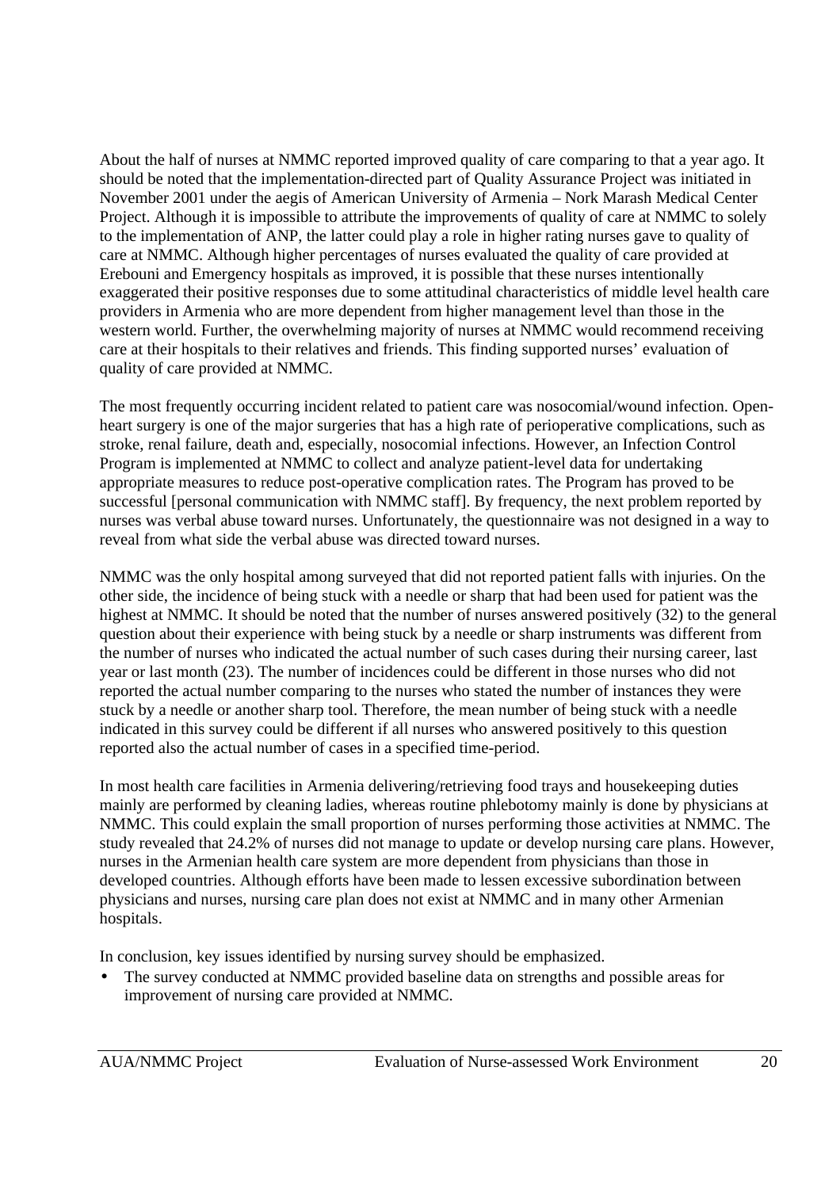About the half of nurses at NMMC reported improved quality of care comparing to that a year ago. It should be noted that the implementation-directed part of Quality Assurance Project was initiated in November 2001 under the aegis of American University of Armenia – Nork Marash Medical Center Project. Although it is impossible to attribute the improvements of quality of care at NMMC to solely to the implementation of ANP, the latter could play a role in higher rating nurses gave to quality of care at NMMC. Although higher percentages of nurses evaluated the quality of care provided at Erebouni and Emergency hospitals as improved, it is possible that these nurses intentionally exaggerated their positive responses due to some attitudinal characteristics of middle level health care providers in Armenia who are more dependent from higher management level than those in the western world. Further, the overwhelming majority of nurses at NMMC would recommend receiving care at their hospitals to their relatives and friends. This finding supported nurses' evaluation of quality of care provided at NMMC.

The most frequently occurring incident related to patient care was nosocomial/wound infection. Open-heart surgery is one of the major surgeries that has a high rate of perioperative complications, such as stroke, renal failure, death and, especially, nosocomial infections. However, an Infection Control Program is implemented at NMMC to collect and analyze patient-level data for undertaking appropriate measures to reduce post-operative complication rates. The Program has proved to be successful [personal communication with NMMC staff]. By frequency, the next problem reported by nurses was verbal abuse toward nurses. Unfortunately, the questionnaire was not designed in a way to reveal from what side the verbal abuse was directed toward nurses.

NMMC was the only hospital among surveyed that did not reported patient falls with injuries. On the other side, the incidence of being stuck with a needle or sharp that had been used for patient was the highest at NMMC. It should be noted that the number of nurses answered positively (32) to the general question about their experience with being stuck by a needle or sharp instruments was different from the number of nurses who indicated the actual number of such cases during their nursing career, last year or last month (23). The number of incidences could be different in those nurses who did not reported the actual number comparing to the nurses who stated the number of instances they were stuck by a needle or another sharp tool. Therefore, the mean number of being stuck with a needle indicated in this survey could be different if all nurses who answered positively to this question reported also the actual number of cases in a specified time-period.

In most health care facilities in Armenia delivering/retrieving food trays and housekeeping duties mainly are performed by cleaning ladies, whereas routine phlebotomy mainly is done by physicians at NMMC. This could explain the small proportion of nurses performing those activities at NMMC. The study revealed that 24.2% of nurses did not manage to update or develop nursing care plans. However, nurses in the Armenian health care system are more dependent from physicians than those in developed countries. Although efforts have been made to lessen excessive subordination between physicians and nurses, nursing care plan does not exist at NMMC and in many other Armenian hospitals.

In conclusion, key issues identified by nursing survey should be emphasized.

- The survey conducted at NMMC provided baseline data on strengths and possible areas for improvement of nursing care provided at NMMC.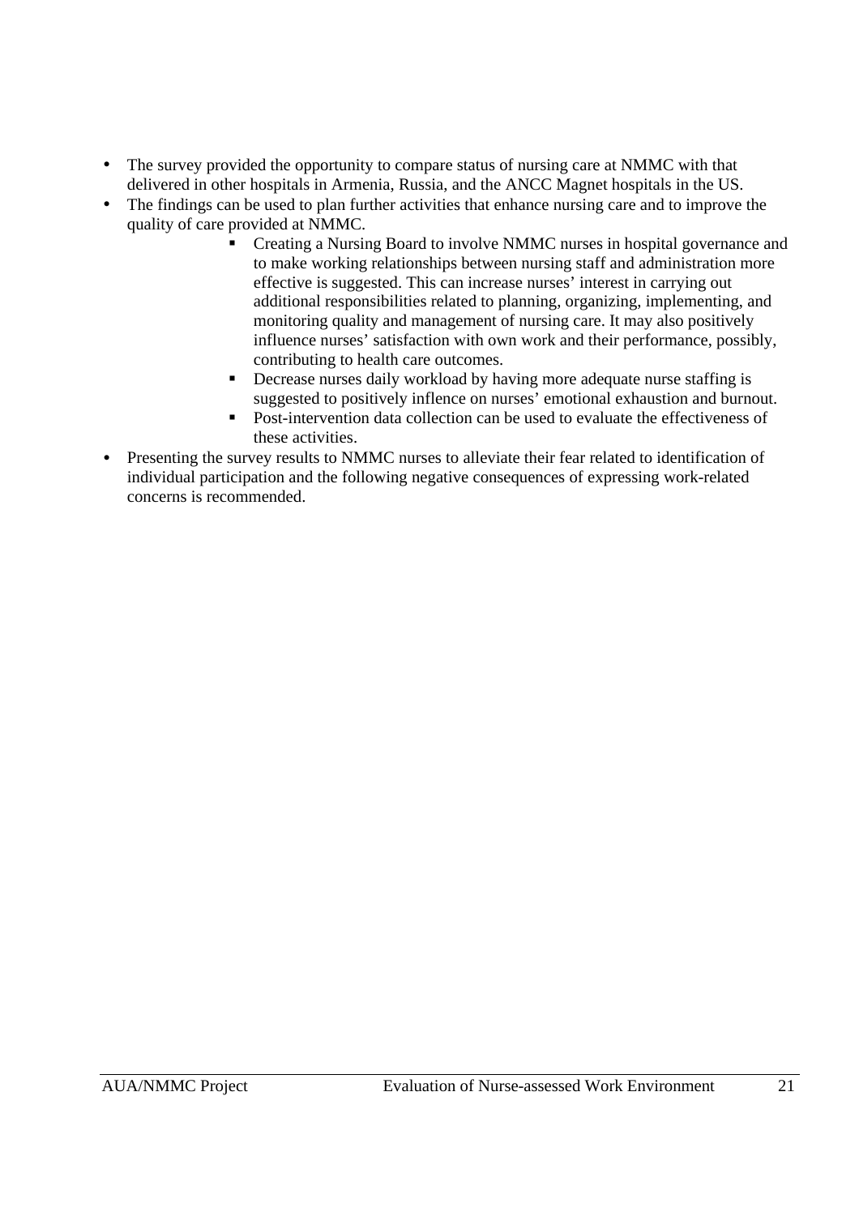- The survey provided the opportunity to compare status of nursing care at NMMC with that delivered in other hospitals in Armenia, Russia, and the ANCC Magnet hospitals in the US.
- The findings can be used to plan further activities that enhance nursing care and to improve the quality of care provided at NMMC.
    - Creating a Nursing Board to involve NMMC nurses in hospital governance and to make working relationships between nursing staff and administration more effective is suggested. This can increase nurses' interest in carrying out additional responsibilities related to planning, organizing, implementing, and monitoring quality and management of nursing care. It may also positively influence nurses' satisfaction with own work and their performance, possibly, contributing to health care outcomes.
    - Decrease nurses daily workload by having more adequate nurse staffing is suggested to positively inflence on nurses' emotional exhaustion and burnout.
    - Post-intervention data collection can be used to evaluate the effectiveness of these activities.
- Presenting the survey results to NMMC nurses to alleviate their fear related to identification of individual participation and the following negative consequences of expressing work-related concerns is recommended.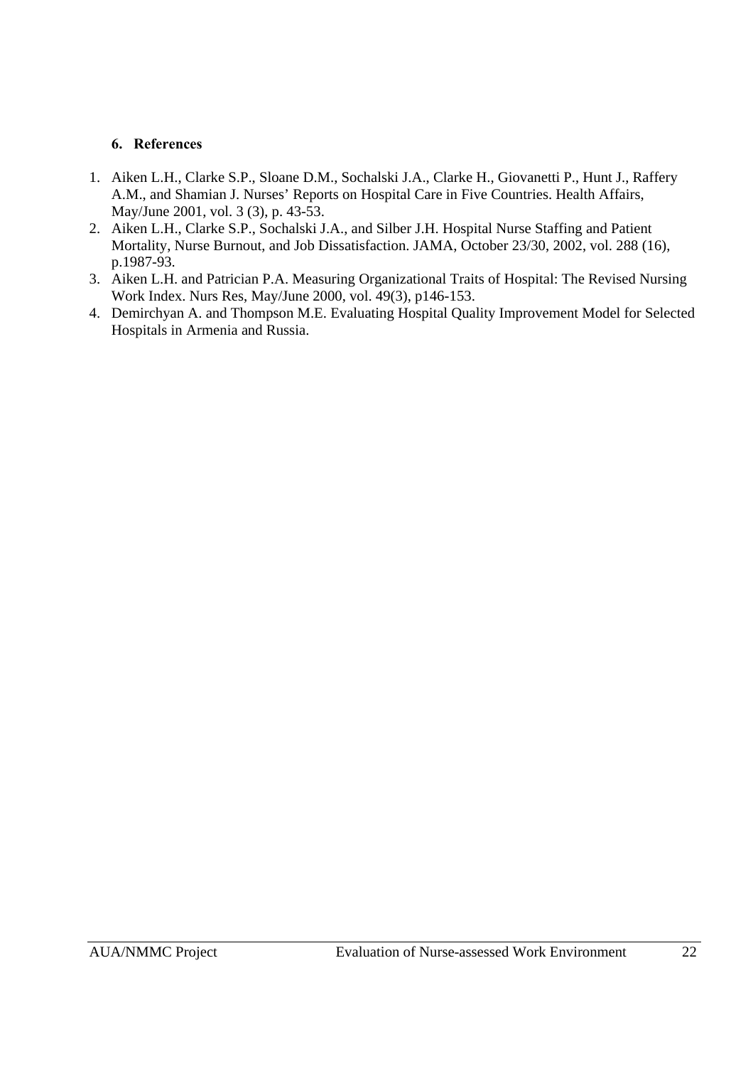## 6. References

1. Aiken L.H., Clarke S.P., Sloane D.M., Sochalski J.A., Clarke H., Giovanetti P., Hunt J., Raffery A.M., and Shamian J. Nurses' Reports on Hospital Care in Five Countries. Health Affairs, May/June 2001, vol. 3 (3), p. 43-53.
2. Aiken L.H., Clarke S.P., Sochalski J.A., and Silber J.H. Hospital Nurse Staffing and Patient Mortality, Nurse Burnout, and Job Dissatisfaction. JAMA, October 23/30, 2002, vol. 288 (16), p.1987-93.
3. Aiken L.H. and Patrician P.A. Measuring Organizational Traits of Hospital: The Revised Nursing Work Index. Nurs Res, May/June 2000, vol. 49(3), p146-153.
4. Demirchyan A. and Thompson M.E. Evaluating Hospital Quality Improvement Model for Selected Hospitals in Armenia and Russia.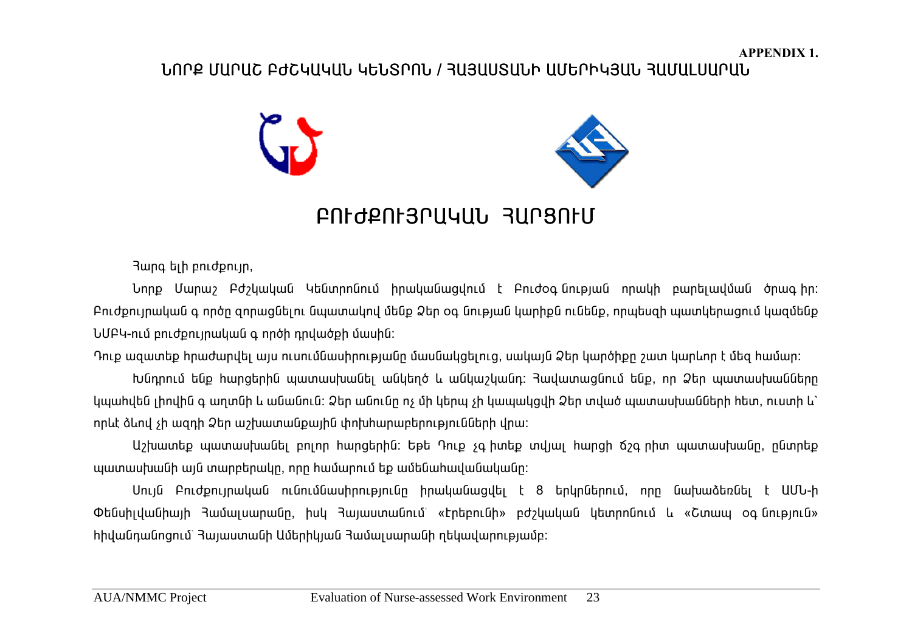APPENDIX 1.

ՆՈՐՔ ՄԱՐԱՇ ԲԺՇԿԱԿԱՆ ԿԵՆՏՐՈՆ / ՀԱՅԱՍՏԱՆԻ ԱՄԵՐԻԿՅԱՆ ՀԱՄԱԼՍԱՐԱՆ

# ԲՈՒԺՔՈՒՅՐԱԿԱՆ ՀԱՐՑՈՒՄ

Հարգ ելի բուժքույր,

Նորք Մարաշ Բժշկական Կենտրոնում իրականացվում է Բուժօգ նության որակի բարելավման ծրագ իր: Բուժքույրական գ ործը զորացնելու նպատակով մենք Ձեր օգ նության կարիքն ունենք, որպեսզի պատկերացում կազմենք ՆՄԲԿ-ում բուժքույրական գ ործի դրվածքի մասին:

Դուք ազատ եք հրաժարվել այս ուսումնասիրությանը մասնակցելուց, սակայն Ձեր կարծիքը շատ կարևոր է մեզ համար:

Խնդրում ենք հարցերին պատասխանել անկեղծ և անկաշկանդ: Հավատացնում ենք, որ Ձեր պատասխանները կպահվեն լիովին գ աղտնի և անանուն: Ձեր անունը ոչ մի կերպ չի կապակցվի Ձեր տված պատասխանների հետ, ուստի և՝ որևէ ձևով չի ազդի Ձեր աշխատանքային փոխհարաբերությունների վրա:

Աշխատեք պատասխանել բոլոր հարցերին: Եթե Դուք չգ իտեք տվյալ հարցի ճշգ րիտ պատասխանը, ընտրեք պատասխանի այն տարբերակը, որը համարում եք ամենահավանականը:

Սույն Բուժքույրական ուսումնասիրությունը իրականացվել է 8 երկրներում, որը նախաձեռնել է ԱՄՆ-ի Փենսիլվանիայի Համալսարանը, իսկ Հայաստանում՝ «Էրեբունի» բժշկական կետրոնում և «Շտապ օգ նություն» հիվանդանոցում՝ Հայաստանի Ամերիկյան Համալսարանի ղեկավարությամբ: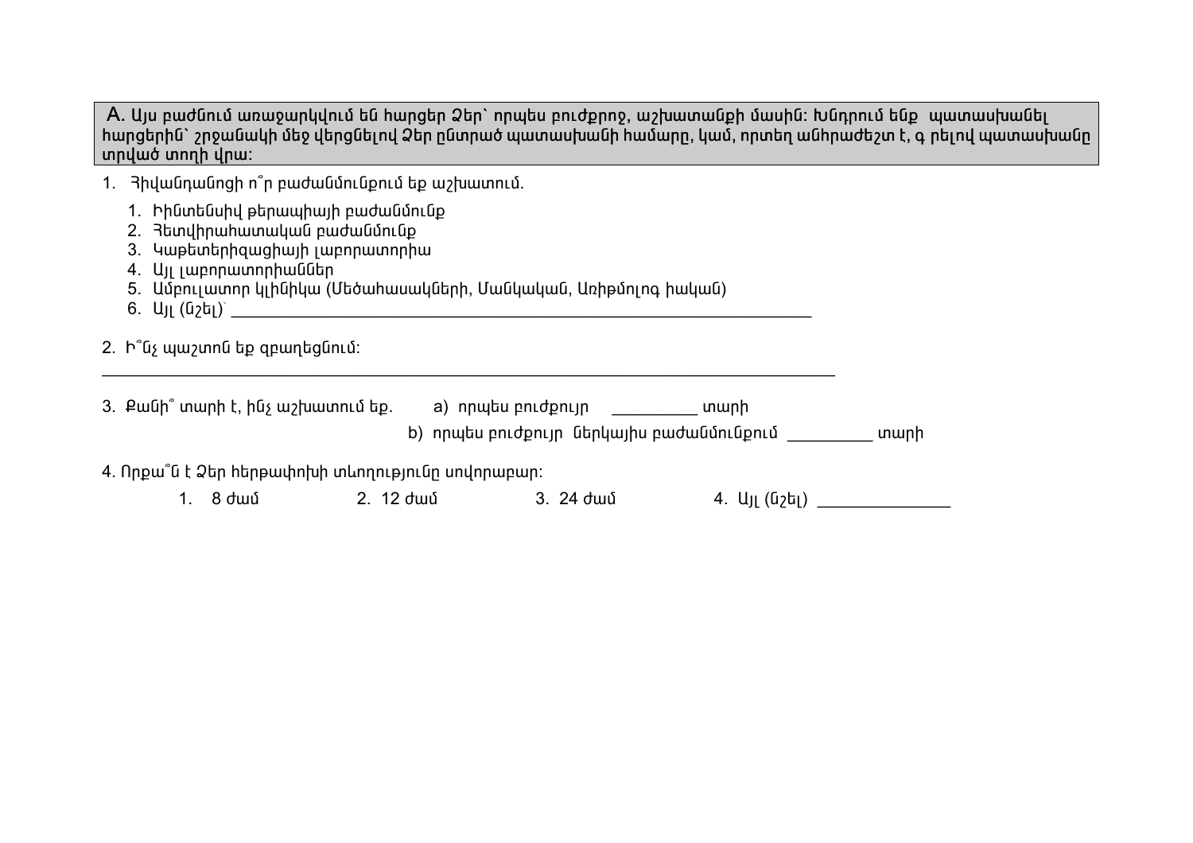**A.** Այս բաժնում առաջարկվում են հարցեր Ձեր՝ որպես բուժքրոջ, աշխատանքի մասին: Խնդրում ենք պատասխանել հարցերին՝ շրջանակի մեջ վերցնելով Ձեր ընտրած պատասխանի համարը, կամ, որտեղ անհրաժեշտ է, գ րելով պատասխանը տրված տողի վրա:

1. Հիվանդանոցի ո՞ր բաժանմունքում եք աշխատում.

   1. Ինտենսիվ թերապիայի բաժանմունք
   2. Հետվիրահատական բաժանմունք
   3. Կաթետերիզացիայի լաբորատորիա
   4. Այլ լաբորատորիաներ
   5. Ամբուլատոր կլինիկա (Մեծահասակների, Մանկական, Առիթմոլոգ իական)
   6. Այլ (նշել)՝ ___________________________________________________________________

2. Ի՞նչ պաշտոն եք զբաղեցնում:

___________________________________________________________________________________

3. Քանի՞ տարի է, ինչ աշխատում եք.   a) որպես բուժքույր _________ տարի

   b) որպես բուժքույր ներկայիս բաժանմունքում _________ տարի

4. Որքա՞ն է Ձեր հերթափոխի տևողությունը սովորաբար:

   1. 8 ժամ   2. 12 ժամ   3. 24 ժամ   4. Այլ (նշել) ______________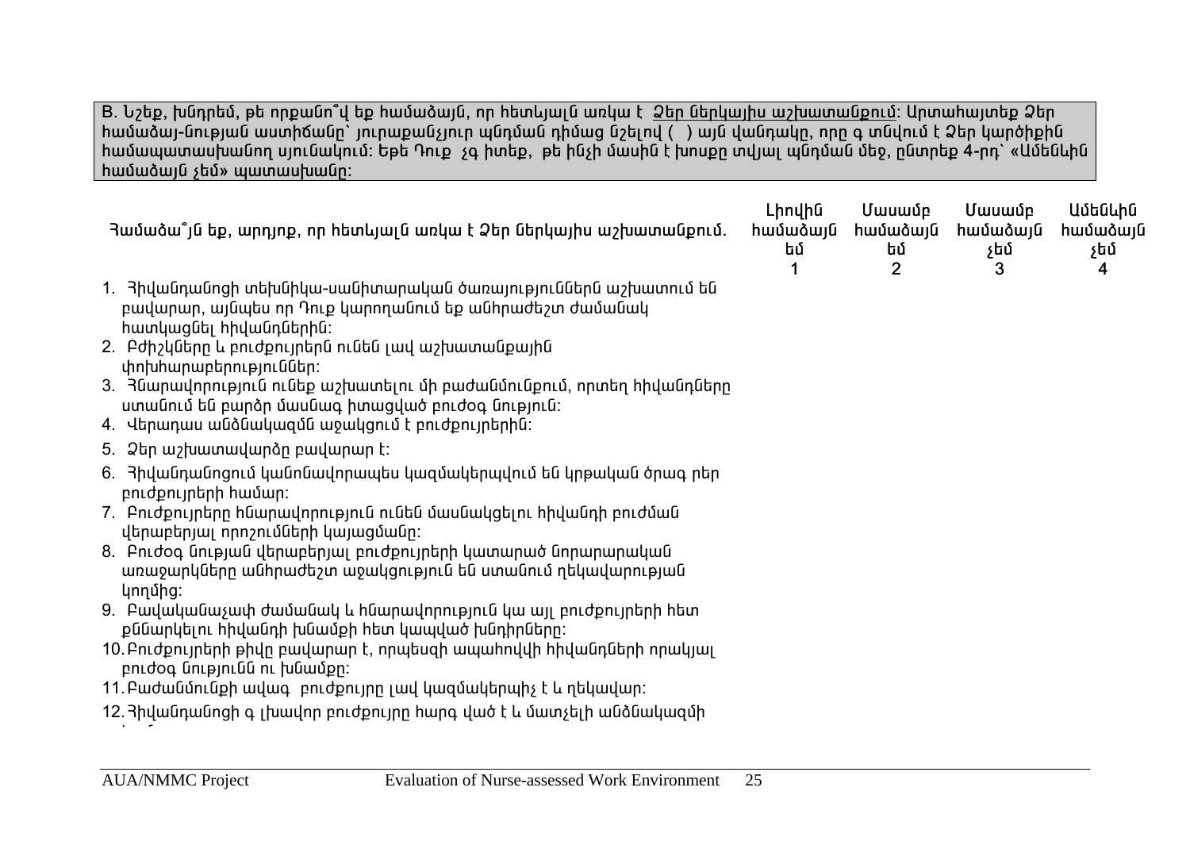B. Նշեք, խնդրեմ, թե որքանո՞վ եք համաձայն, որ հետևյալն առկա է <u>Ձեր ներկայիս աշխատանքում</u>: Արտահայտեք Ձեր համաձայն-նության աստիճանը՝ յուրաքանչյուր պնդման դիմաց նշելով ( ) այն վանդակը, որը գ տնվում է Ձեր կարծիքին համապատասխանող սյունակում: Եթե Դուք չգ իտեք, թե ինչի մասին է խոսքը տվյալ պնդման մեջ, ընտրեք 4-րդ՝ «Ամենևին համաձայն չեմ» պատասխանը:

| Համաձա՞յն եք, արդյոք, որ հետևյալն առկա է Ձեր ներկայիս աշխատանքում. | Լիովին համաձայն եմ 1 | Մասամբ համաձայն եմ 2 | Մասամբ համաձայն չեմ 3 | Ամենևին համաձայն չեմ 4 |
|---|---|---|---|---|
| 1. Հիվանդանոցի տեխնիկա-սանիտարական ծառայություններն աշխատում են բավարար, այնպես որ Դուք կարողանում եք անհրաժեշտ ժամանակ հատկացնել հիվանդներին: | | | | |
| 2. Բժիշկները և բուժքույրերն ունեն լավ աշխատանքային փոխհարաբերություններ: | | | | |
| 3. Հնարավորություն ունեք աշխատելու մի բաժանմունքում, որտեղ հիվանդները ստանում են բարձր մասնագ իտացված բուժօգ նություն: | | | | |
| 4. Վերադաս անձնակազմն աջակցում է բուժքույրերին: | | | | |
| 5. Ձեր աշխատավարձը բավարար է: | | | | |
| 6. Հիվանդանոցում կանոնավորապես կազմակերպվում են կրթական ծրագ րեր բուժքույրերի համար: | | | | |
| 7. Բուժքույրերը հնարավորություն ունեն մասնակցելու հիվանդի բուժման վերաբերյալ որոշումների կայացմանը: | | | | |
| 8. Բուժօգ նության վերաբերյալ բուժքույրերի կատարած նորարարական առաջարկները անհրաժեշտ աջակցություն են ստանում ղեկավարության կողմից: | | | | |
| 9. Բավականաչափ ժամանակ և հնարավորություն կա այլ բուժքույրերի հետ քննարկելու հիվանդի խնամքի հետ կապված խնդիրները: | | | | |
| 10. Բուժքույրերի թիվը բավարար է, որպեսզի ապահովվի հիվանդների որակյալ բուժօգ նությունն ու խնամքը: | | | | |
| 11. Բաժանմունքի ավագ բուժքույրը լավ կազմակերպիչ է և ղեկավար: | | | | |
| 12. Հիվանդանոցի գ լխավոր բուժքույրը հարգ ված է և մատչելի անձնակազմի | | | | |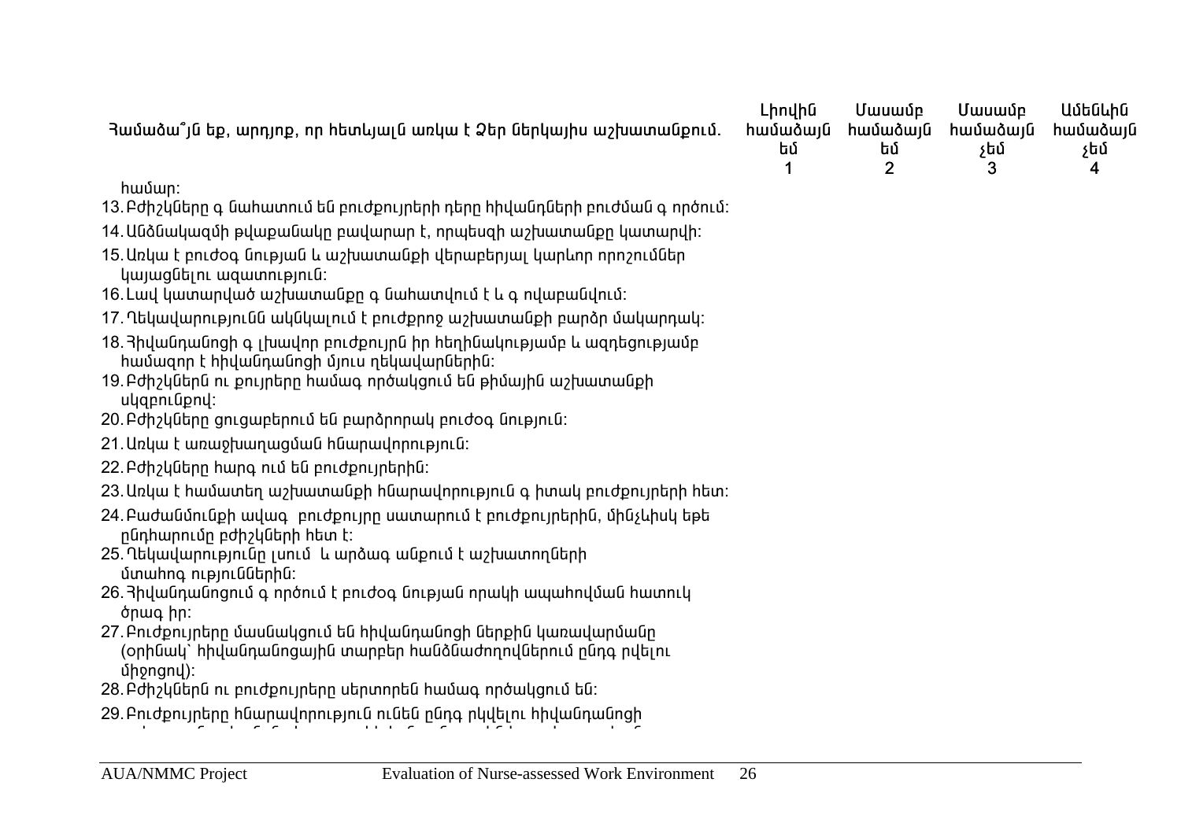| Համաձա՞յն եք, արդյոք, որ հետևյալն առկա է Ձեր ներկայիս աշխատանքում. | Լիովին համաձայն եմ 1 | Մասամբ համաձայն եմ 2 | Մասամբ համաձայն չեմ 3 | Ամենևին համաձայն չեմ 4 |
|---|---|---|---|---|
| համար: | | | | |
| 13. Բժիշկները գնահատում են բուժքույրերի դերը հիվանդների բուժման գործում: | | | | |
| 14. Անձնակազմի թվաքանակը բավարար է, որպեսզի աշխատանքը կատարվի: | | | | |
| 15. Առկա է բուժօգնության և աշխատանքի վերաբերյալ կարևոր որոշումներ կայացնելու ազատություն: | | | | |
| 16. Լավ կատարված աշխատանքը գնահատվում է և գովաբանվում: | | | | |
| 17. Ղեկավարությունն ակնկալում է բուժքրոջ աշխատանքի բարձր մակարդակ: | | | | |
| 18. Հիվանդանոցի գլխավոր բուժքույրն իր հեղինակությամբ և ազդեցությամբ համազոր է հիվանդանոցի մյուս ղեկավարներին: | | | | |
| 19. Բժիշկներն ու քույրերը համագործակցում են թիմային աշխատանքի սկզբունքով: | | | | |
| 20. Բժիշկները ցուցաբերում են բարձրորակ բուժօգնություն: | | | | |
| 21. Առկա է առաջխաղացման հնարավորություն: | | | | |
| 22. Բժիշկները հարգում են բուժքույրերին: | | | | |
| 23. Առկա է համատեղ աշխատանքի հնարավորություն գիտակ բուժքույրերի հետ: | | | | |
| 24. Բաժանմունքի ավագ բուժքույրը սատարում է բուժքույրերին, մինչևիսկ եթե ընդհարումը բժիշկների հետ է: | | | | |
| 25. Ղեկավարությունը լսում և արձագանքում է աշխատողների մտահոգություններին: | | | | |
| 26. Հիվանդանոցում գործում է բուժօգնության որակի ապահովման հատուկ ծրագիր: | | | | |
| 27. Բուժքույրերը մասնակցում են հիվանդանոցի ներքին կառավարմանը (օրինակ՝ հիվանդանոցային տարբեր հանձնաժողովներում ընդգրկվելու միջոցով): | | | | |
| 28. Բժիշկներն ու բուժքույրերը սերտորեն համագործակցում են: | | | | |
| 29. Բուժքույրերը հնարավորություն ունեն ընդգրկվելու հիվանդանոցի | | | | |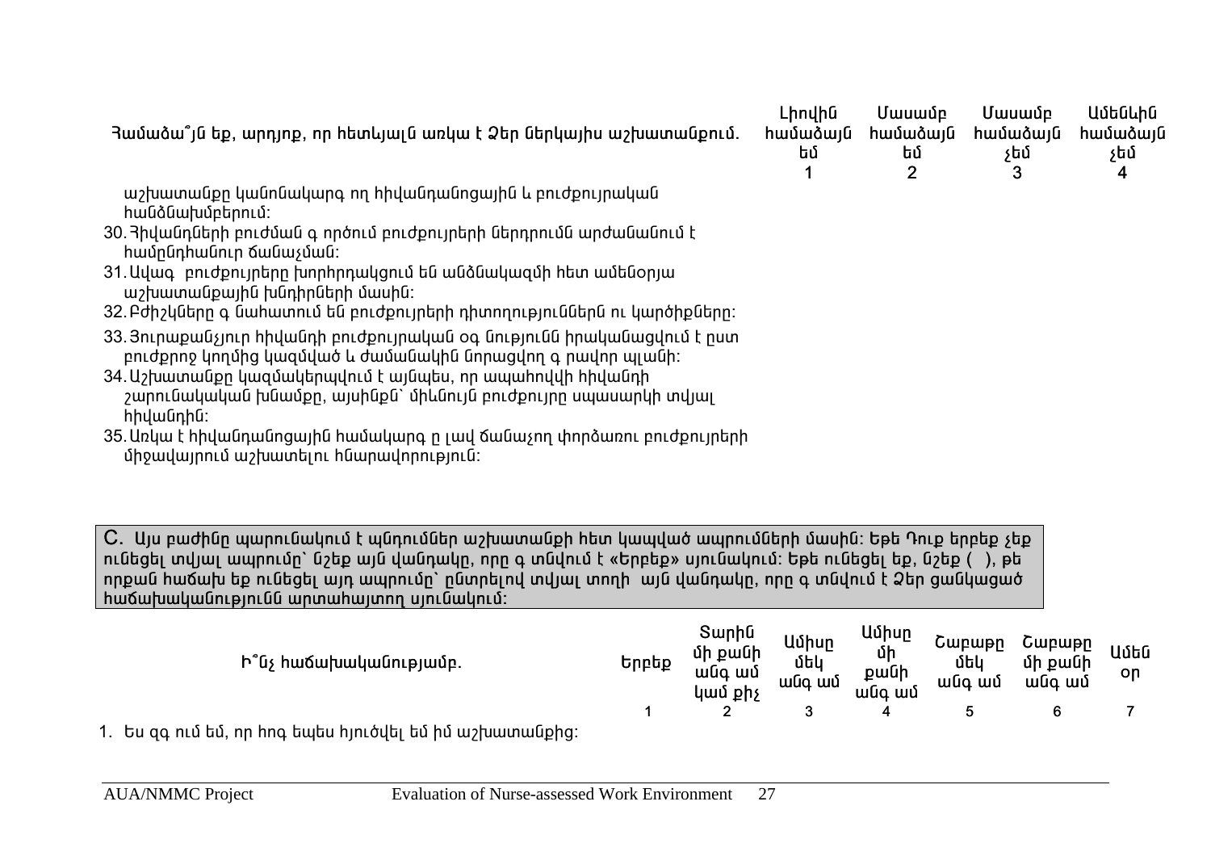| Համաձա՞յն եք, արդյոք, որ հետևյալն առկա է Ձեր ներկայիս աշխատանքում. | Լիովին համաձայն եմ | Մասամբ համաձայն եմ | Մասամբ համաձայն չեմ | Ամենևին համաձայն չեմ |
|---|---|---|---|---|
| | 1 | 2 | 3 | 4 |
| աշխատանքը կանոնակարգ ող հիվանդանոցային և բուժքույրական հանձնախմբերում: | | | | |
| 30. Հիվանդների բուժման գ ործում բուժքույրերի ներդրումն արժանանում է համընդհանուր ճանաչման: | | | | |
| 31. Ավագ բուժքույրերը խորհրդակցում են անձնակազմի հետ ամենօրյա աշխատանքային խնդիրների մասին: | | | | |
| 32. Բժիշկները գ նահատում են բուժքույրերի դիտողություններն ու կարծիքները: | | | | |
| 33. Յուրաքանչյուր հիվանդի բուժքույրական օգ նությունն իրականացվում է ըստ բուժքրոջ կողմից կազմված և ժամանակին նորացվող գ րավոր պլանի: | | | | |
| 34. Աշխատանքը կազմակերպվում է այնպես, որ ապահովվի հիվանդի շարունակական խնամքը, այսինքն՝ միևնույն բուժքույրը սպասարկի տվյալ հիվանդին: | | | | |
| 35. Առկա է հիվանդանոցային համակարգ ը լավ ճանաչող փորձառու բուժքույրերի միջավայրում աշխատելու հնարավորություն: | | | | |

**C.** Այս բաժինը պարունակում է պնդումներ աշխատանքի հետ կապված ապրումների մասին: Եթե Դուք երբեք չեք ունեցել տվյալ ապրումը՝ նշեք այն վանդակը, որը գ տնվում է «Երբեք» սյունակում: Եթե ունեցել եք, նշեք ( ), թե որքան հաճախ եք ունեցել այդ ապրումը՝ ընտրելով տվյալ տողի այն վանդակը, որը գ տնվում է Ձեր ցանկացած հաճախականությունն արտահայտող սյունակում:

| Ի՞նչ հաճախականությամբ. | Երբեք | Տարին մի քանի անգ ամ կամ քիչ | Ամիսը մեկ անգ ամ | Ամիսը մի քանի անգ ամ | Շաբաթը մեկ անգ ամ | Շաբաթը մի քանի անգ ամ | Ամեն օր |
|---|---|---|---|---|---|---|---|
| | 1 | 2 | 3 | 4 | 5 | 6 | 7 |
| 1. Ես զգ ում եմ, որ հոգ եպես հյուծվել եմ իմ աշխատանքից: | | | | | | | |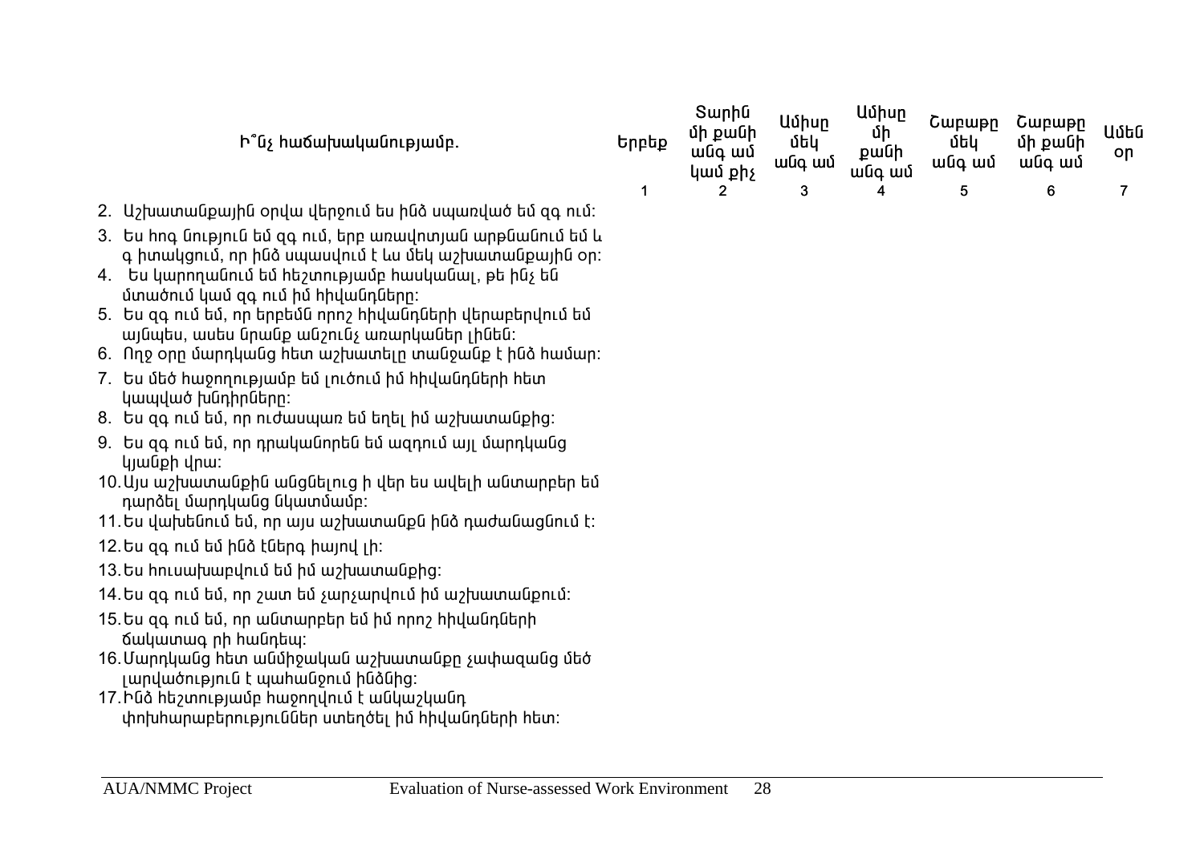| Ի՞նչ հաճախականությամբ. | Երբեք | Տարին մի քանի անգամ կամ քիչ | Ամիսը մեկ անգամ | Ամիսը մի քանի անգամ | Շաբաթը մեկ անգամ | Շաբաթը մի քանի անգամ | Ամեն օր |
|---|---|---|---|---|---|---|---|
| | 1 | 2 | 3 | 4 | 5 | 6 | 7 |
| 2. Աշխատանքային օրվա վերջում ես ինձ սպառված եմ զգում: | | | | | | | |
| 3. Ես հոգնություն եմ զգում, երբ առավոտյան արթնանում եմ և գիտակցում, որ ինձ սպասվում է ևս մեկ աշխատանքային օր: | | | | | | | |
| 4. Ես կարողանում եմ հեշտությամբ հասկանալ, թե ինչ են մտածում կամ զգում իմ հիվանդները: | | | | | | | |
| 5. Ես զգում եմ, որ երբեմն որոշ հիվանդների վերաբերվում եմ այնպես, ասես նրանք անշունչ առարկաներ լինեն: | | | | | | | |
| 6. Ողջ օրը մարդկանց հետ աշխատելը տանջանք է ինձ համար: | | | | | | | |
| 7. Ես մեծ հաջողությամբ եմ լուծում իմ հիվանդների հետ կապված խնդիրները: | | | | | | | |
| 8. Ես զգում եմ, որ ուժասպառ եմ եղել իմ աշխատանքից: | | | | | | | |
| 9. Ես զգում եմ, որ դրականորեն եմ ազդում այլ մարդկանց կյանքի վրա: | | | | | | | |
| 10. Այս աշխատանքին անցնելուց ի վեր ես ավելի անտարբեր եմ դարձել մարդկանց նկատմամբ: | | | | | | | |
| 11. Ես վախենում եմ, որ այս աշխատանքն ինձ դաժանացնում է: | | | | | | | |
| 12. Ես զգում եմ ինձ էներգ իայով լի: | | | | | | | |
| 13. Ես հուսախաբվում եմ իմ աշխատանքից: | | | | | | | |
| 14. Ես զգում եմ, որ շատ եմ չարչարվում իմ աշխատանքում: | | | | | | | |
| 15. Ես զգում եմ, որ անտարբեր եմ իմ որոշ հիվանդների ճակատագ րի հանդեպ: | | | | | | | |
| 16. Մարդկանց հետ անմիջական աշխատանքը չափազանց մեծ լարվածություն է պահանջում ինձնից: | | | | | | | |
| 17. Ինձ հեշտությամբ հաջողվում է անկաշկանդ փոխհարաբերություններ ստեղծել իմ հիվանդների հետ: | | | | | | | |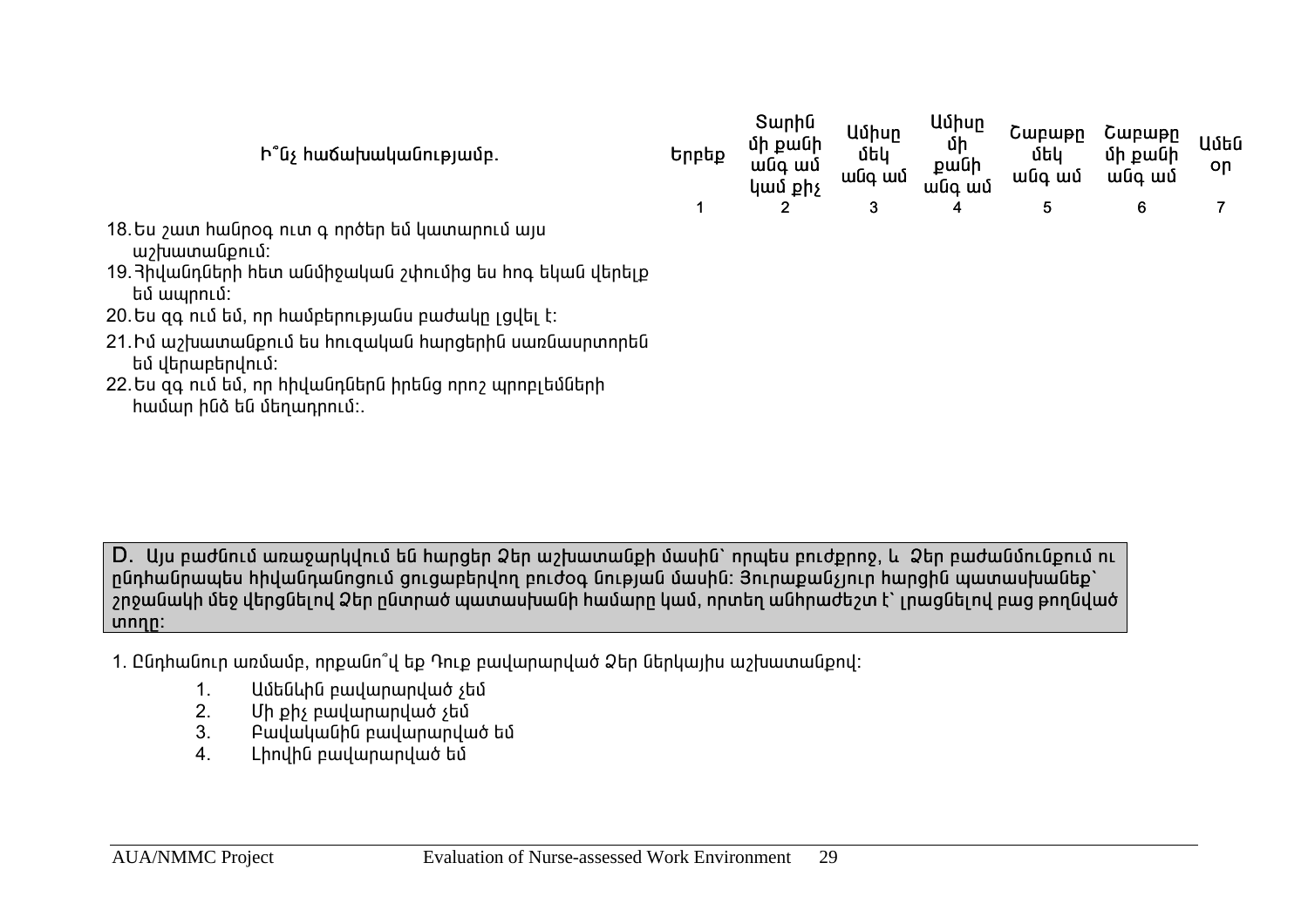| Ի՞նչ հաճախականությամբ. | Երբեք | Տարին մի քանի անգամ կամ քիչ | Ամիսը մեկ անգամ | Ամիսը մի քանի անգամ | Շաբաթը մեկ անգամ | Շաբաթը մի քանի անգամ | Ամեն օր |
|---|---|---|---|---|---|---|---|
| | 1 | 2 | 3 | 4 | 5 | 6 | 7 |
| 18. Ես շատ հանրոգ ուտ գ ործեր եմ կատարում այս աշխատանքում: | | | | | | | |
| 19. Հիվանդների հետ անմիջական շփումից ես հոգ եկան վերելք եմ ապրում: | | | | | | | |
| 20. Ես զգ ում եմ, որ համբերությանս բաժակը լցվել է: | | | | | | | |
| 21. Իմ աշխատանքում ես հուզական հարցերին սառնասրտորեն եմ վերաբերվում: | | | | | | | |
| 22. Ես զգ ում եմ, որ հիվանդներն իրենց որոշ պրոբլեմների համար ինձ են մեղադրում:. | | | | | | | |

D. Այս բաժնում առաջարկվում են հարցեր Ձեր աշխատանքի մասին՝ որպես բուժքրոջ, և Ձեր բաժանմունքում ու ընդհանրապես հիվանդանոցում ցուցաբերվող բուժօգ նության մասին: Յուրաքանչյուր հարցին պատասխանեք՝ շրջանակի մեջ վերցնելով Ձեր ընտրած պատասխանի համարը կամ, որտեղ անհրաժեշտ է՝ լրացնելով բաց թողնված տողը:

1. Ընդհանուր առմամբ, որքանո՞վ եք Դուք բավարարված Ձեր ներկայիս աշխատանքով:

1. Ամենևին բավարարված չեմ
2. Մի քիչ բավարարված չեմ
3. Բավականին բավարարված եմ
4. Լիովին բավարարված եմ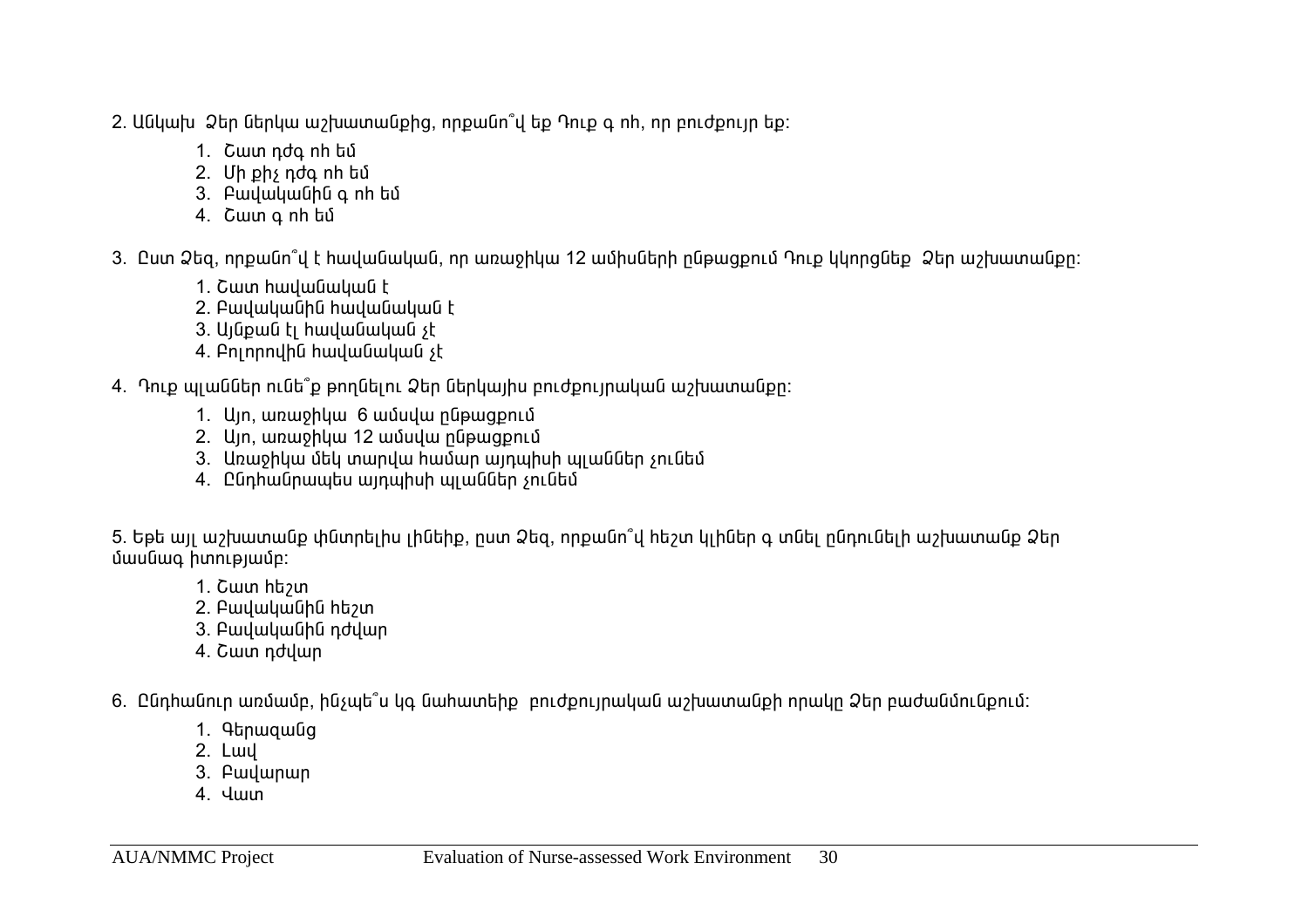2. Անկախ Ձեր ներկա աշխատանքից, որքանո՞վ եք Դուք գոհ, որ բուժքույր եք:

1. Շատ դժգոհ եմ
2. Մի քիչ դժգոհ եմ
3. Բավականին գոհ եմ
4. Շատ գոհ եմ

3. Ըստ Ձեզ, որքանո՞վ է հավանական, որ առաջիկա 12 ամիսների ընթացքում Դուք կկորցնեք Ձեր աշխատանքը:

1. Շատ հավանական է
2. Բավականին հավանական է
3. Այնքան էլ հավանական չէ
4. Բոլորովին հավանական չէ

4. Դուք պլաններ ունե՞ք թողնելու Ձեր ներկայիս բուժքույրական աշխատանքը:

1. Այո, առաջիկա 6 ամսվա ընթացքում
2. Այո, առաջիկա 12 ամսվա ընթացքում
3. Առաջիկա մեկ տարվա համար այդպիսի պլաններ չունեմ
4. Ընդհանրապես այդպիսի պլաններ չունեմ

5. Եթե այլ աշխատանք փնտրելիս լինեիք, ըստ Ձեզ, որքանո՞վ հեշտ կլիներ գտնել ընդունելի աշխատանք Ձեր մասնագիտությամբ:

1. Շատ հեշտ
2. Բավականին հեշտ
3. Բավականին դժվար
4. Շատ դժվար

6. Ընդհանուր առմամբ, ինչպե՞ս կգնահատեիք բուժքույրական աշխատանքի որակը Ձեր բաժանմունքում:

1. Գերազանց
2. Լավ
3. Բավարար
4. Վատ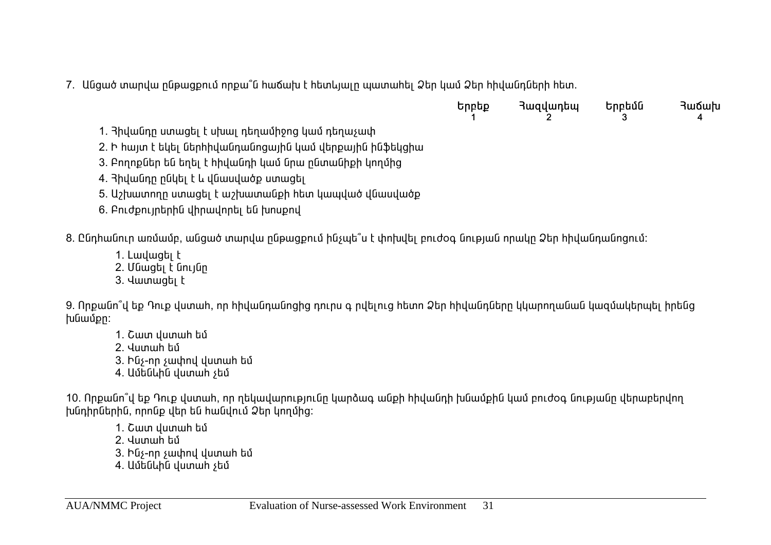7. Անցած տարվա ընթացքում որքա՞ն հաճախ է հետևյալը պատահել Ձեր կամ Ձեր հիվանդների հետ.

| | Երբեք 1 | Հազվադեպ 2 | Երբեմն 3 | Հաճախ 4 |
|---|---|---|---|---|
| 1. Հիվանդը ստացել է սխալ դեղամիջոց կամ դեղաչափ | | | | |
| 2. Ի հայտ է եկել ներհիվանդանոցային կամ վերքային ինֆեկցիա | | | | |
| 3. Բողոքներ են եղել է հիվանդի կամ նրա ընտանիքի կողմից | | | | |
| 4. Հիվանդը ընկել է և վնասվածք ստացել | | | | |
| 5. Աշխատողը ստացել է աշխատանքի հետ կապված վնասվածք | | | | |
| 6. Բուժքույրերին վիրավորել են խոսքով | | | | |

8. Ընդհանուր առմամբ, անցած տարվա ընթացքում ինչպե՞ս է փոխվել բուժօգ նության որակը Ձեր հիվանդանոցում:

1. Լավացել է
2. Մնացել է նույնը
3. Վատացել է

9. Որքանո՞վ եք Դուք վստահ, որ հիվանդանոցից դուրս գ րվելուց հետո Ձեր հիվանդները կկարողանան կազմակերպել իրենց խնամքը:

1. Շատ վստահ եմ
2. Վստահ եմ
3. Ինչ-որ չափով վստահ եմ
4. Ամենևին վստահ չեմ

10. Որքանո՞վ եք Դուք վստահ, որ ղեկավարությունը կարձագ անքի հիվանդի խնամքին կամ բուժօգ նությանը վերաբերվող խնդիրներին, որոնք վեր են հանվում Ձեր կողմից:

1. Շատ վստահ եմ
2. Վստահ եմ
3. Ինչ-որ չափով վստահ եմ
4. Ամենևին վստահ չեմ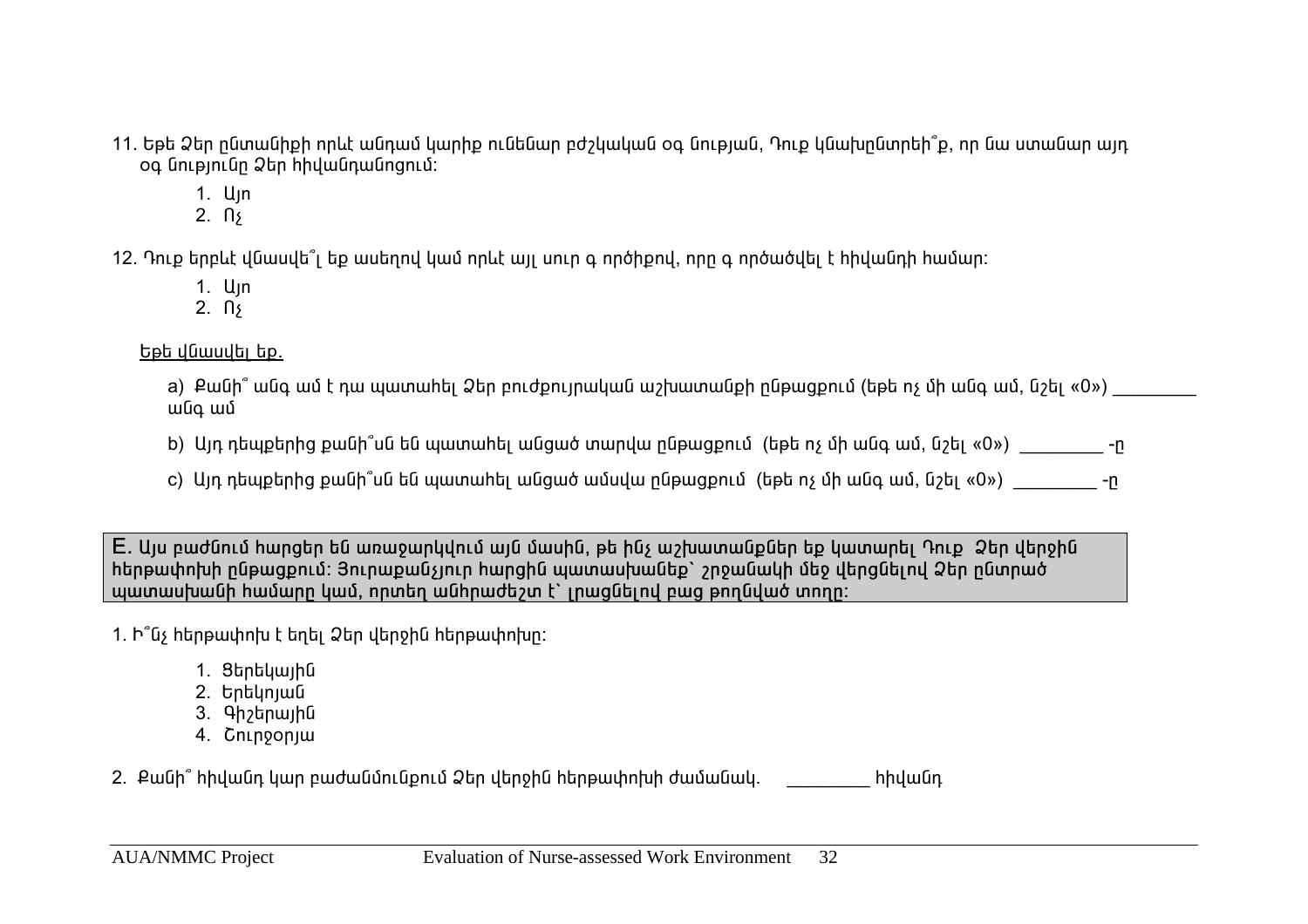11. Եթե Ձեր ընտանիքի որևէ անդամ կարիք ունենար բժշկական օգ նության, Դուք կնախընտրեի՞ք, որ նա ստանար այդ օգ նությունը Ձեր հիվանդանոցում:

   1. Այո
   2. Ոչ

12. Դուք երբևէ վնասվե՞լ եք ասեղով կամ որևէ այլ սուր գ ործիքով, որը գ ործածվել է հիվանդի համար:

   1. Այո
   2. Ոչ

<u>Եթե վնասվել եք.</u>

   a) Քանի՞ անգ ամ է դա պատահել Ձեր բուժքույրական աշխատանքի ընթացքում (եթե ոչ մի անգ ամ, նշել «0») _________ անգ ամ

   b) Այդ դեպքերից քանի՞սն են պատահել անցած տարվա ընթացքում (եթե ոչ մի անգ ամ, նշել «0») _________ -ը

   c) Այդ դեպքերից քանի՞սն են պատահել անցած ամսվա ընթացքում (եթե ոչ մի անգ ամ, նշել «0») _________ -ը

**E.** Այս բաժնում հարցեր են առաջարկվում այն մասին, թե ինչ աշխատանքներ եք կատարել Դուք Ձեր վերջին հերթափոխի ընթացքում: Յուրաքանչյուր հարցին պատասխանեք` շրջանակի մեջ վերցնելով Ձեր ընտրած պատասխանի համարը կամ, որտեղ անհրաժեշտ է` լրացնելով բաց թողնված տողը:

1. Ի՞նչ հերթափոխ է եղել Ձեր վերջին հերթափոխը:

   1. Ցերեկային
   2. Երեկոյան
   3. Գիշերային
   4. Շուրջօրյա

2. Քանի՞ հիվանդ կար բաժանմունքում Ձեր վերջին հերթափոխի ժամանակ. _________ հիվանդ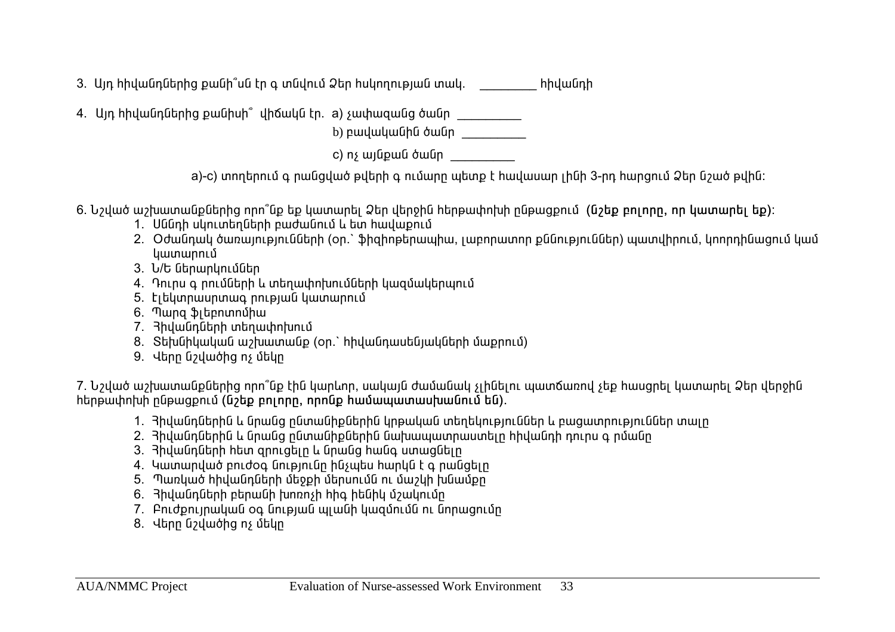3. Այդ հիվանդներից քանի՞սն էր գ տնվում Ձեր հսկողության տակ. ________ հիվանդի

4. Այդ հիվանդներից քանիսի՞ վիճակն էր. a) չափազանց ծանր _________

b) բավականին ծանր _________

c) ոչ այնքան ծանր _________

a)-c) տողերում գ րանցված թվերի գ ումարը պետք է հավասար լինի 3-րդ հարցում Ձեր նշած թվին:

6. Նշված աշխատանքներից որո՞նք եք կատարել Ձեր վերջին հերթափոխի ընթացքում (**նշեք բոլորը, որ կատարել եք**):

1. Սննդի սկուտեղների բաժանում և ետ հավաքում
2. Օժանդակ ծառայությունների (օր.՝ ֆիզիոթերապիա, լաբորատոր քննություններ) պատվիրում, կոորդինացում կամ կատարում
3. Ն/Ե ներարկումներ
4. Դուրս գ րումների և տեղափոխումների կազմակերպում
5. Էլեկտրասրտագ րության կատարում
6. Պարզ ֆլեբոտոմիա
7. Հիվանդների տեղափոխում
8. Տեխնիկական աշխատանք (օր.՝ հիվանդասենյակների մաքրում)
9. Վերը նշվածից ոչ մեկը

7. Նշված աշխատանքներից որո՞նք էին կարևոր, սակայն ժամանակ չլինելու պատճառով չեք հասցրել կատարել Ձեր վերջին հերթափոխի ընթացքում (**նշեք բոլորը, որոնք համապատասխանում են**).

1. Հիվանդներին և նրանց ընտանիքներին կրթական տեղեկություններ և բացատրություններ տալը
2. Հիվանդներին և նրանց ընտանիքներին նախապատրաստելը հիվանդի դուրս գ րմանը
3. Հիվանդների հետ զրուցելը և նրանց հանգ ստացնելը
4. Կատարված բուժօգ նությունը ինչպես հարկն է գ րանցելը
5. Պառկած հիվանդների մեջքի մերսումն ու մաշկի խնամքը
6. Հիվանդների բերանի խոռոչի հիգ իենիկ մշակումը
7. Բուժքույրական օգ նության պլանի կազմումն ու նորացումը
8. Վերը նշվածից ոչ մեկը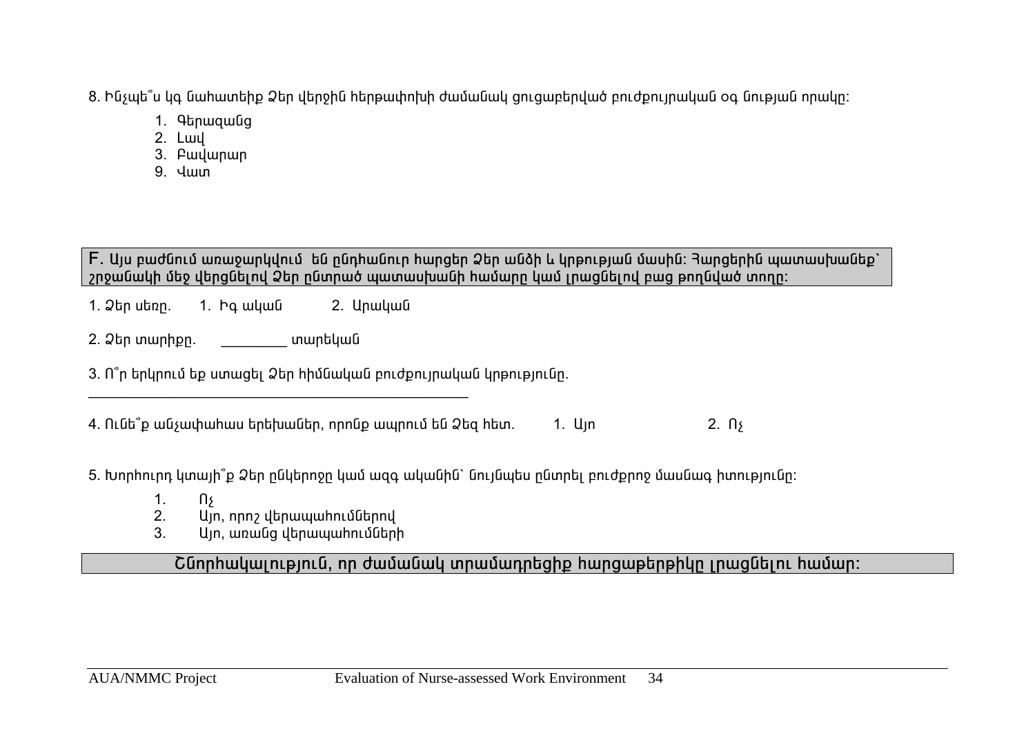8. Ինչպե՞ս կգ նահատեիք Ձեր վերջին հերթափոխի ժամանակ ցուցաբերված բուժքույրական օգ նության որակը:

1. Գերազանց
2. Լավ
3. Բավարար
9. Վատ

**F.** Այս բաժնում առաջարկվում են ընդհանուր հարցեր Ձեր անձի և կրթության մասին: Հարցերին պատասխանեք` շրջանակի մեջ վերցնելով Ձեր ընտրած պատասխանի համարը կամ լրացնելով բաց թողնված տողը:

1. Ձեր սեռը. 1. Իգ ական 2. Արական

2. Ձեր տարիքը. _________ տարեկան

3. Ո՞ր երկրում եք ստացել Ձեր հիմնական բուժքույրական կրթությունը.
___________________________________________________

4. Ունե՞ք անչափահաս երեխաներ, որոնք ապրում են Ձեզ հետ. 1. Այո 2. Ոչ

5. Խորհուրդ կտայի՞ք Ձեր ընկերոջը կամ ազգ ականին` նույնպես ընտրել բուժքրոջ մասնագ իտությունը:

1. Ոչ
2. Այո, որոշ վերապահումներով
3. Այո, առանց վերապահումների

Շնորհակալություն, որ ժամանակ տրամադրեցիք հարցաթերթիկը լրացնելու համար: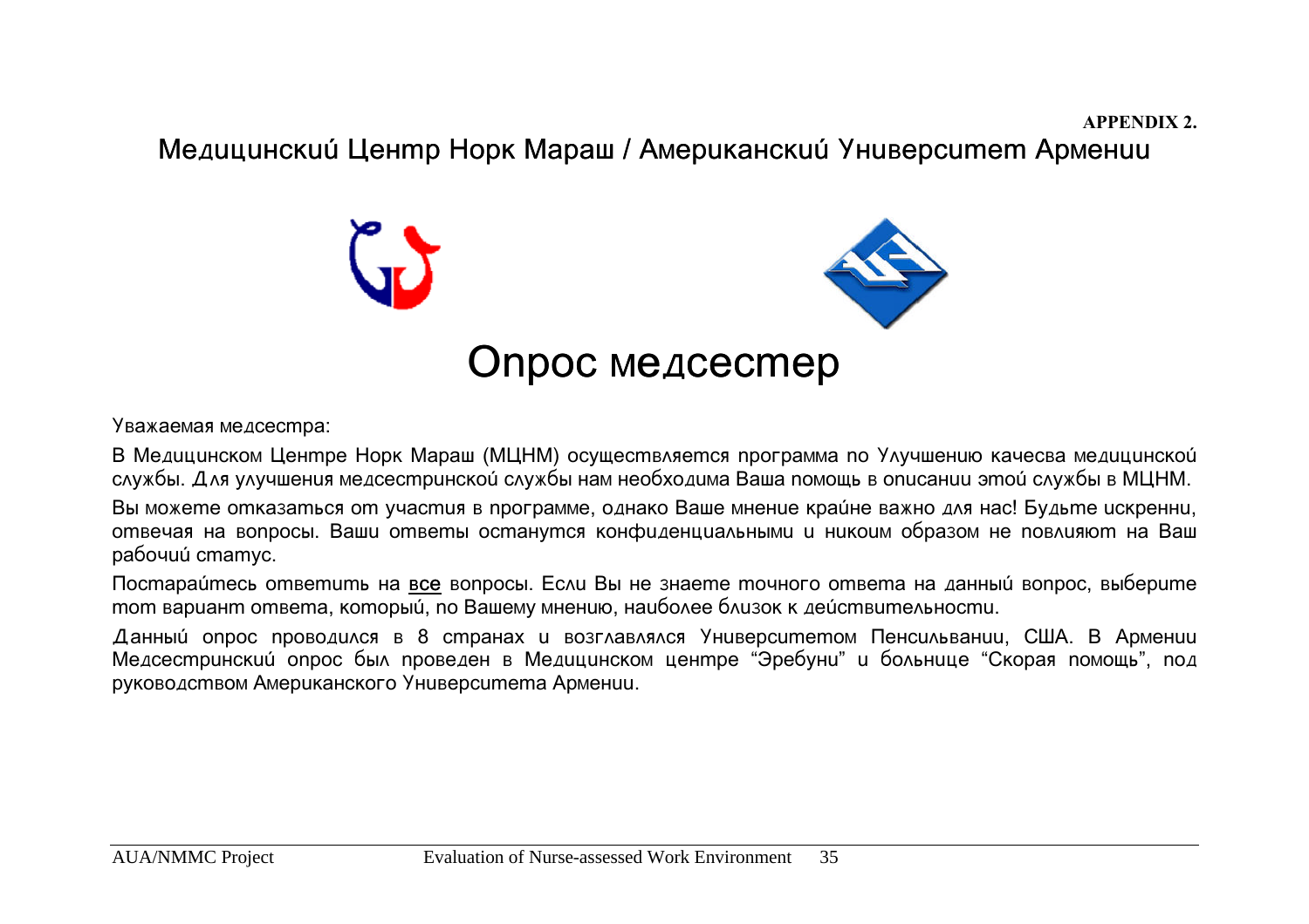**APPENDIX 2.**

Медицинский Центр Норк Мараш / Американский Университет Армении

# Опрос медсестер

Уважаемая медсестра:

В Медицинском Центре Норк Мараш (МЦНМ) осуществляется программа по Улучшению качесва медицинской службы. Для улучшения медсестринской службы нам необходима Ваша помощь в описании этой службы в МЦНМ.

Вы можете отказаться от участия в программе, однако Ваше мнение крайне важно для нас! Будьте искренни, отвечая на вопросы. Ваши ответы останутся конфиденциальными и никоим образом не повлияют на Ваш рабочий статус.

Постарайтесь ответить на <u>все</u> вопросы. Если Вы не знаете точного ответа на данный вопрос, выберите тот вариант ответа, который, по Вашему мнению, наиболее близок к действительности.

Данный опрос проводился в 8 странах и возглавлялся Университетом Пенсильвании, США. В Армении Медсестринский опрос был проведен в Медицинском центре "Эребуни" и больнице "Скорая помощь", под руководством Американского Университета Армении.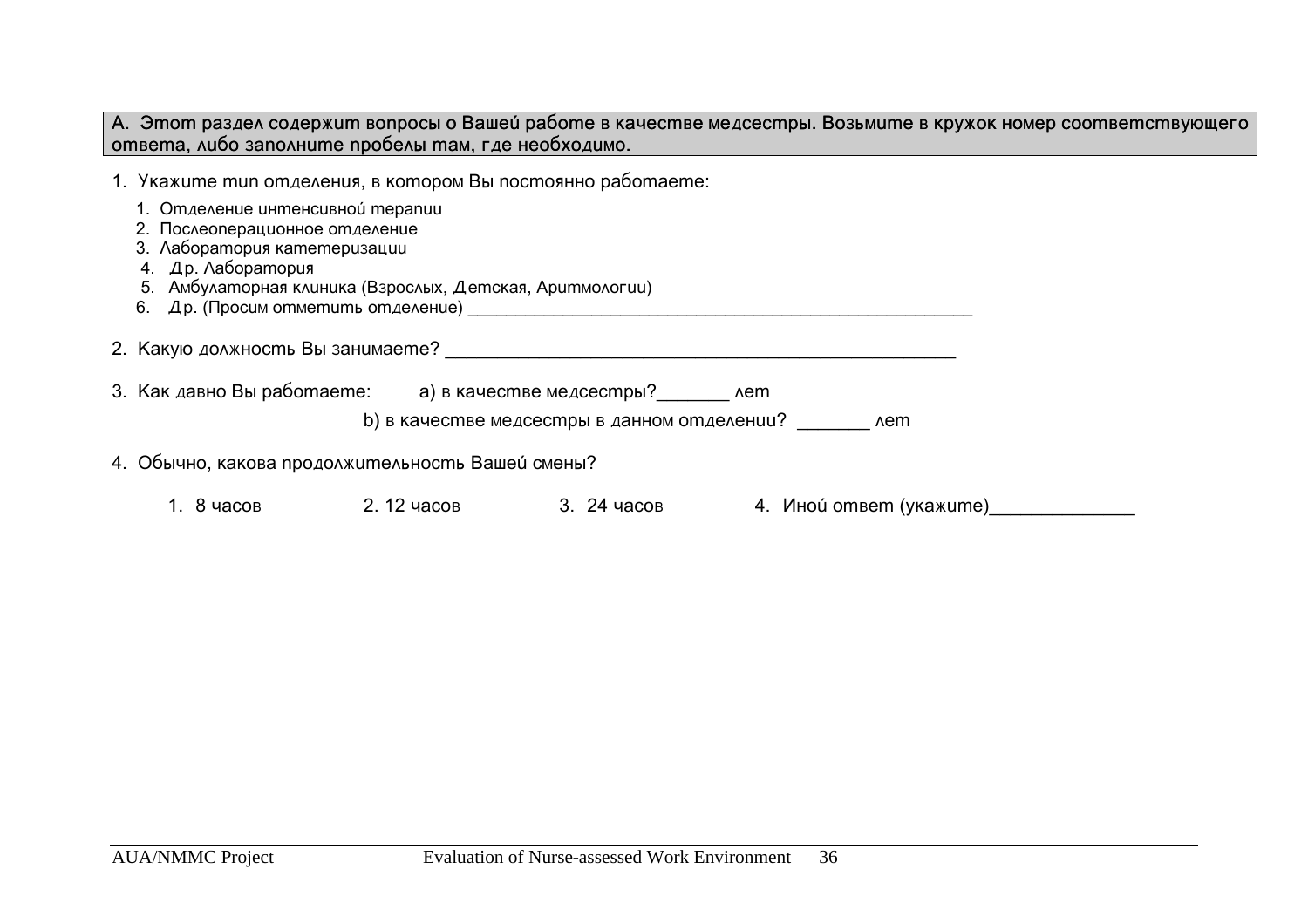**A. Этот раздел содержит вопросы о Вашей работе в качестве медсестры. Возьмите в кружок номер соответствующего ответа, либо заполните пробелы там, где необходимо.**

1. Укажите тип отделения, в котором Вы постоянно работаете:

   1. Отделение интенсивной терапии
   2. Послеоперационное отделение
   3. Лаборатория катетеризации
   4. Др. Лаборатория
   5. Амбулаторная клиника (Взрослых, Детская, Аритмологии)
   6. Др. (Просим отметить отделение) ______________________________________________________

2. Какую должность Вы занимаете? _____________________________________________________

3. Как давно Вы работаете: a) в качестве медсестры?_______ лет

   b) в качестве медсестры в данном отделении? _______ лет

4. Обычно, какова продолжительность Вашей смены?

   1. 8 часов    2. 12 часов    3. 24 часов    4. Иной ответ (укажите)______________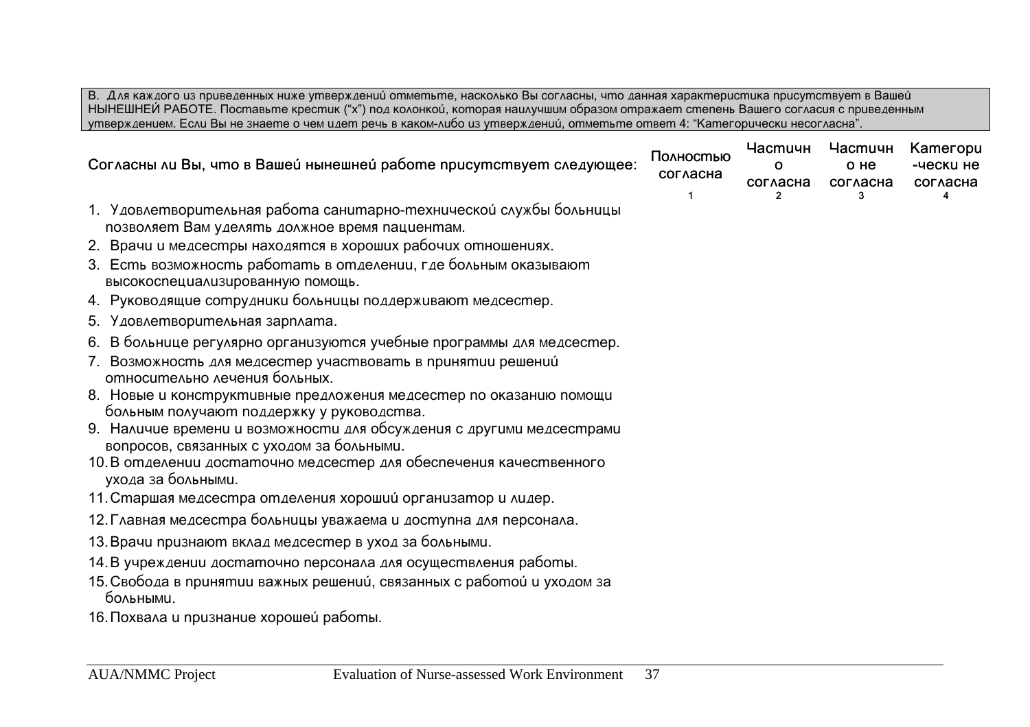B. Для каждого из приведенных ниже утверждений отметьте, насколько Вы согласны, что данная характеристика присутствует в Вашей НЫНЕШНЕЙ РАБОТЕ. Поставьте крестик (“x”) под колонкой, которая наилучшим образом отражает степень Вашего согласия с приведенным утверждением. Если Вы не знаете о чем идет речь в каком-либо из утверждений, отметьте ответ 4: “Категорически несогласна”.

| Согласны ли Вы, что в Вашей нынешней работе присутствует следующее: | Полностью согласна 1 | Частично согласна 2 | Частично не согласна 3 | Категорически не согласна 4 |
|---|---|---|---|---|
| 1. Удовлетворительная работа санитарно-технической службы больницы позволяет Вам уделять должное время пациентам. | | | | |
| 2. Врачи и медсестры находятся в хороших рабочих отношениях. | | | | |
| 3. Есть возможность работать в отделении, где больным оказывают высокоспециализированную помощь. | | | | |
| 4. Руководящие сотрудники больницы поддерживают медсестер. | | | | |
| 5. Удовлетворительная зарплата. | | | | |
| 6. В больнице регулярно организуются учебные программы для медсестер. | | | | |
| 7. Возможность для медсестер участвовать в принятии решений относительно лечения больных. | | | | |
| 8. Новые и конструктивные предложения медсестер по оказанию помощи больным получают поддержку у руководства. | | | | |
| 9. Наличие времени и возможности для обсуждения с другими медсестрами вопросов, связанных с уходом за больными. | | | | |
| 10. В отделении достаточно медсестер для обеспечения качественного ухода за больными. | | | | |
| 11. Старшая медсестра отделения хороший организатор и лидер. | | | | |
| 12. Главная медсестра больницы уважаема и доступна для персонала. | | | | |
| 13. Врачи признают вклад медсестер в уход за больными. | | | | |
| 14. В учреждении достаточно персонала для осуществления работы. | | | | |
| 15. Свобода в принятии важных решений, связанных с работой и уходом за больными. | | | | |
| 16. Похвала и признание хорошей работы. | | | | |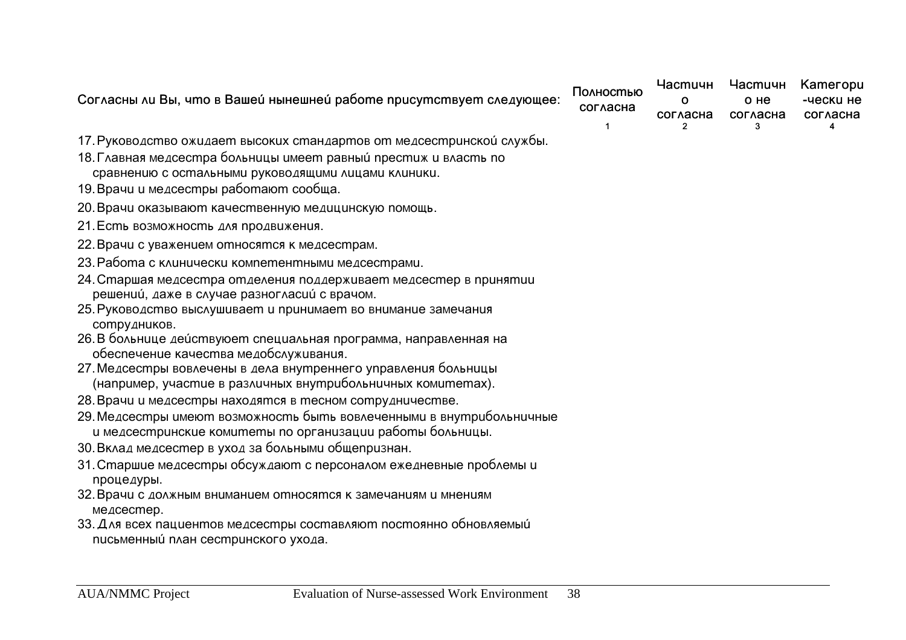| Согласны ли Вы, что в Вашей нынешней работе присутствует следующее: | Полностью согласна<br>1 | Частично согласна<br>2 | Частично не согласна<br>3 | Категори-чески не согласна<br>4 |
|---|---|---|---|---|
| 17. Руководство ожидает высоких стандартов от медсестринской службы. | | | | |
| 18. Главная медсестра больницы имеет равный престиж и власть по сравнению с остальными руководящими лицами клиники. | | | | |
| 19. Врачи и медсестры работают сообща. | | | | |
| 20. Врачи оказывают качественную медицинскую помощь. | | | | |
| 21. Есть возможность для продвижения. | | | | |
| 22. Врачи с уважением относятся к медсестрам. | | | | |
| 23. Работа с клинически компетентными медсестрами. | | | | |
| 24. Старшая медсестра отделения поддерживает медсестер в принятии решений, даже в случае разногласий с врачом. | | | | |
| 25. Руководство выслушивает и принимает во внимание замечания сотрудников. | | | | |
| 26. В больнице действуюет специальная программа, направленная на обеспечение качества медобслуживания. | | | | |
| 27. Медсестры вовлечены в дела внутреннего управления больницы (например, участие в различных внутрибольничных комитетах). | | | | |
| 28. Врачи и медсестры находятся в тесном сотрудничестве. | | | | |
| 29. Медсестры имеют возможность быть вовлеченными в внутрибольничные и медсестринские комитеты по организации работы больницы. | | | | |
| 30. Вклад медсестер в уход за больными общепризнан. | | | | |
| 31. Старшие медсестры обсуждают с персоналом ежедневные проблемы и процедуры. | | | | |
| 32. Врачи с должным вниманием относятся к замечаниям и мнениям медсестер. | | | | |
| 33. Для всех пациентов медсестры составляют постоянно обновляемый письменный план сестринского ухода. | | | | |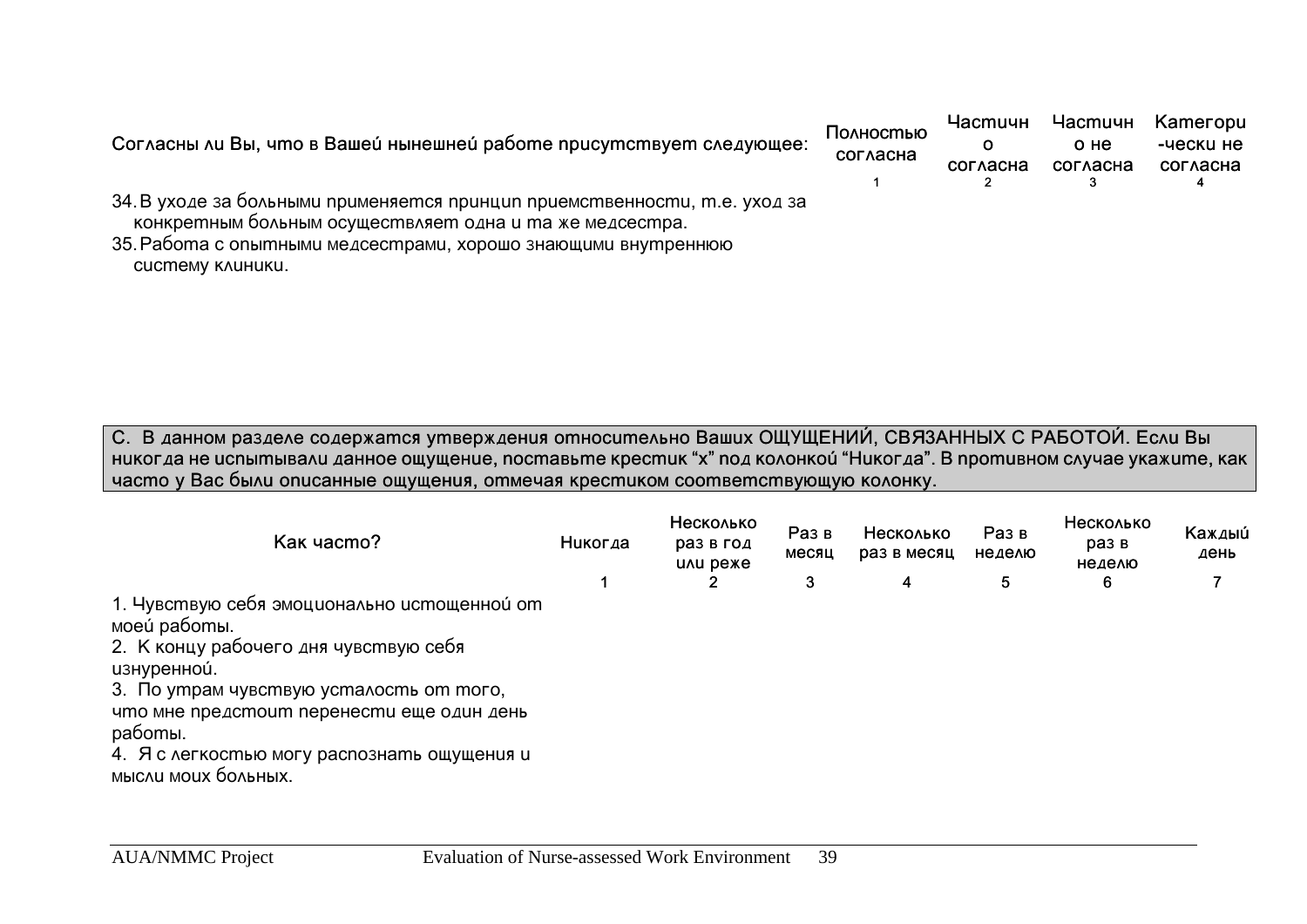| Согласны ли Вы, что в Вашей нынешней работе присутствует следующее: | Полностью согласна | Частично согласна | Частично не согласна | Категори-чески не согласна |
|---|---|---|---|---|
| | 1 | 2 | 3 | 4 |
| 34. В уходе за больными применяется принцип приемственности, т.е. уход за конкретным больным осуществляет одна и та же медсестра. | | | | |
| 35. Работа с опытными медсестрами, хорошо знающими внутреннюю систему клиники. | | | | |

**С. В данном разделе содержатся утверждения относительно Ваших ОЩУЩЕНИЙ, СВЯЗАННЫХ С РАБОТОЙ. Если Вы никогда не испытывали данное ощущение, поставьте крестик "х" под колонкой "Никогда". В противном случае укажите, как часто у Вас были описанные ощущения, отмечая крестиком соответствующую колонку.**

| Как часто? | Никогда | Несколько раз в год или реже | Раз в месяц | Несколько раз в месяц | Раз в неделю | Несколько раз в неделю | Каждый день |
|---|---|---|---|---|---|---|---|
| | 1 | 2 | 3 | 4 | 5 | 6 | 7 |
| 1. Чувствую себя эмоционально истощенной от моей работы. | | | | | | | |
| 2. К концу рабочего дня чувствую себя изнуренной. | | | | | | | |
| 3. По утрам чувствую усталость от того, что мне предстоит перенести еще один день работы. | | | | | | | |
| 4. Я с легкостью могу распознать ощущения и мысли моих больных. | | | | | | | |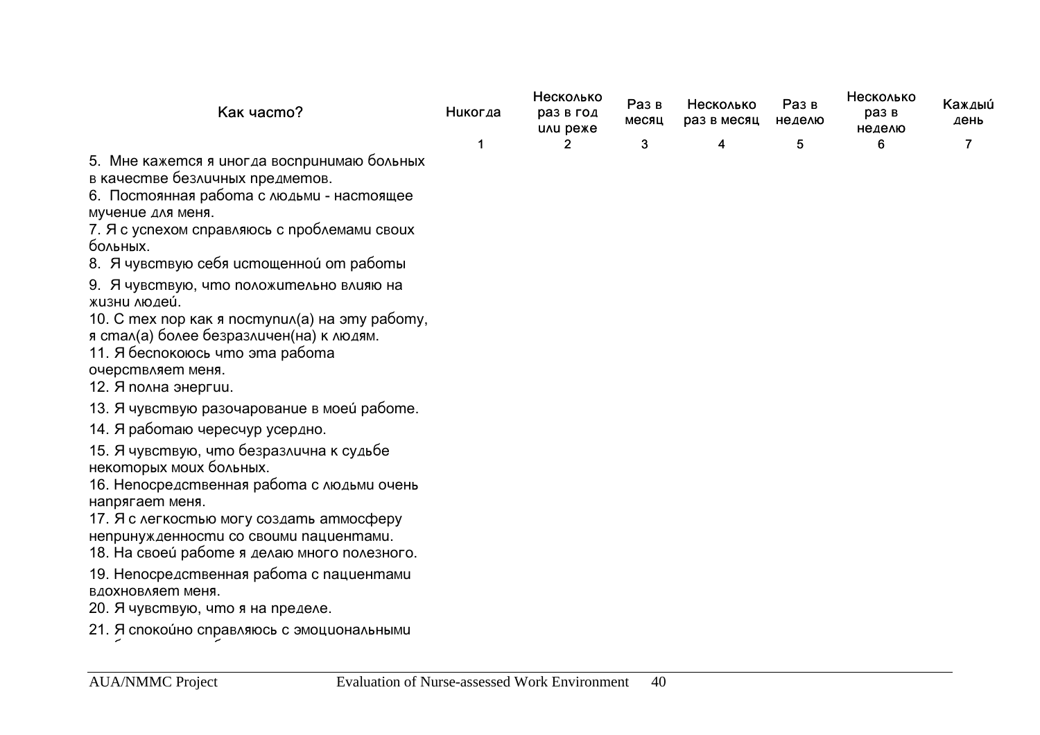| Как часто? | Никогда | Несколько раз в год или реже | Раз в месяц | Несколько раз в месяц | Раз в неделю | Несколько раз в неделю | Каждый день |
|---|---|---|---|---|---|---|---|
| | 1 | 2 | 3 | 4 | 5 | 6 | 7 |
| 5. Мне кажется я иногда воспринимаю больных в качестве безличных предметов. | | | | | | | |
| 6. Постоянная работа с людьми - настоящее мучение для меня. | | | | | | | |
| 7. Я с успехом справляюсь с проблемами своих больных. | | | | | | | |
| 8. Я чувствую себя истощенной от работы | | | | | | | |
| 9. Я чувствую, что положительно влияю на жизни людей. | | | | | | | |
| 10. С тех пор как я поступил(а) на эту работу, я стал(а) более безразличен(на) к людям. | | | | | | | |
| 11. Я беспокоюсь что эта работа очерствляет меня. | | | | | | | |
| 12. Я полна энергии. | | | | | | | |
| 13. Я чувствую разочарование в моей работе. | | | | | | | |
| 14. Я работаю чересчур усердно. | | | | | | | |
| 15. Я чувствую, что безразлична к судьбе некоторых моих больных. | | | | | | | |
| 16. Непосредственная работа с людьми очень напрягает меня. | | | | | | | |
| 17. Я с легкостью могу создать атмосферу непринужденности со своими пациентами. | | | | | | | |
| 18. На своей работе я делаю много полезного. | | | | | | | |
| 19. Непосредственная работа с пациентами вдохновляет меня. | | | | | | | |
| 20. Я чувствую, что я на пределе. | | | | | | | |
| 21. Я спокойно справляюсь с эмоциональными | | | | | | | |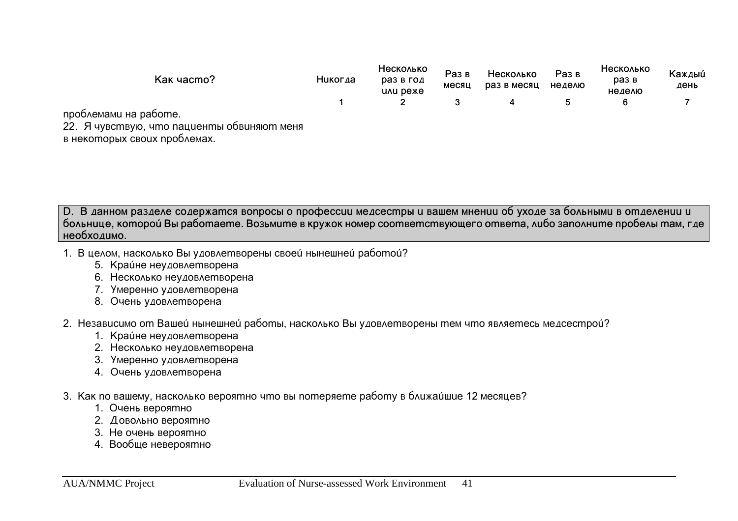| Как часто? | Никогда | Несколько раз в год или реже | Раз в месяц | Несколько раз в месяц | Раз в неделю | Несколько раз в неделю | Каждый день |
|---|---|---|---|---|---|---|---|
| | 1 | 2 | 3 | 4 | 5 | 6 | 7 |
| проблемами на работе. | | | | | | | |
| 22. Я чувствую, что пациенты обвиняют меня в некоторых своих проблемах. | | | | | | | |

**D. В данном разделе содержатся вопросы о профессии медсестры и вашем мнении об уходе за больными в отделении и больнице, которой Вы работаете. Возьмите в кружок номер соответствующего ответа, либо заполните пробелы там, где необходимо.**

1. В целом, насколько Вы удовлетворены своей нынешней работой?
   5. Крайне неудовлетворена
   6. Несколько неудовлетворена
   7. Умеренно удовлетворена
   8. Очень удовлетворена

2. Независимо от Вашей нынешней работы, насколько Вы удовлетворены тем что являетесь медсестрой?
   1. Крайне неудовлетворена
   2. Несколько неудовлетворена
   3. Умеренно удовлетворена
   4. Очень удовлетворена

3. Как по вашему, насколько вероятно что вы потеряете работу в ближайшие 12 месяцев?
   1. Очень вероятно
   2. Довольно вероятно
   3. Не очень вероятно
   4. Вообще невероятно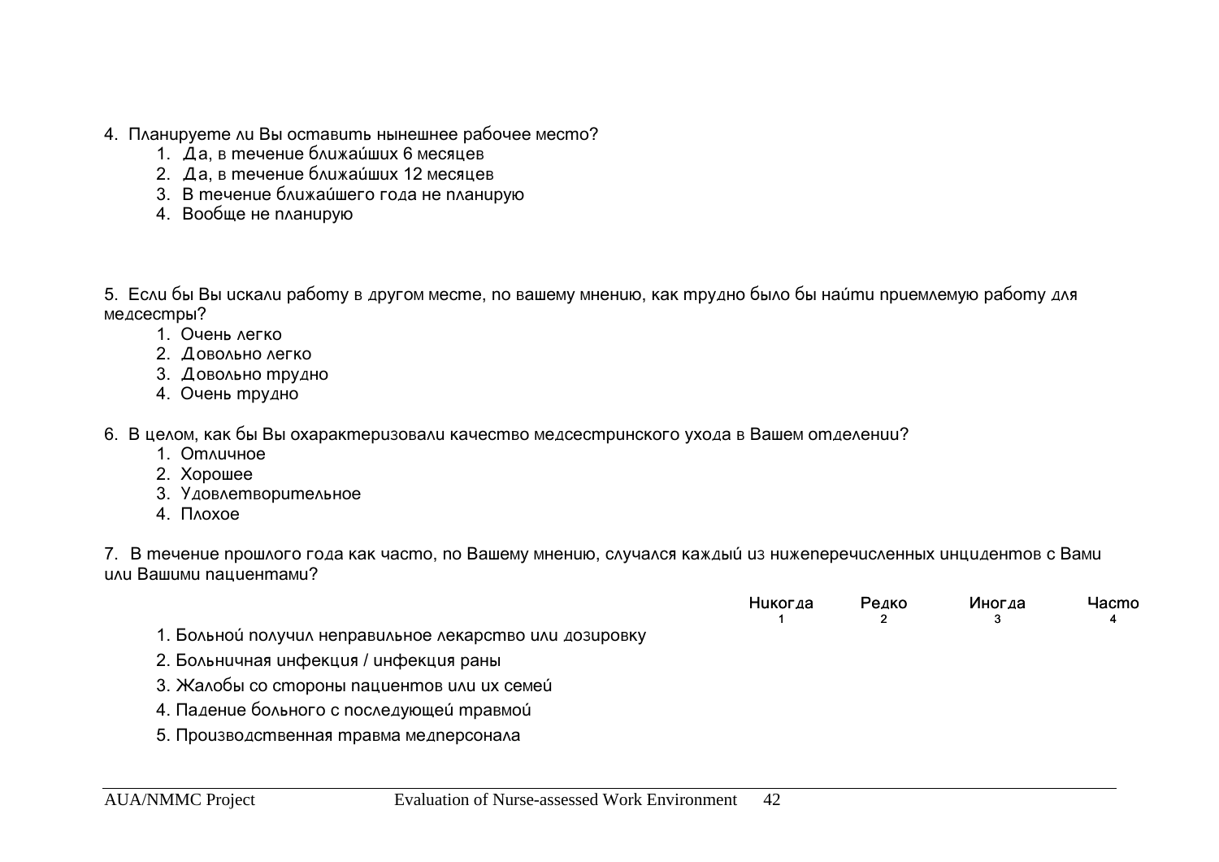4. Планируете ли Вы оставить нынешнее рабочее место?
   1. Да, в течение ближайших 6 месяцев
   2. Да, в течение ближайших 12 месяцев
   3. В течение ближайшего года не планирую
   4. Вообще не планирую

5. Если бы Вы искали работу в другом месте, по вашему мнению, как трудно было бы найти приемлемую работу для медсестры?
   1. Очень легко
   2. Довольно легко
   3. Довольно трудно
   4. Очень трудно

6. В целом, как бы Вы охарактеризовали качество медсестринского ухода в Вашем отделении?
   1. Отличное
   2. Хорошее
   3. Удовлетворительное
   4. Плохое

7. В течение прошлого года как часто, по Вашему мнению, случался каждый из нижеперечисленных инцидентов с Вами или Вашими пациентами?

| | Никогда<br>1 | Редко<br>2 | Иногда<br>3 | Часто<br>4 |
|---|---|---|---|---|
| 1. Больной получил неправильное лекарство или дозировку | | | | |
| 2. Больничная инфекция / инфекция раны | | | | |
| 3. Жалобы со стороны пациентов или их семей | | | | |
| 4. Падение больного с последующей травмой | | | | |
| 5. Производственная травма медперсонала | | | | |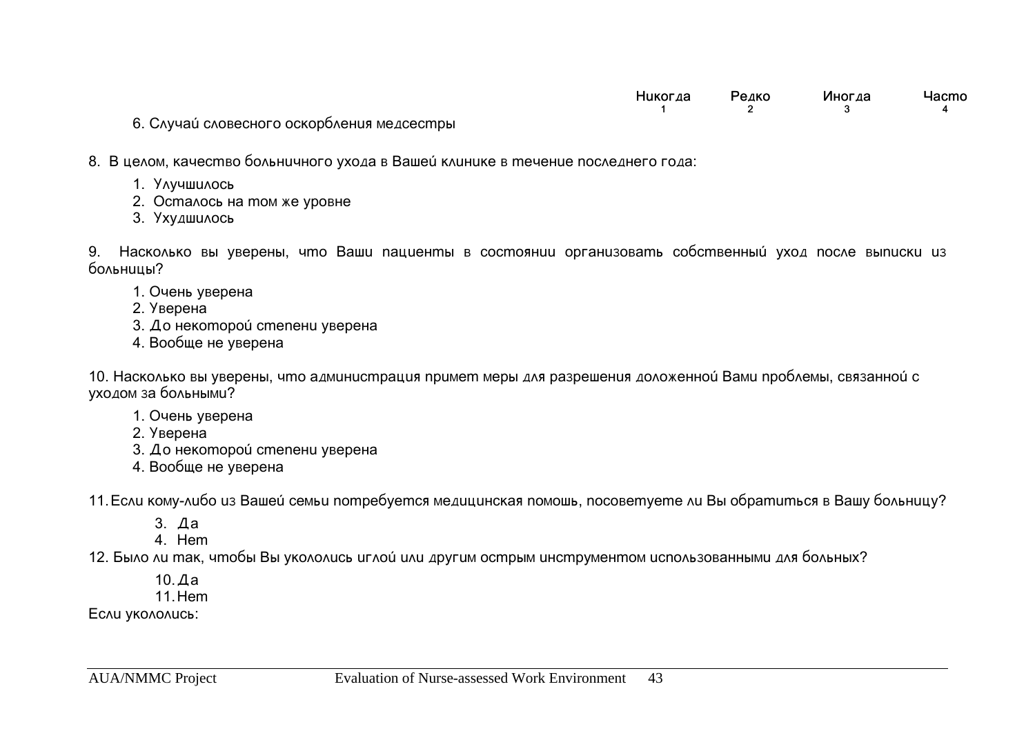| | Никогда | Редко | Иногда | Часто |
|---|---|---|---|---|
| | 1 | 2 | 3 | 4 |
| 6. Случай словесного оскорбления медсестры | | | | |

8. В целом, качество больничного ухода в Вашей клинике в течение последнего года:

1. Улучшилось
2. Осталось на том же уровне
3. Ухудшилось

9. Насколько вы уверены, что Ваши пациенты в состоянии организовать собственный уход после выписки из больницы?

1. Очень уверена
2. Уверена
3. До некоторой степени уверена
4. Вообще не уверена

10. Насколько вы уверены, что администрация примет меры для разрешения доложенной Вами проблемы, связанной с уходом за больными?

1. Очень уверена
2. Уверена
3. До некоторой степени уверена
4. Вообще не уверена

11. Если кому-либо из Вашей семьи потребуется медицинская помощь, посоветуете ли Вы обратиться в Вашу больницу?

3. Да
4. Нет

12. Было ли так, чтобы Вы укололись иглой или другим острым инструментом использованными для больных?

10. Да
11. Нет

Если укололись: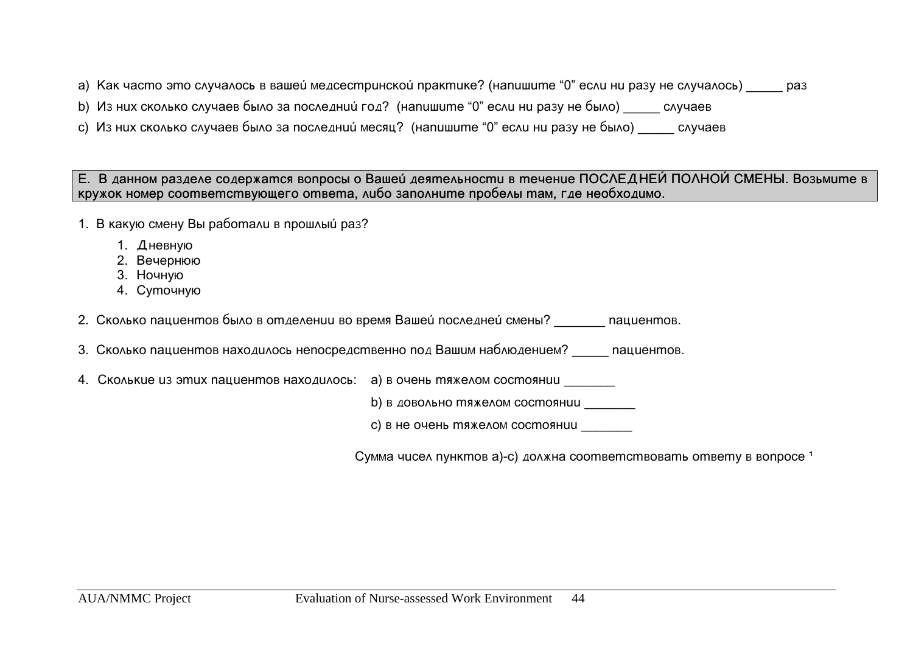a) Как часто это случалось в вашей медсестринской практике? (напишите “0” если ни разу не случалось) _____ раз

b) Из них сколько случаев было за последний год? (напишите “0” если ни разу не было) _____ случаев

c) Из них сколько случаев было за последний месяц? (напишите “0” если ни разу не было) _____ случаев

**E. В данном разделе содержатся вопросы о Вашей деятельности в течение ПОСЛЕДНЕЙ ПОЛНОЙ СМЕНЫ. Возьмите в кружок номер соответствующего ответа, либо заполните пробелы там, где необходимо.**

1. В какую смену Вы работали в прошлый раз?

   1. Дневную
   2. Вечернюю
   3. Ночную
   4. Суточную

2. Сколько пациентов было в отделении во время Вашей последней смены? _______ пациентов.

3. Сколько пациентов находилось непосредственно под Вашим наблюдением? _____ пациентов.

4. Сколькие из этих пациентов находилось: a) в очень тяжелом состоянии _______

   b) в довольно тяжелом состоянии _______

   c) в не очень тяжелом состоянии _______

Сумма чисел пунктов a)-c) должна соответствовать ответу в вопросе [1]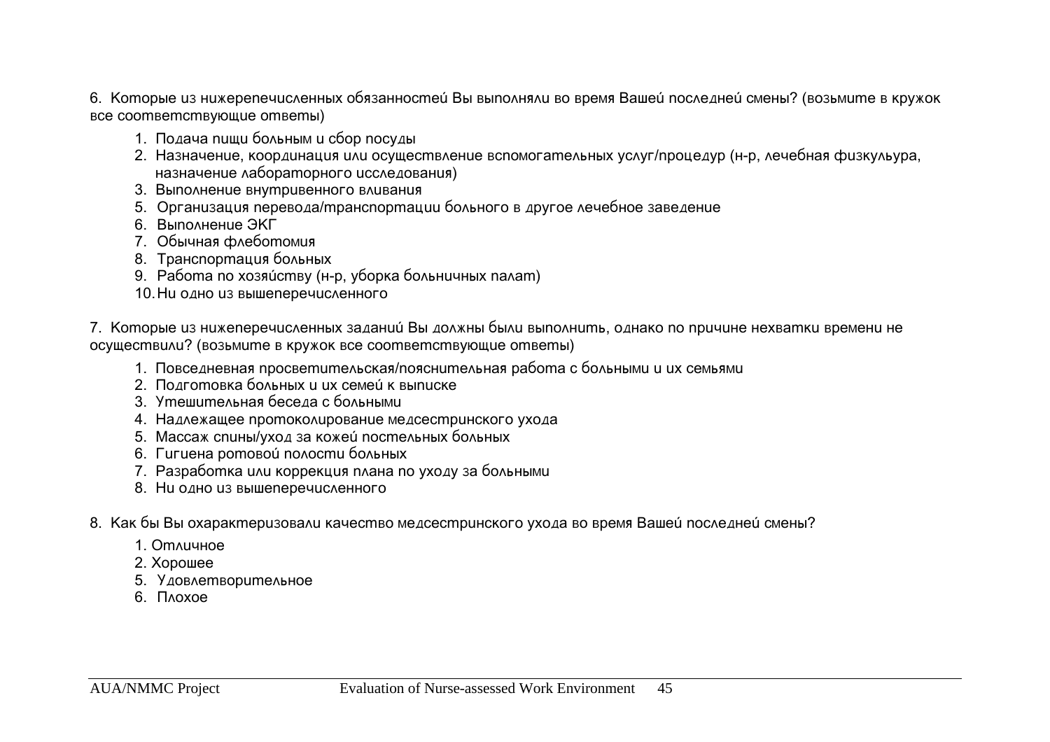6. Которые из нижеперечисленных обязанностей Вы выполняли во время Вашей последней смены? (возьмите в кружок все соответствующие ответы)

1. Подача пищи больным и сбор посуды
2. Назначение, координация или осуществление вспомогательных услуг/процедур (н-р, лечебная физкульура, назначение лабораторного исследования)
3. Выполнение внутривенного вливания
5. Организация перевода/транспортации больного в другое лечебное заведение
6. Выполнение ЭКГ
7. Обычная флеботомия
8. Транспортация больных
9. Работа по хозяйству (н-р, уборка больничных палат)
10. Ни одно из вышеперечисленного

7. Которые из нижеперечисленных заданий Вы должны были выполнить, однако по причине нехватки времени не осуществили? (возьмите в кружок все соответствующие ответы)

1. Повседневная просветительская/пояснительная работа с больными и их семьями
2. Подготовка больных и их семей к выписке
3. Утешительная беседа с больными
4. Надлежащее протоколирование медсестринского ухода
5. Массаж спины/уход за кожей постельных больных
6. Гигиена ротовой полости больных
7. Разработка или коррекция плана по уходу за больными
8. Ни одно из вышеперечисленного

8. Как бы Вы охарактеризовали качество медсестринского ухода во время Вашей последней смены?

1. Отличное
2. Хорошее
5. Удовлетворительное
6. Плохое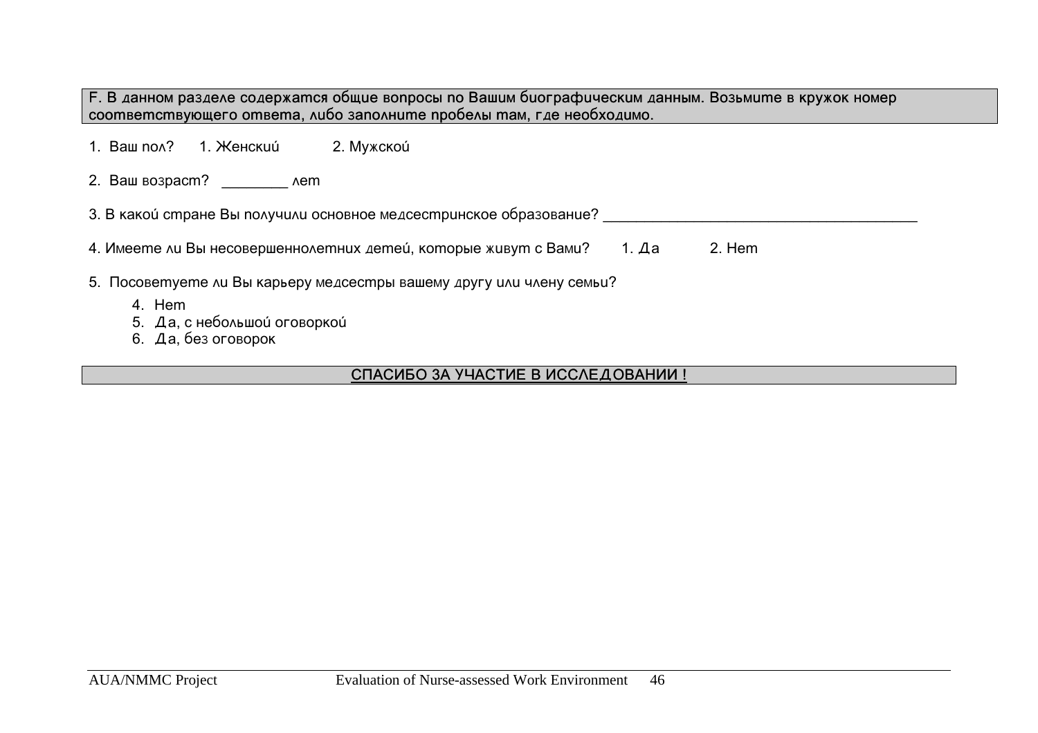**F. В данном разделе содержатся общие вопросы по Вашим биографическим данным. Возьмите в кружок номер соответствующего ответа, либо заполните пробелы там, где необходимо.**

1. Ваш пол?   1. Женский   2. Мужской

2. Ваш возраст? ________ лет

3. В какой стране Вы получили основное медсестринское образование? ________________________________________

4. Имеете ли Вы несовершеннолетних детей, которые живут с Вами?   1. Да   2. Нет

5. Посоветуете ли Вы карьеру медсестры вашему другу или члену семьи?

   4. Нет
   5. Да, с небольшой оговоркой
   6. Да, без оговорок

**СПАСИБО ЗА УЧАСТИЕ В ИССЛЕДОВАНИИ !**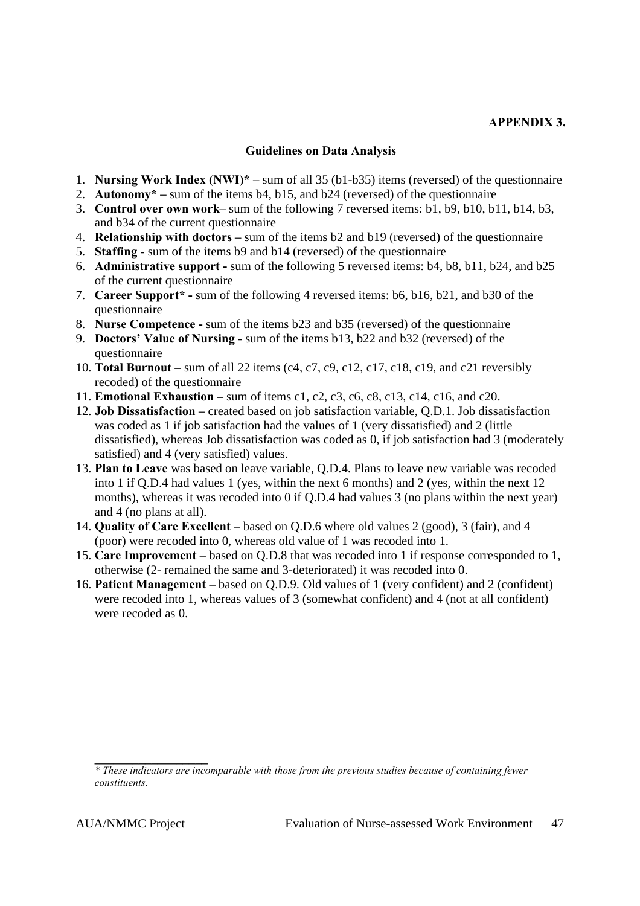**APPENDIX 3.**

**Guidelines on Data Analysis**

1. **Nursing Work Index (NWI)\* –** sum of all 35 (b1-b35) items (reversed) of the questionnaire
2. **Autonomy\* –** sum of the items b4, b15, and b24 (reversed) of the questionnaire
3. **Control over own work–** sum of the following 7 reversed items: b1, b9, b10, b11, b14, b3, and b34 of the current questionnaire
4. **Relationship with doctors –** sum of the items b2 and b19 (reversed) of the questionnaire
5. **Staffing -** sum of the items b9 and b14 (reversed) of the questionnaire
6. **Administrative support -** sum of the following 5 reversed items: b4, b8, b11, b24, and b25 of the current questionnaire
7. **Career Support\* -** sum of the following 4 reversed items: b6, b16, b21, and b30 of the questionnaire
8. **Nurse Competence -** sum of the items b23 and b35 (reversed) of the questionnaire
9. **Doctors' Value of Nursing -** sum of the items b13, b22 and b32 (reversed) of the questionnaire
10. **Total Burnout –** sum of all 22 items (c4, c7, c9, c12, c17, c18, c19, and c21 reversibly recoded) of the questionnaire
11. **Emotional Exhaustion –** sum of items c1, c2, c3, c6, c8, c13, c14, c16, and c20.
12. **Job Dissatisfaction –** created based on job satisfaction variable, Q.D.1. Job dissatisfaction was coded as 1 if job satisfaction had the values of 1 (very dissatisfied) and 2 (little dissatisfied), whereas Job dissatisfaction was coded as 0, if job satisfaction had 3 (moderately satisfied) and 4 (very satisfied) values.
13. **Plan to Leave** was based on leave variable, Q.D.4. Plans to leave new variable was recoded into 1 if Q.D.4 had values 1 (yes, within the next 6 months) and 2 (yes, within the next 12 months), whereas it was recoded into 0 if Q.D.4 had values 3 (no plans within the next year) and 4 (no plans at all).
14. **Quality of Care Excellent** – based on Q.D.6 where old values 2 (good), 3 (fair), and 4 (poor) were recoded into 0, whereas old value of 1 was recoded into 1.
15. **Care Improvement** – based on Q.D.8 that was recoded into 1 if response corresponded to 1, otherwise (2- remained the same and 3-deteriorated) it was recoded into 0.
16. **Patient Management** – based on Q.D.9. Old values of 1 (very confident) and 2 (confident) were recoded into 1, whereas values of 3 (somewhat confident) and 4 (not at all confident) were recoded as 0.

---

*\* These indicators are incomparable with those from the previous studies because of containing fewer constituents.*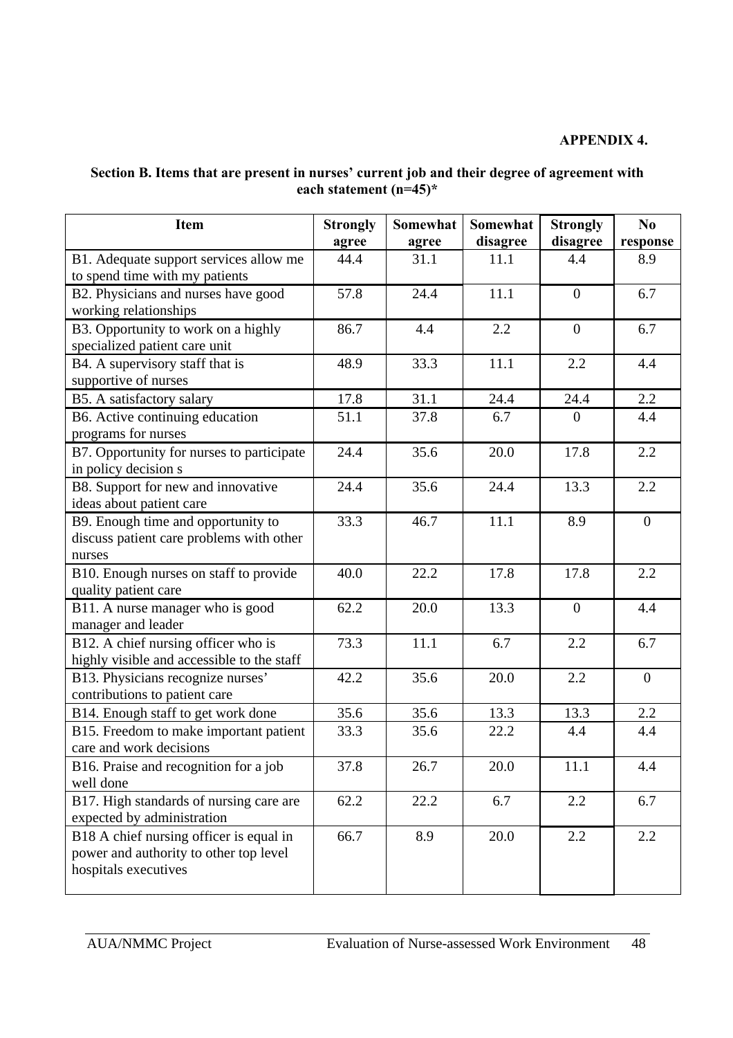**APPENDIX 4.**

**Section B. Items that are present in nurses' current job and their degree of agreement with each statement (n=45)***

| Item | Strongly agree | Somewhat agree | Somewhat disagree | Strongly disagree | No response |
|---|---|---|---|---|---|
| B1. Adequate support services allow me to spend time with my patients | 44.4 | 31.1 | 11.1 | 4.4 | 8.9 |
| B2. Physicians and nurses have good working relationships | 57.8 | 24.4 | 11.1 | 0 | 6.7 |
| B3. Opportunity to work on a highly specialized patient care unit | 86.7 | 4.4 | 2.2 | 0 | 6.7 |
| B4. A supervisory staff that is supportive of nurses | 48.9 | 33.3 | 11.1 | 2.2 | 4.4 |
| B5. A satisfactory salary | 17.8 | 31.1 | 24.4 | 24.4 | 2.2 |
| B6. Active continuing education programs for nurses | 51.1 | 37.8 | 6.7 | 0 | 4.4 |
| B7. Opportunity for nurses to participate in policy decision s | 24.4 | 35.6 | 20.0 | 17.8 | 2.2 |
| B8. Support for new and innovative ideas about patient care | 24.4 | 35.6 | 24.4 | 13.3 | 2.2 |
| B9. Enough time and opportunity to discuss patient care problems with other nurses | 33.3 | 46.7 | 11.1 | 8.9 | 0 |
| B10. Enough nurses on staff to provide quality patient care | 40.0 | 22.2 | 17.8 | 17.8 | 2.2 |
| B11. A nurse manager who is good manager and leader | 62.2 | 20.0 | 13.3 | 0 | 4.4 |
| B12. A chief nursing officer who is highly visible and accessible to the staff | 73.3 | 11.1 | 6.7 | 2.2 | 6.7 |
| B13. Physicians recognize nurses' contributions to patient care | 42.2 | 35.6 | 20.0 | 2.2 | 0 |
| B14. Enough staff to get work done | 35.6 | 35.6 | 13.3 | 13.3 | 2.2 |
| B15. Freedom to make important patient care and work decisions | 33.3 | 35.6 | 22.2 | 4.4 | 4.4 |
| B16. Praise and recognition for a job well done | 37.8 | 26.7 | 20.0 | 11.1 | 4.4 |
| B17. High standards of nursing care are expected by administration | 62.2 | 22.2 | 6.7 | 2.2 | 6.7 |
| B18 A chief nursing officer is equal in power and authority to other top level hospitals executives | 66.7 | 8.9 | 20.0 | 2.2 | 2.2 |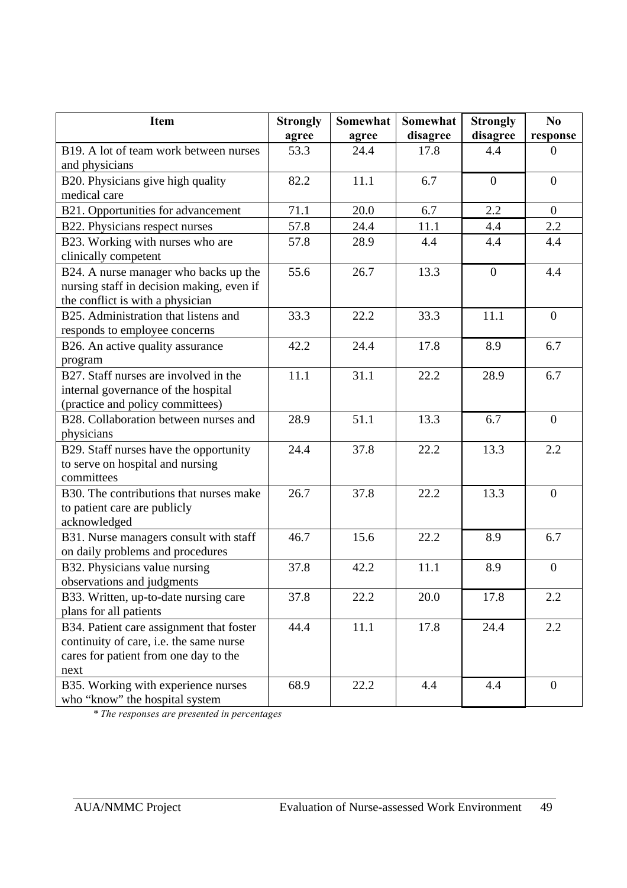| Item | Strongly agree | Somewhat agree | Somewhat disagree | Strongly disagree | No response |
|---|---|---|---|---|---|
| B19. A lot of team work between nurses and physicians | 53.3 | 24.4 | 17.8 | 4.4 | 0 |
| B20. Physicians give high quality medical care | 82.2 | 11.1 | 6.7 | 0 | 0 |
| B21. Opportunities for advancement | 71.1 | 20.0 | 6.7 | 2.2 | 0 |
| B22. Physicians respect nurses | 57.8 | 24.4 | 11.1 | 4.4 | 2.2 |
| B23. Working with nurses who are clinically competent | 57.8 | 28.9 | 4.4 | 4.4 | 4.4 |
| B24. A nurse manager who backs up the nursing staff in decision making, even if the conflict is with a physician | 55.6 | 26.7 | 13.3 | 0 | 4.4 |
| B25. Administration that listens and responds to employee concerns | 33.3 | 22.2 | 33.3 | 11.1 | 0 |
| B26. An active quality assurance program | 42.2 | 24.4 | 17.8 | 8.9 | 6.7 |
| B27. Staff nurses are involved in the internal governance of the hospital (practice and policy committees) | 11.1 | 31.1 | 22.2 | 28.9 | 6.7 |
| B28. Collaboration between nurses and physicians | 28.9 | 51.1 | 13.3 | 6.7 | 0 |
| B29. Staff nurses have the opportunity to serve on hospital and nursing committees | 24.4 | 37.8 | 22.2 | 13.3 | 2.2 |
| B30. The contributions that nurses make to patient care are publicly acknowledged | 26.7 | 37.8 | 22.2 | 13.3 | 0 |
| B31. Nurse managers consult with staff on daily problems and procedures | 46.7 | 15.6 | 22.2 | 8.9 | 6.7 |
| B32. Physicians value nursing observations and judgments | 37.8 | 42.2 | 11.1 | 8.9 | 0 |
| B33. Written, up-to-date nursing care plans for all patients | 37.8 | 22.2 | 20.0 | 17.8 | 2.2 |
| B34. Patient care assignment that foster continuity of care, i.e. the same nurse cares for patient from one day to the next | 44.4 | 11.1 | 17.8 | 24.4 | 2.2 |
| B35. Working with experience nurses who "know" the hospital system | 68.9 | 22.2 | 4.4 | 4.4 | 0 |

*\* The responses are presented in percentages*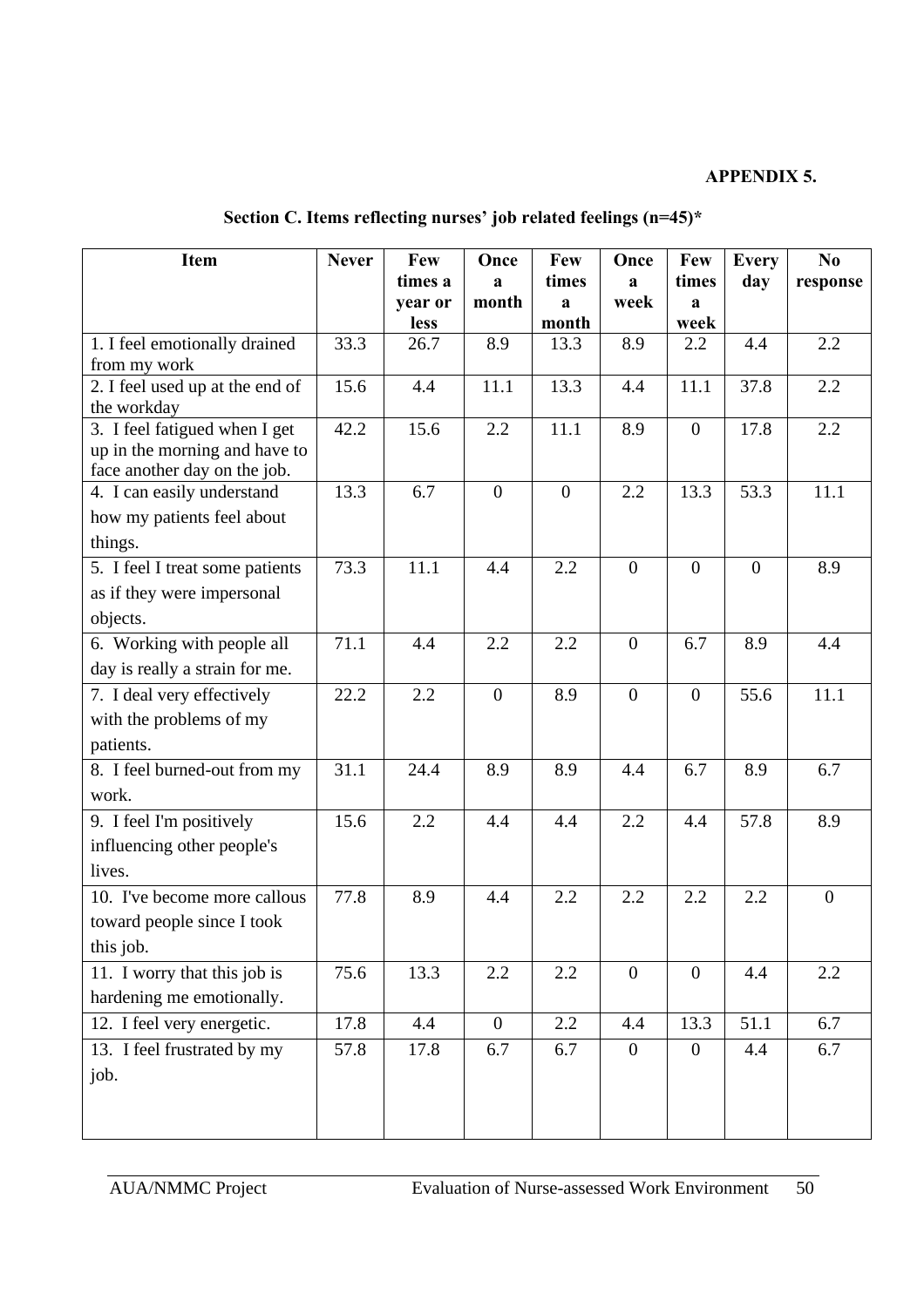**APPENDIX 5.**

## Section C. Items reflecting nurses' job related feelings (n=45)*

| Item | Never | Few times a year or less | Once a month | Few times a month | Once a week | Few times a week | Every day | No response |
|---|---|---|---|---|---|---|---|---|
| 1. I feel emotionally drained from my work | 33.3 | 26.7 | 8.9 | 13.3 | 8.9 | 2.2 | 4.4 | 2.2 |
| 2. I feel used up at the end of the workday | 15.6 | 4.4 | 11.1 | 13.3 | 4.4 | 11.1 | 37.8 | 2.2 |
| 3. I feel fatigued when I get up in the morning and have to face another day on the job. | 42.2 | 15.6 | 2.2 | 11.1 | 8.9 | 0 | 17.8 | 2.2 |
| 4. I can easily understand how my patients feel about things. | 13.3 | 6.7 | 0 | 0 | 2.2 | 13.3 | 53.3 | 11.1 |
| 5. I feel I treat some patients as if they were impersonal objects. | 73.3 | 11.1 | 4.4 | 2.2 | 0 | 0 | 0 | 8.9 |
| 6. Working with people all day is really a strain for me. | 71.1 | 4.4 | 2.2 | 2.2 | 0 | 6.7 | 8.9 | 4.4 |
| 7. I deal very effectively with the problems of my patients. | 22.2 | 2.2 | 0 | 8.9 | 0 | 0 | 55.6 | 11.1 |
| 8. I feel burned-out from my work. | 31.1 | 24.4 | 8.9 | 8.9 | 4.4 | 6.7 | 8.9 | 6.7 |
| 9. I feel I'm positively influencing other people's lives. | 15.6 | 2.2 | 4.4 | 4.4 | 2.2 | 4.4 | 57.8 | 8.9 |
| 10. I've become more callous toward people since I took this job. | 77.8 | 8.9 | 4.4 | 2.2 | 2.2 | 2.2 | 2.2 | 0 |
| 11. I worry that this job is hardening me emotionally. | 75.6 | 13.3 | 2.2 | 2.2 | 0 | 0 | 4.4 | 2.2 |
| 12. I feel very energetic. | 17.8 | 4.4 | 0 | 2.2 | 4.4 | 13.3 | 51.1 | 6.7 |
| 13. I feel frustrated by my job. | 57.8 | 17.8 | 6.7 | 6.7 | 0 | 0 | 4.4 | 6.7 |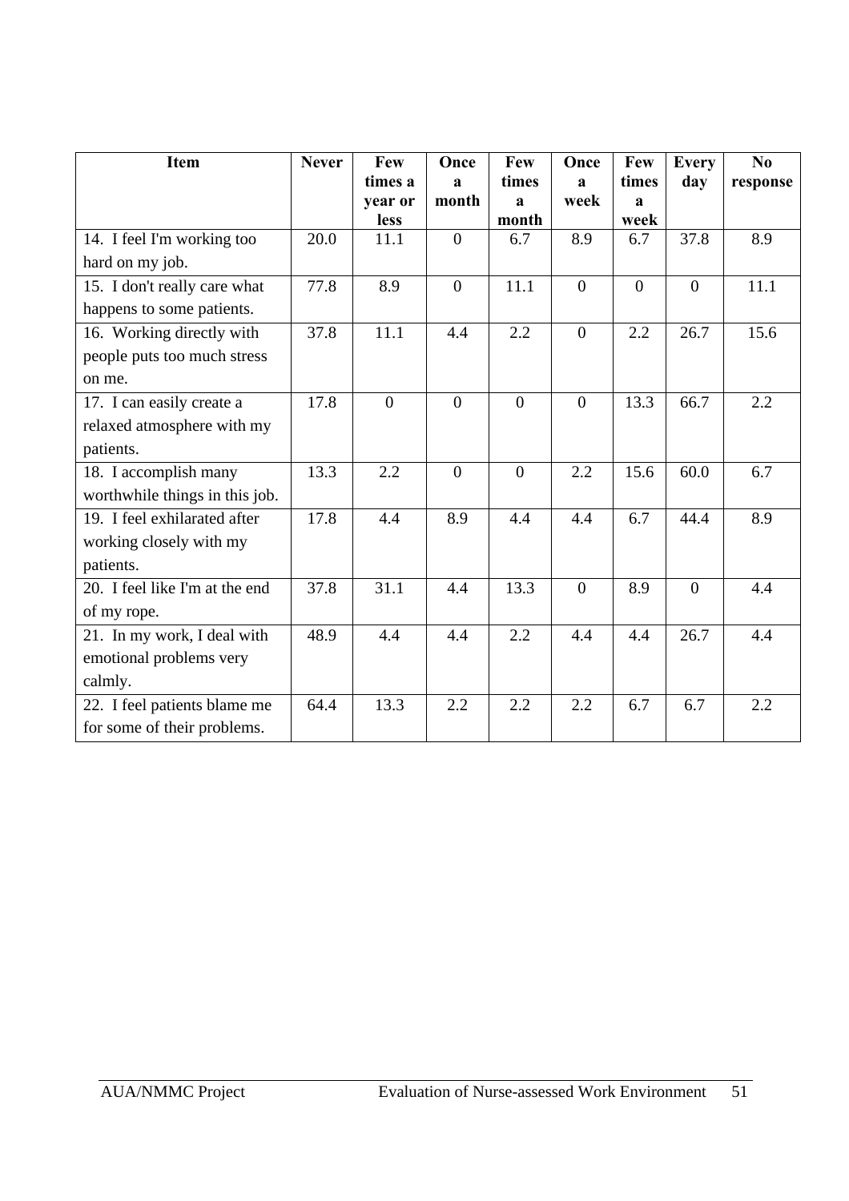| Item | Never | Few times a year or less | Once a month | Few times a month | Once a week | Few times a week | Every day | No response |
|---|---|---|---|---|---|---|---|---|
| 14. I feel I'm working too hard on my job. | 20.0 | 11.1 | 0 | 6.7 | 8.9 | 6.7 | 37.8 | 8.9 |
| 15. I don't really care what happens to some patients. | 77.8 | 8.9 | 0 | 11.1 | 0 | 0 | 0 | 11.1 |
| 16. Working directly with people puts too much stress on me. | 37.8 | 11.1 | 4.4 | 2.2 | 0 | 2.2 | 26.7 | 15.6 |
| 17. I can easily create a relaxed atmosphere with my patients. | 17.8 | 0 | 0 | 0 | 0 | 13.3 | 66.7 | 2.2 |
| 18. I accomplish many worthwhile things in this job. | 13.3 | 2.2 | 0 | 0 | 2.2 | 15.6 | 60.0 | 6.7 |
| 19. I feel exhilarated after working closely with my patients. | 17.8 | 4.4 | 8.9 | 4.4 | 4.4 | 6.7 | 44.4 | 8.9 |
| 20. I feel like I'm at the end of my rope. | 37.8 | 31.1 | 4.4 | 13.3 | 0 | 8.9 | 0 | 4.4 |
| 21. In my work, I deal with emotional problems very calmly. | 48.9 | 4.4 | 4.4 | 2.2 | 4.4 | 4.4 | 26.7 | 4.4 |
| 22. I feel patients blame me for some of their problems. | 64.4 | 13.3 | 2.2 | 2.2 | 2.2 | 6.7 | 6.7 | 2.2 |